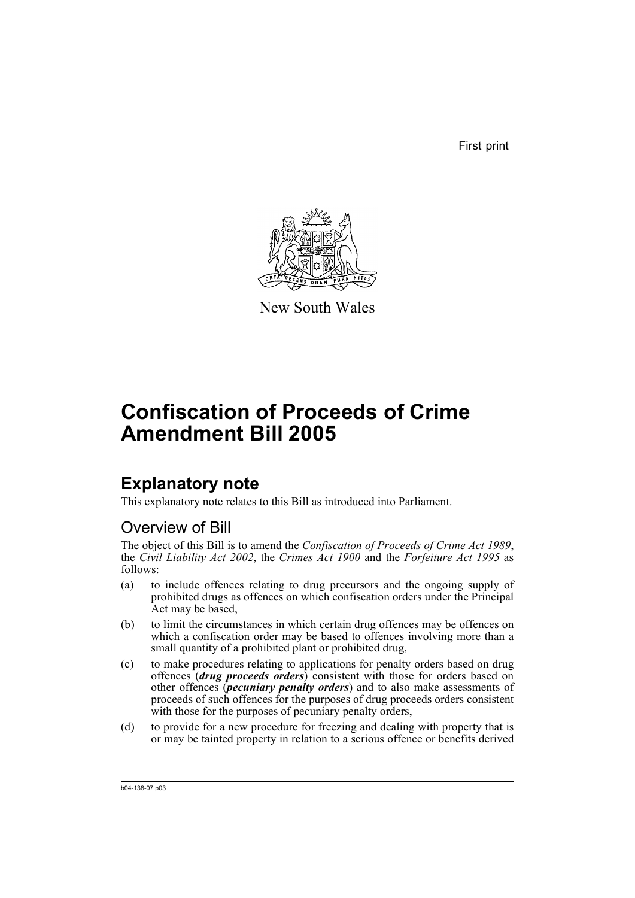First print

New South Wales

# Confiscation of Proceeds of Crime Amendment Bill 2005

## Explanatory note

This explanatory note relates to this Bill as introduced into Parliament.

### Overview of Bill

The object of this Bill is to amend the *Confiscation of Proceeds of Crime Act 1989*, the *Civil Liability Act 2002*, the *Crimes Act 1900* and the *Forfeiture Act 1995* as follows:

(a) to include offences relating to drug precursors and the ongoing supply of prohibited drugs as offences on which confiscation orders under the Principal Act may be based,

(b) to limit the circumstances in which certain drug offences may be offences on which a confiscation order may be based to offences involving more than a small quantity of a prohibited plant or prohibited drug,

(c) to make procedures relating to applications for penalty orders based on drug offences (***drug proceeds orders***) consistent with those for orders based on other offences (***pecuniary penalty orders***) and to also make assessments of proceeds of such offences for the purposes of drug proceeds orders consistent with those for the purposes of pecuniary penalty orders,

(d) to provide for a new procedure for freezing and dealing with property that is or may be tainted property in relation to a serious offence or benefits derived

b04-138-07.p03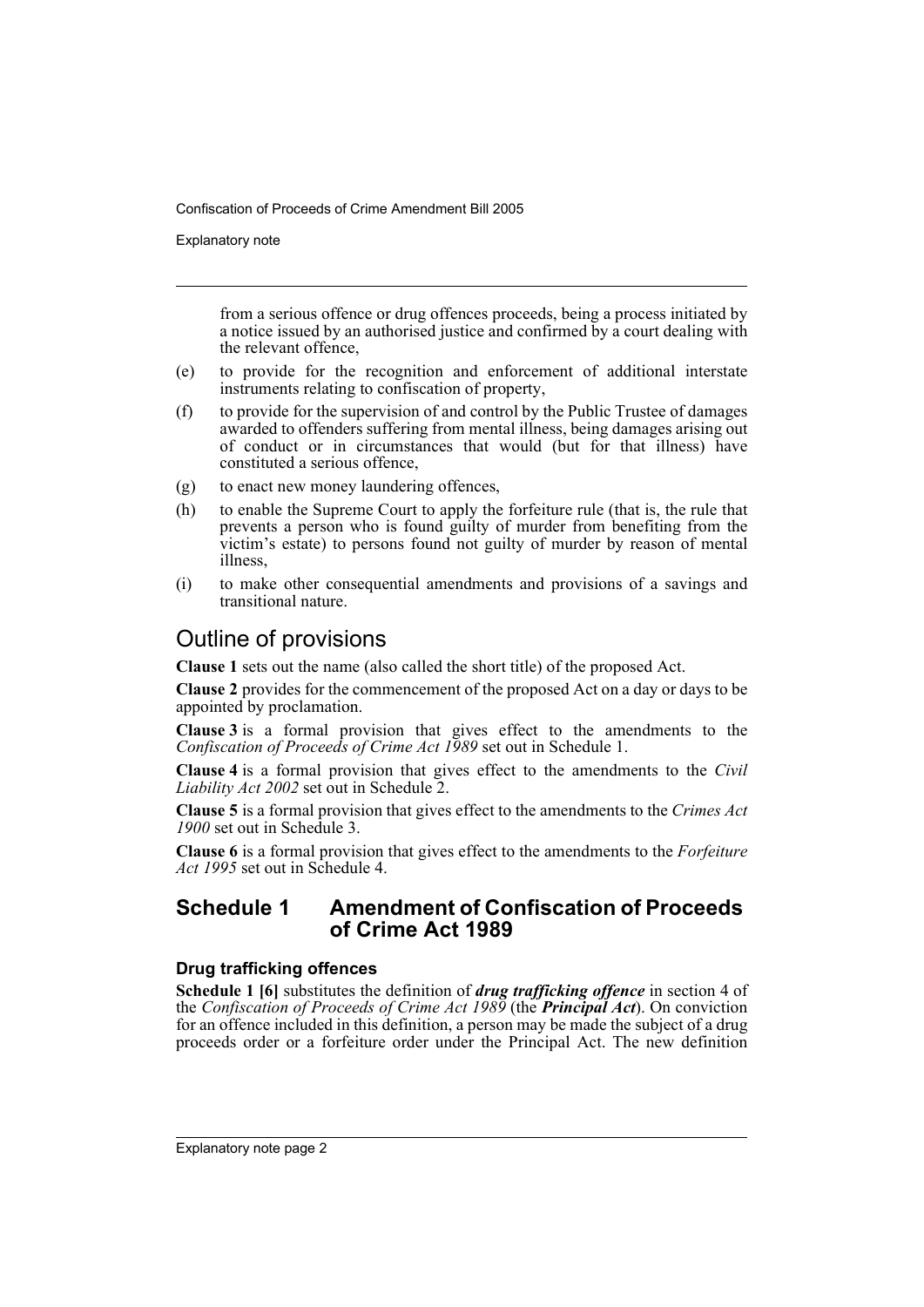from a serious offence or drug offences proceeds, being a process initiated by a notice issued by an authorised justice and confirmed by a court dealing with the relevant offence,

(e) to provide for the recognition and enforcement of additional interstate instruments relating to confiscation of property,

(f) to provide for the supervision of and control by the Public Trustee of damages awarded to offenders suffering from mental illness, being damages arising out of conduct or in circumstances that would (but for that illness) have constituted a serious offence,

(g) to enact new money laundering offences,

(h) to enable the Supreme Court to apply the forfeiture rule (that is, the rule that prevents a person who is found guilty of murder from benefiting from the victim's estate) to persons found not guilty of murder by reason of mental illness,

(i) to make other consequential amendments and provisions of a savings and transitional nature.

## Outline of provisions

**Clause 1** sets out the name (also called the short title) of the proposed Act.

**Clause 2** provides for the commencement of the proposed Act on a day or days to be appointed by proclamation.

**Clause 3** is a formal provision that gives effect to the amendments to the *Confiscation of Proceeds of Crime Act 1989* set out in Schedule 1.

**Clause 4** is a formal provision that gives effect to the amendments to the *Civil Liability Act 2002* set out in Schedule 2.

**Clause 5** is a formal provision that gives effect to the amendments to the *Crimes Act 1900* set out in Schedule 3.

**Clause 6** is a formal provision that gives effect to the amendments to the *Forfeiture Act 1995* set out in Schedule 4.

## Schedule 1 Amendment of Confiscation of Proceeds of Crime Act 1989

### Drug trafficking offences

**Schedule 1 [6]** substitutes the definition of ***drug trafficking offence*** in section 4 of the *Confiscation of Proceeds of Crime Act 1989* (the ***Principal Act***). On conviction for an offence included in this definition, a person may be made the subject of a drug proceeds order or a forfeiture order under the Principal Act. The new definition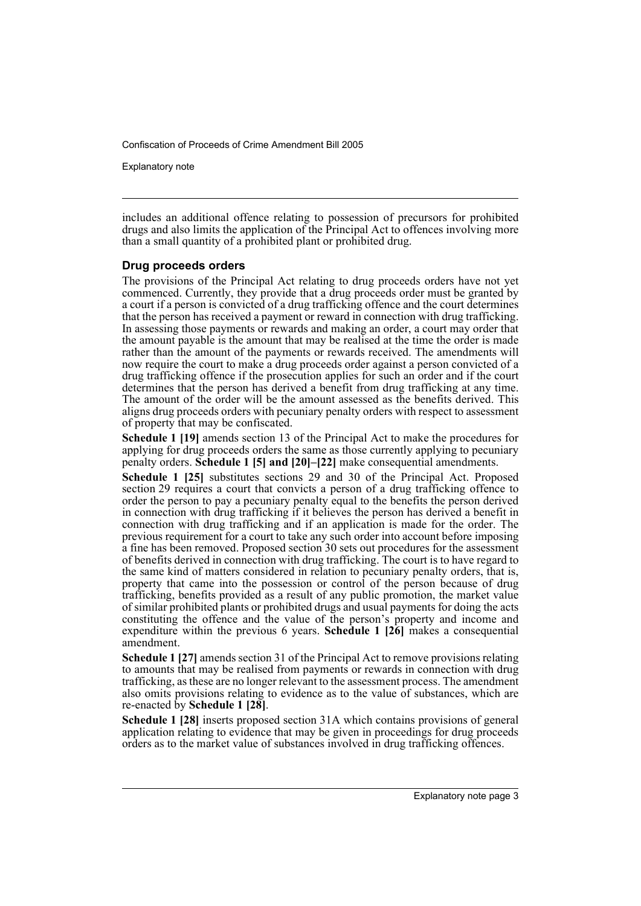includes an additional offence relating to possession of precursors for prohibited drugs and also limits the application of the Principal Act to offences involving more than a small quantity of a prohibited plant or prohibited drug.

### Drug proceeds orders

The provisions of the Principal Act relating to drug proceeds orders have not yet commenced. Currently, they provide that a drug proceeds order must be granted by a court if a person is convicted of a drug trafficking offence and the court determines that the person has received a payment or reward in connection with drug trafficking. In assessing those payments or rewards and making an order, a court may order that the amount payable is the amount that may be realised at the time the order is made rather than the amount of the payments or rewards received. The amendments will now require the court to make a drug proceeds order against a person convicted of a drug trafficking offence if the prosecution applies for such an order and if the court determines that the person has derived a benefit from drug trafficking at any time. The amount of the order will be the amount assessed as the benefits derived. This aligns drug proceeds orders with pecuniary penalty orders with respect to assessment of property that may be confiscated.

**Schedule 1 [19]** amends section 13 of the Principal Act to make the procedures for applying for drug proceeds orders the same as those currently applying to pecuniary penalty orders. **Schedule 1 [5] and [20]–[22]** make consequential amendments.

**Schedule 1 [25]** substitutes sections 29 and 30 of the Principal Act. Proposed section 29 requires a court that convicts a person of a drug trafficking offence to order the person to pay a pecuniary penalty equal to the benefits the person derived in connection with drug trafficking if it believes the person has derived a benefit in connection with drug trafficking and if an application is made for the order. The previous requirement for a court to take any such order into account before imposing a fine has been removed. Proposed section 30 sets out procedures for the assessment of benefits derived in connection with drug trafficking. The court is to have regard to the same kind of matters considered in relation to pecuniary penalty orders, that is, property that came into the possession or control of the person because of drug trafficking, benefits provided as a result of any public promotion, the market value of similar prohibited plants or prohibited drugs and usual payments for doing the acts constituting the offence and the value of the person's property and income and expenditure within the previous 6 years. **Schedule 1 [26]** makes a consequential amendment.

**Schedule 1 [27]** amends section 31 of the Principal Act to remove provisions relating to amounts that may be realised from payments or rewards in connection with drug trafficking, as these are no longer relevant to the assessment process. The amendment also omits provisions relating to evidence as to the value of substances, which are re-enacted by **Schedule 1 [28]**.

**Schedule 1 [28]** inserts proposed section 31A which contains provisions of general application relating to evidence that may be given in proceedings for drug proceeds orders as to the market value of substances involved in drug trafficking offences.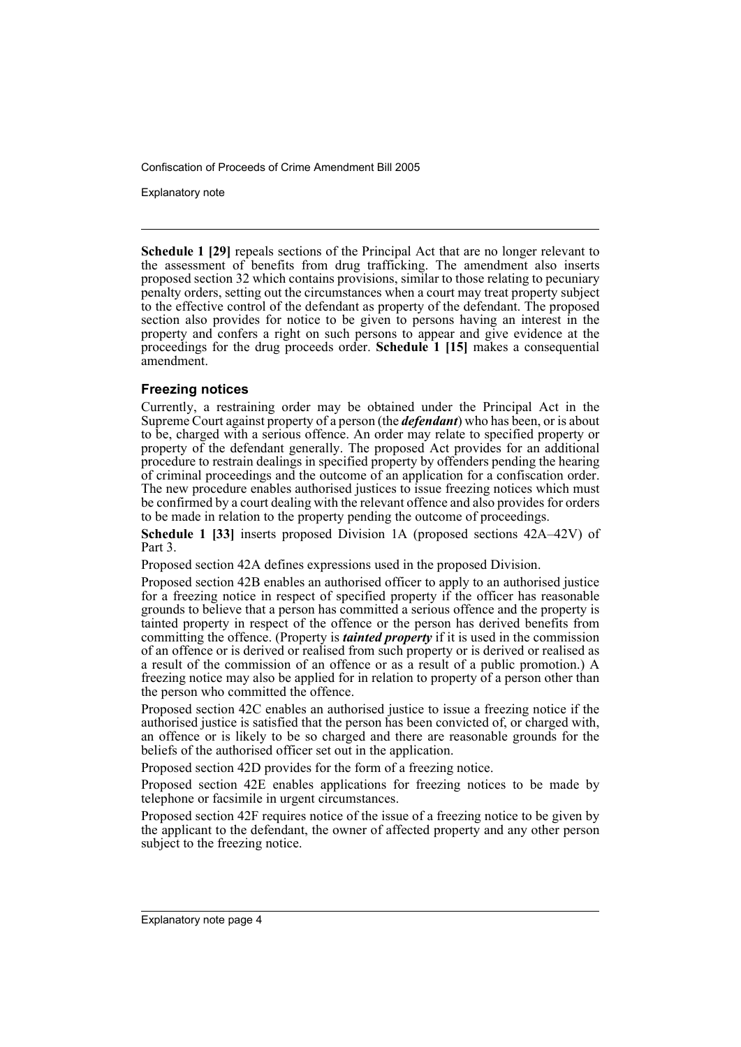**Schedule 1 [29]** repeals sections of the Principal Act that are no longer relevant to the assessment of benefits from drug trafficking. The amendment also inserts proposed section 32 which contains provisions, similar to those relating to pecuniary penalty orders, setting out the circumstances when a court may treat property subject to the effective control of the defendant as property of the defendant. The proposed section also provides for notice to be given to persons having an interest in the property and confers a right on such persons to appear and give evidence at the proceedings for the drug proceeds order. **Schedule 1 [15]** makes a consequential amendment.

### Freezing notices

Currently, a restraining order may be obtained under the Principal Act in the Supreme Court against property of a person (the ***defendant***) who has been, or is about to be, charged with a serious offence. An order may relate to specified property or property of the defendant generally. The proposed Act provides for an additional procedure to restrain dealings in specified property by offenders pending the hearing of criminal proceedings and the outcome of an application for a confiscation order. The new procedure enables authorised justices to issue freezing notices which must be confirmed by a court dealing with the relevant offence and also provides for orders to be made in relation to the property pending the outcome of proceedings.

**Schedule 1 [33]** inserts proposed Division 1A (proposed sections 42A–42V) of Part 3.

Proposed section 42A defines expressions used in the proposed Division.

Proposed section 42B enables an authorised officer to apply to an authorised justice for a freezing notice in respect of specified property if the officer has reasonable grounds to believe that a person has committed a serious offence and the property is tainted property in respect of the offence or the person has derived benefits from committing the offence. (Property is ***tainted property*** if it is used in the commission of an offence or is derived or realised from such property or is derived or realised as a result of the commission of an offence or as a result of a public promotion.) A freezing notice may also be applied for in relation to property of a person other than the person who committed the offence.

Proposed section 42C enables an authorised justice to issue a freezing notice if the authorised justice is satisfied that the person has been convicted of, or charged with, an offence or is likely to be so charged and there are reasonable grounds for the beliefs of the authorised officer set out in the application.

Proposed section 42D provides for the form of a freezing notice.

Proposed section 42E enables applications for freezing notices to be made by telephone or facsimile in urgent circumstances.

Proposed section 42F requires notice of the issue of a freezing notice to be given by the applicant to the defendant, the owner of affected property and any other person subject to the freezing notice.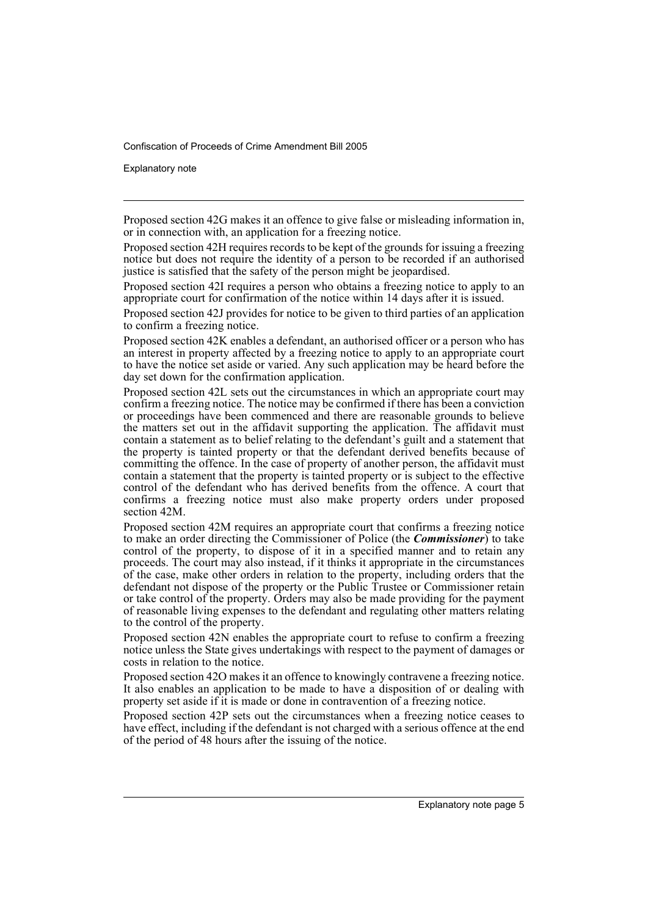Proposed section 42G makes it an offence to give false or misleading information in, or in connection with, an application for a freezing notice.

Proposed section 42H requires records to be kept of the grounds for issuing a freezing notice but does not require the identity of a person to be recorded if an authorised justice is satisfied that the safety of the person might be jeopardised.

Proposed section 42I requires a person who obtains a freezing notice to apply to an appropriate court for confirmation of the notice within 14 days after it is issued.

Proposed section 42J provides for notice to be given to third parties of an application to confirm a freezing notice.

Proposed section 42K enables a defendant, an authorised officer or a person who has an interest in property affected by a freezing notice to apply to an appropriate court to have the notice set aside or varied. Any such application may be heard before the day set down for the confirmation application.

Proposed section 42L sets out the circumstances in which an appropriate court may confirm a freezing notice. The notice may be confirmed if there has been a conviction or proceedings have been commenced and there are reasonable grounds to believe the matters set out in the affidavit supporting the application. The affidavit must contain a statement as to belief relating to the defendant's guilt and a statement that the property is tainted property or that the defendant derived benefits because of committing the offence. In the case of property of another person, the affidavit must contain a statement that the property is tainted property or is subject to the effective control of the defendant who has derived benefits from the offence. A court that confirms a freezing notice must also make property orders under proposed section 42M.

Proposed section 42M requires an appropriate court that confirms a freezing notice to make an order directing the Commissioner of Police (the ***Commissioner***) to take control of the property, to dispose of it in a specified manner and to retain any proceeds. The court may also instead, if it thinks it appropriate in the circumstances of the case, make other orders in relation to the property, including orders that the defendant not dispose of the property or the Public Trustee or Commissioner retain or take control of the property. Orders may also be made providing for the payment of reasonable living expenses to the defendant and regulating other matters relating to the control of the property.

Proposed section 42N enables the appropriate court to refuse to confirm a freezing notice unless the State gives undertakings with respect to the payment of damages or costs in relation to the notice.

Proposed section 42O makes it an offence to knowingly contravene a freezing notice. It also enables an application to be made to have a disposition of or dealing with property set aside if it is made or done in contravention of a freezing notice.

Proposed section 42P sets out the circumstances when a freezing notice ceases to have effect, including if the defendant is not charged with a serious offence at the end of the period of 48 hours after the issuing of the notice.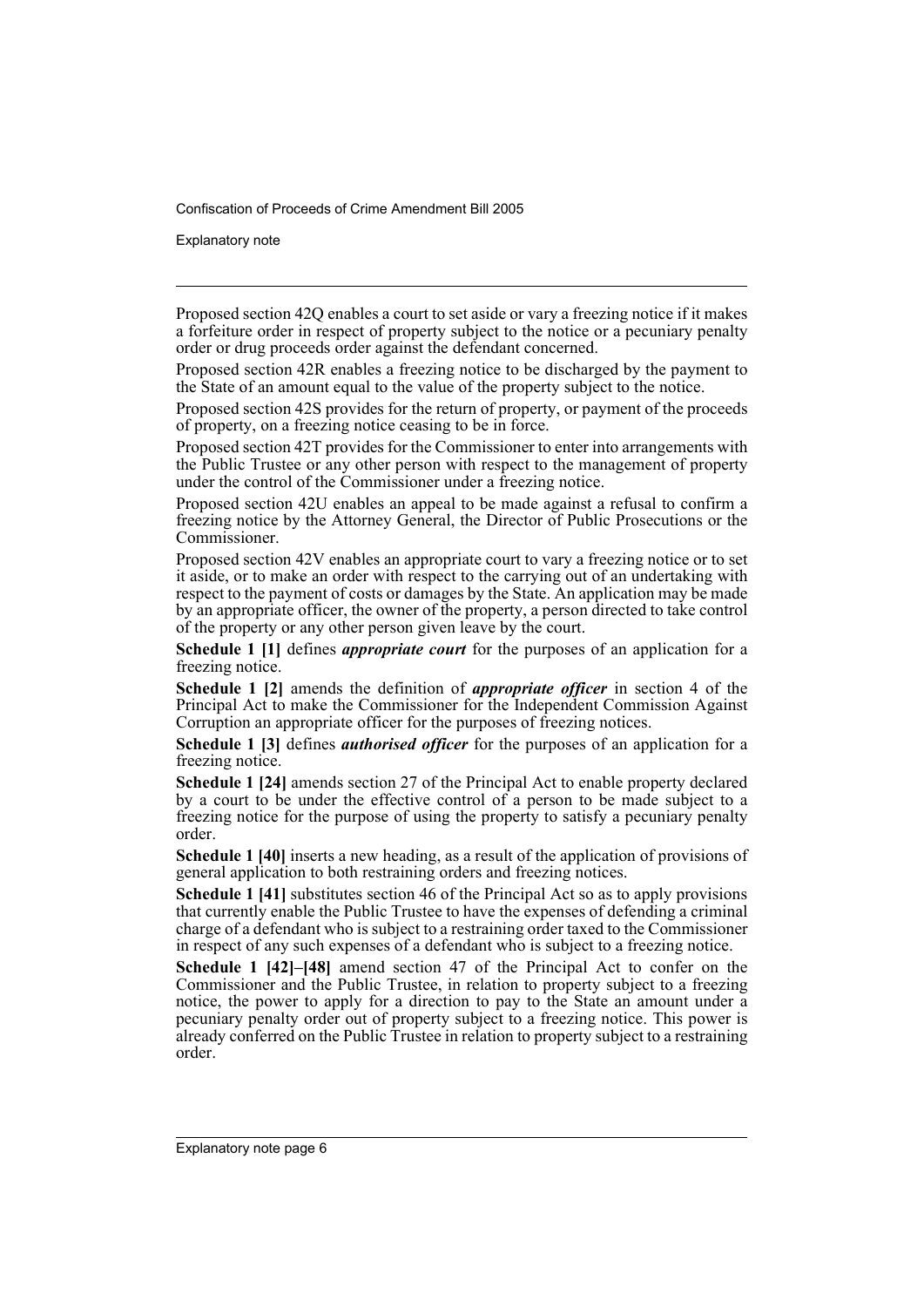Proposed section 42Q enables a court to set aside or vary a freezing notice if it makes a forfeiture order in respect of property subject to the notice or a pecuniary penalty order or drug proceeds order against the defendant concerned.

Proposed section 42R enables a freezing notice to be discharged by the payment to the State of an amount equal to the value of the property subject to the notice.

Proposed section 42S provides for the return of property, or payment of the proceeds of property, on a freezing notice ceasing to be in force.

Proposed section 42T provides for the Commissioner to enter into arrangements with the Public Trustee or any other person with respect to the management of property under the control of the Commissioner under a freezing notice.

Proposed section 42U enables an appeal to be made against a refusal to confirm a freezing notice by the Attorney General, the Director of Public Prosecutions or the Commissioner.

Proposed section 42V enables an appropriate court to vary a freezing notice or to set it aside, or to make an order with respect to the carrying out of an undertaking with respect to the payment of costs or damages by the State. An application may be made by an appropriate officer, the owner of the property, a person directed to take control of the property or any other person given leave by the court.

**Schedule 1 [1]** defines ***appropriate court*** for the purposes of an application for a freezing notice.

**Schedule 1 [2]** amends the definition of ***appropriate officer*** in section 4 of the Principal Act to make the Commissioner for the Independent Commission Against Corruption an appropriate officer for the purposes of freezing notices.

**Schedule 1 [3]** defines ***authorised officer*** for the purposes of an application for a freezing notice.

**Schedule 1 [24]** amends section 27 of the Principal Act to enable property declared by a court to be under the effective control of a person to be made subject to a freezing notice for the purpose of using the property to satisfy a pecuniary penalty order.

**Schedule 1 [40]** inserts a new heading, as a result of the application of provisions of general application to both restraining orders and freezing notices.

**Schedule 1 [41]** substitutes section 46 of the Principal Act so as to apply provisions that currently enable the Public Trustee to have the expenses of defending a criminal charge of a defendant who is subject to a restraining order taxed to the Commissioner in respect of any such expenses of a defendant who is subject to a freezing notice.

**Schedule 1 [42]–[48]** amend section 47 of the Principal Act to confer on the Commissioner and the Public Trustee, in relation to property subject to a freezing notice, the power to apply for a direction to pay to the State an amount under a pecuniary penalty order out of property subject to a freezing notice. This power is already conferred on the Public Trustee in relation to property subject to a restraining order.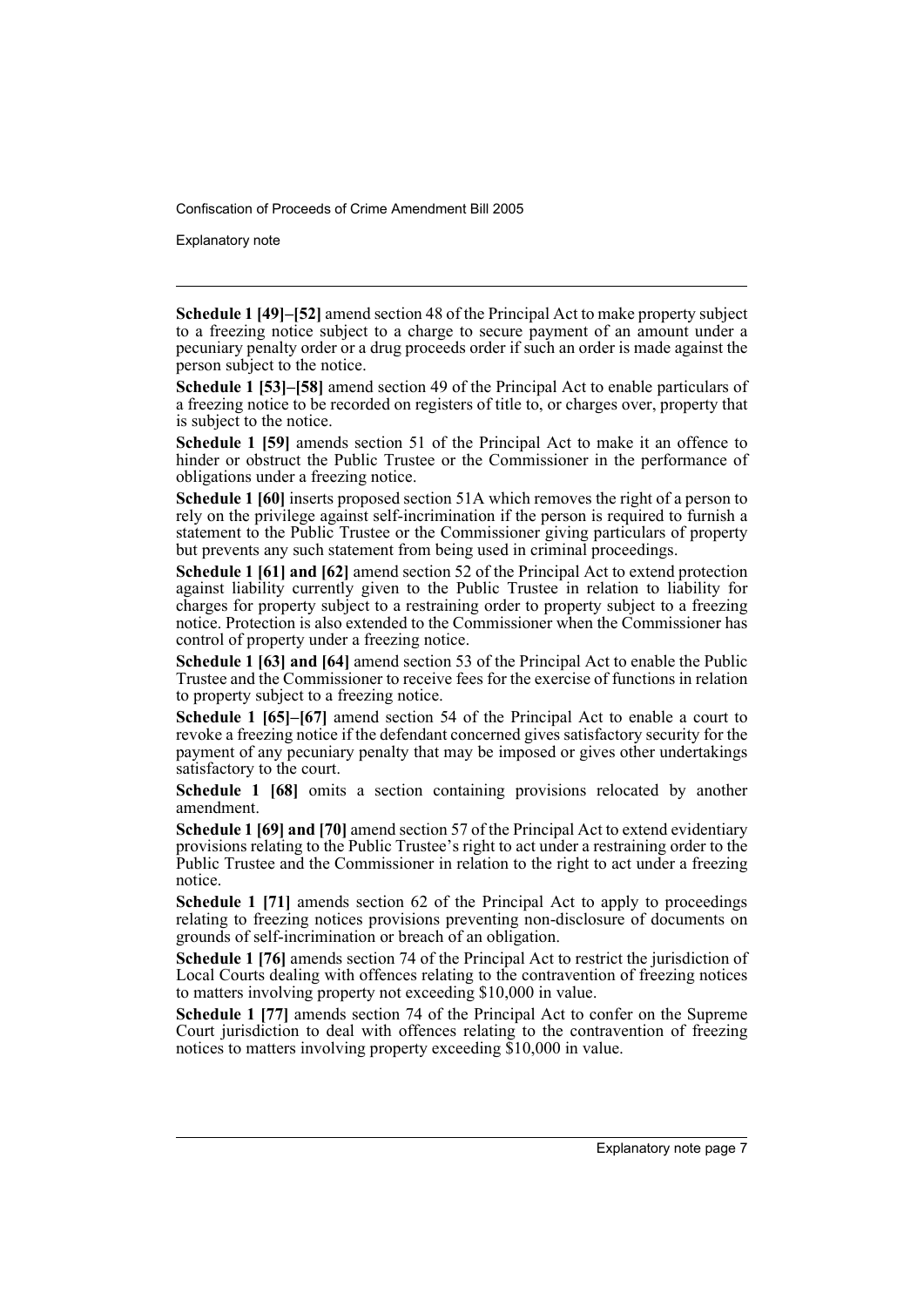**Schedule 1 [49]–[52]** amend section 48 of the Principal Act to make property subject to a freezing notice subject to a charge to secure payment of an amount under a pecuniary penalty order or a drug proceeds order if such an order is made against the person subject to the notice.

**Schedule 1 [53]–[58]** amend section 49 of the Principal Act to enable particulars of a freezing notice to be recorded on registers of title to, or charges over, property that is subject to the notice.

**Schedule 1 [59]** amends section 51 of the Principal Act to make it an offence to hinder or obstruct the Public Trustee or the Commissioner in the performance of obligations under a freezing notice.

**Schedule 1 [60]** inserts proposed section 51A which removes the right of a person to rely on the privilege against self-incrimination if the person is required to furnish a statement to the Public Trustee or the Commissioner giving particulars of property but prevents any such statement from being used in criminal proceedings.

**Schedule 1 [61] and [62]** amend section 52 of the Principal Act to extend protection against liability currently given to the Public Trustee in relation to liability for charges for property subject to a restraining order to property subject to a freezing notice. Protection is also extended to the Commissioner when the Commissioner has control of property under a freezing notice.

**Schedule 1 [63] and [64]** amend section 53 of the Principal Act to enable the Public Trustee and the Commissioner to receive fees for the exercise of functions in relation to property subject to a freezing notice.

**Schedule 1 [65]–[67]** amend section 54 of the Principal Act to enable a court to revoke a freezing notice if the defendant concerned gives satisfactory security for the payment of any pecuniary penalty that may be imposed or gives other undertakings satisfactory to the court.

**Schedule 1 [68]** omits a section containing provisions relocated by another amendment.

**Schedule 1 [69] and [70]** amend section 57 of the Principal Act to extend evidentiary provisions relating to the Public Trustee's right to act under a restraining order to the Public Trustee and the Commissioner in relation to the right to act under a freezing notice.

**Schedule 1 [71]** amends section 62 of the Principal Act to apply to proceedings relating to freezing notices provisions preventing non-disclosure of documents on grounds of self-incrimination or breach of an obligation.

**Schedule 1 [76]** amends section 74 of the Principal Act to restrict the jurisdiction of Local Courts dealing with offences relating to the contravention of freezing notices to matters involving property not exceeding $10,000 in value.

**Schedule 1 [77]** amends section 74 of the Principal Act to confer on the Supreme Court jurisdiction to deal with offences relating to the contravention of freezing notices to matters involving property exceeding $10,000 in value.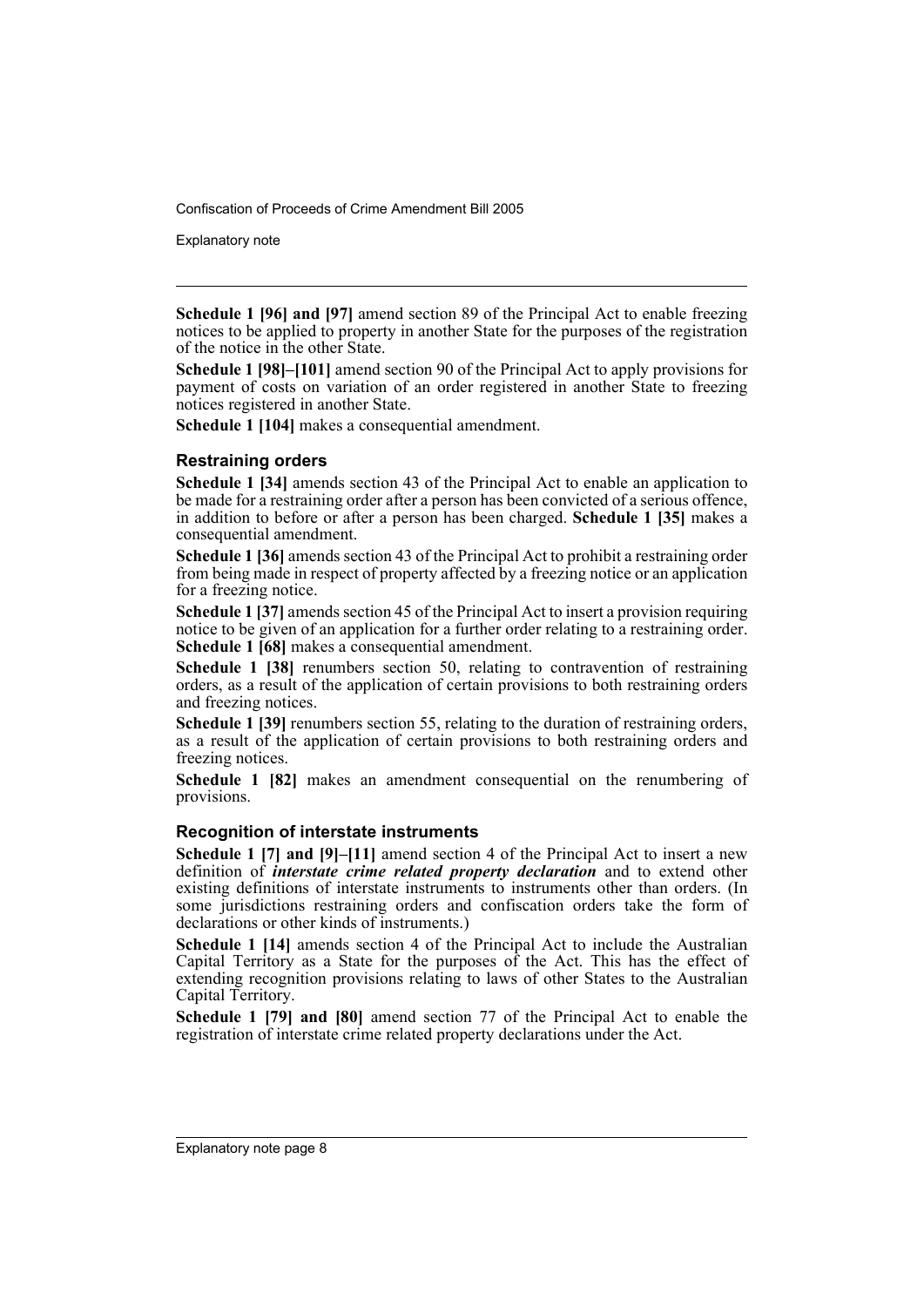**Schedule 1 [96] and [97]** amend section 89 of the Principal Act to enable freezing notices to be applied to property in another State for the purposes of the registration of the notice in the other State.

**Schedule 1 [98]–[101]** amend section 90 of the Principal Act to apply provisions for payment of costs on variation of an order registered in another State to freezing notices registered in another State.

**Schedule 1 [104]** makes a consequential amendment.

### Restraining orders

**Schedule 1 [34]** amends section 43 of the Principal Act to enable an application to be made for a restraining order after a person has been convicted of a serious offence, in addition to before or after a person has been charged. **Schedule 1 [35]** makes a consequential amendment.

**Schedule 1 [36]** amends section 43 of the Principal Act to prohibit a restraining order from being made in respect of property affected by a freezing notice or an application for a freezing notice.

**Schedule 1 [37]** amends section 45 of the Principal Act to insert a provision requiring notice to be given of an application for a further order relating to a restraining order. **Schedule 1 [68]** makes a consequential amendment.

**Schedule 1 [38]** renumbers section 50, relating to contravention of restraining orders, as a result of the application of certain provisions to both restraining orders and freezing notices.

**Schedule 1 [39]** renumbers section 55, relating to the duration of restraining orders, as a result of the application of certain provisions to both restraining orders and freezing notices.

**Schedule 1 [82]** makes an amendment consequential on the renumbering of provisions.

### Recognition of interstate instruments

**Schedule 1 [7] and [9]–[11]** amend section 4 of the Principal Act to insert a new definition of ***interstate crime related property declaration*** and to extend other existing definitions of interstate instruments to instruments other than orders. (In some jurisdictions restraining orders and confiscation orders take the form of declarations or other kinds of instruments.)

**Schedule 1 [14]** amends section 4 of the Principal Act to include the Australian Capital Territory as a State for the purposes of the Act. This has the effect of extending recognition provisions relating to laws of other States to the Australian Capital Territory.

**Schedule 1 [79] and [80]** amend section 77 of the Principal Act to enable the registration of interstate crime related property declarations under the Act.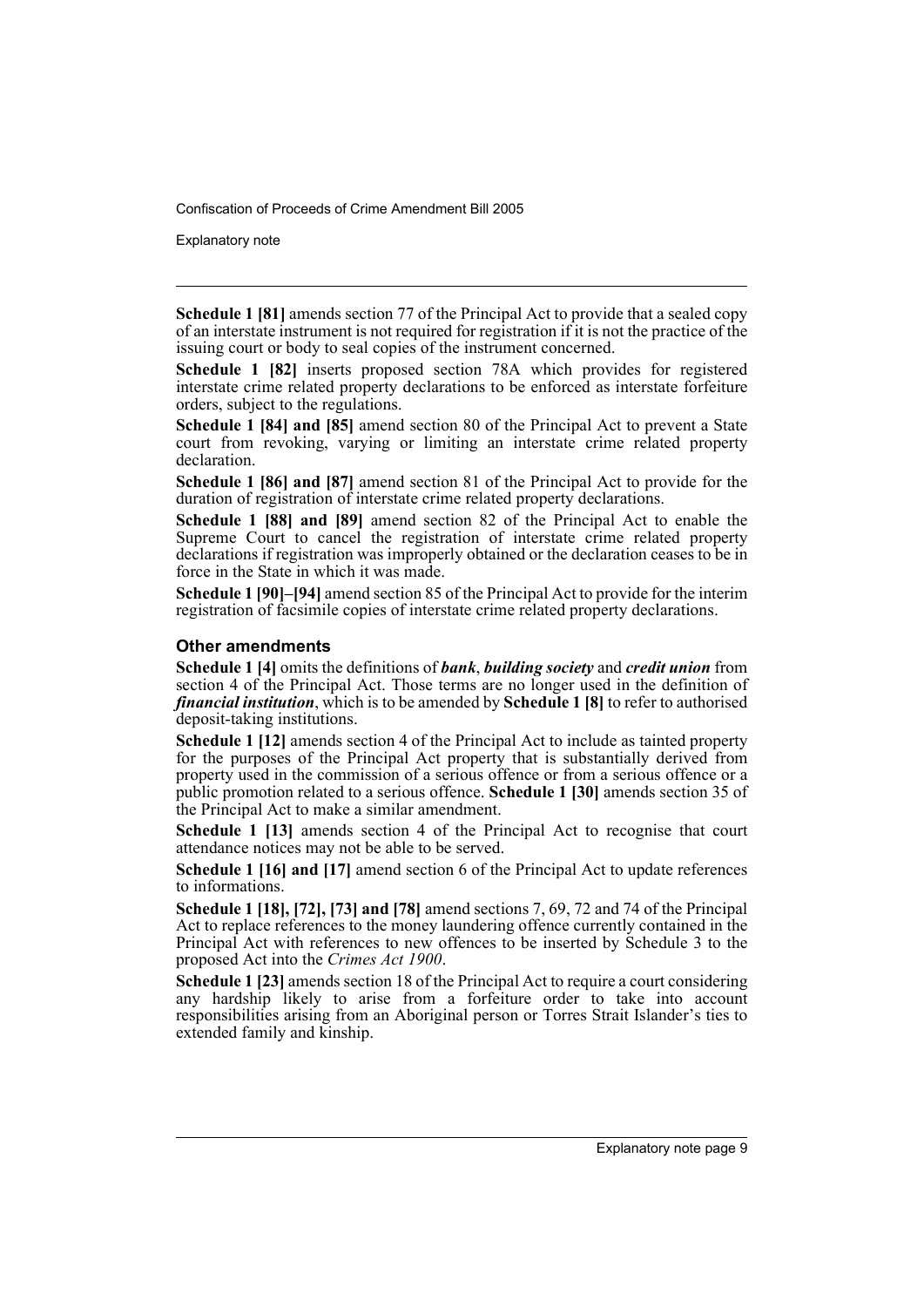**Schedule 1 [81]** amends section 77 of the Principal Act to provide that a sealed copy of an interstate instrument is not required for registration if it is not the practice of the issuing court or body to seal copies of the instrument concerned.

**Schedule 1 [82]** inserts proposed section 78A which provides for registered interstate crime related property declarations to be enforced as interstate forfeiture orders, subject to the regulations.

**Schedule 1 [84] and [85]** amend section 80 of the Principal Act to prevent a State court from revoking, varying or limiting an interstate crime related property declaration.

**Schedule 1 [86] and [87]** amend section 81 of the Principal Act to provide for the duration of registration of interstate crime related property declarations.

**Schedule 1 [88] and [89]** amend section 82 of the Principal Act to enable the Supreme Court to cancel the registration of interstate crime related property declarations if registration was improperly obtained or the declaration ceases to be in force in the State in which it was made.

**Schedule 1 [90]–[94]** amend section 85 of the Principal Act to provide for the interim registration of facsimile copies of interstate crime related property declarations.

### Other amendments

**Schedule 1 [4]** omits the definitions of ***bank***, ***building society*** and ***credit union*** from section 4 of the Principal Act. Those terms are no longer used in the definition of ***financial institution***, which is to be amended by **Schedule 1 [8]** to refer to authorised deposit-taking institutions.

**Schedule 1 [12]** amends section 4 of the Principal Act to include as tainted property for the purposes of the Principal Act property that is substantially derived from property used in the commission of a serious offence or from a serious offence or a public promotion related to a serious offence. **Schedule 1 [30]** amends section 35 of the Principal Act to make a similar amendment.

**Schedule 1 [13]** amends section 4 of the Principal Act to recognise that court attendance notices may not be able to be served.

**Schedule 1 [16] and [17]** amend section 6 of the Principal Act to update references to informations.

**Schedule 1 [18], [72], [73] and [78]** amend sections 7, 69, 72 and 74 of the Principal Act to replace references to the money laundering offence currently contained in the Principal Act with references to new offences to be inserted by Schedule 3 to the proposed Act into the *Crimes Act 1900*.

**Schedule 1 [23]** amends section 18 of the Principal Act to require a court considering any hardship likely to arise from a forfeiture order to take into account responsibilities arising from an Aboriginal person or Torres Strait Islander's ties to extended family and kinship.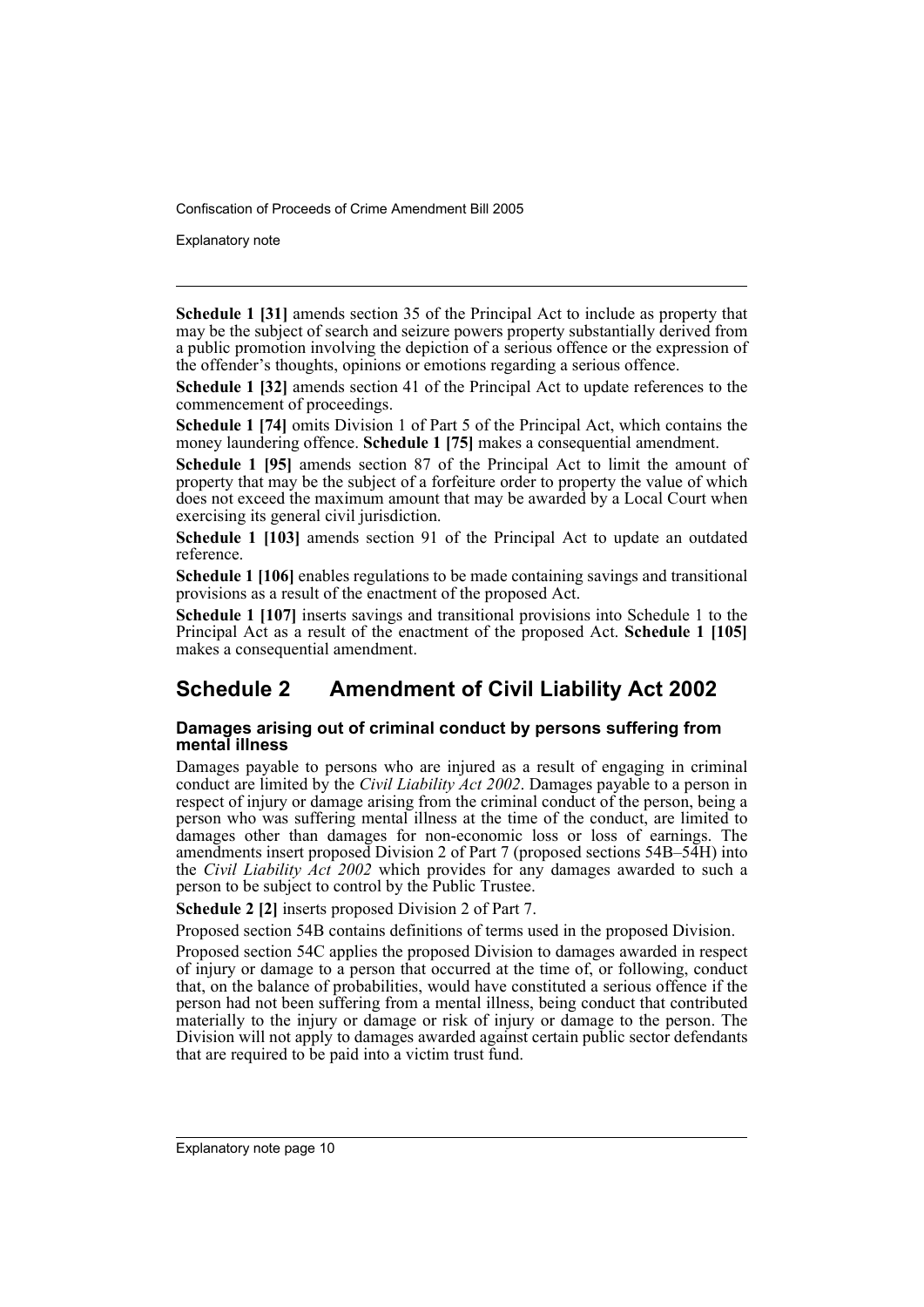**Schedule 1 [31]** amends section 35 of the Principal Act to include as property that may be the subject of search and seizure powers property substantially derived from a public promotion involving the depiction of a serious offence or the expression of the offender's thoughts, opinions or emotions regarding a serious offence.

**Schedule 1 [32]** amends section 41 of the Principal Act to update references to the commencement of proceedings.

**Schedule 1 [74]** omits Division 1 of Part 5 of the Principal Act, which contains the money laundering offence. **Schedule 1 [75]** makes a consequential amendment.

**Schedule 1 [95]** amends section 87 of the Principal Act to limit the amount of property that may be the subject of a forfeiture order to property the value of which does not exceed the maximum amount that may be awarded by a Local Court when exercising its general civil jurisdiction.

**Schedule 1 [103]** amends section 91 of the Principal Act to update an outdated reference.

**Schedule 1 [106]** enables regulations to be made containing savings and transitional provisions as a result of the enactment of the proposed Act.

**Schedule 1 [107]** inserts savings and transitional provisions into Schedule 1 to the Principal Act as a result of the enactment of the proposed Act. **Schedule 1 [105]** makes a consequential amendment.

## Schedule 2 Amendment of Civil Liability Act 2002

### Damages arising out of criminal conduct by persons suffering from mental illness

Damages payable to persons who are injured as a result of engaging in criminal conduct are limited by the *Civil Liability Act 2002*. Damages payable to a person in respect of injury or damage arising from the criminal conduct of the person, being a person who was suffering mental illness at the time of the conduct, are limited to damages other than damages for non-economic loss or loss of earnings. The amendments insert proposed Division 2 of Part 7 (proposed sections 54B–54H) into the *Civil Liability Act 2002* which provides for any damages awarded to such a person to be subject to control by the Public Trustee.

**Schedule 2 [2]** inserts proposed Division 2 of Part 7.

Proposed section 54B contains definitions of terms used in the proposed Division.

Proposed section 54C applies the proposed Division to damages awarded in respect of injury or damage to a person that occurred at the time of, or following, conduct that, on the balance of probabilities, would have constituted a serious offence if the person had not been suffering from a mental illness, being conduct that contributed materially to the injury or damage or risk of injury or damage to the person. The Division will not apply to damages awarded against certain public sector defendants that are required to be paid into a victim trust fund.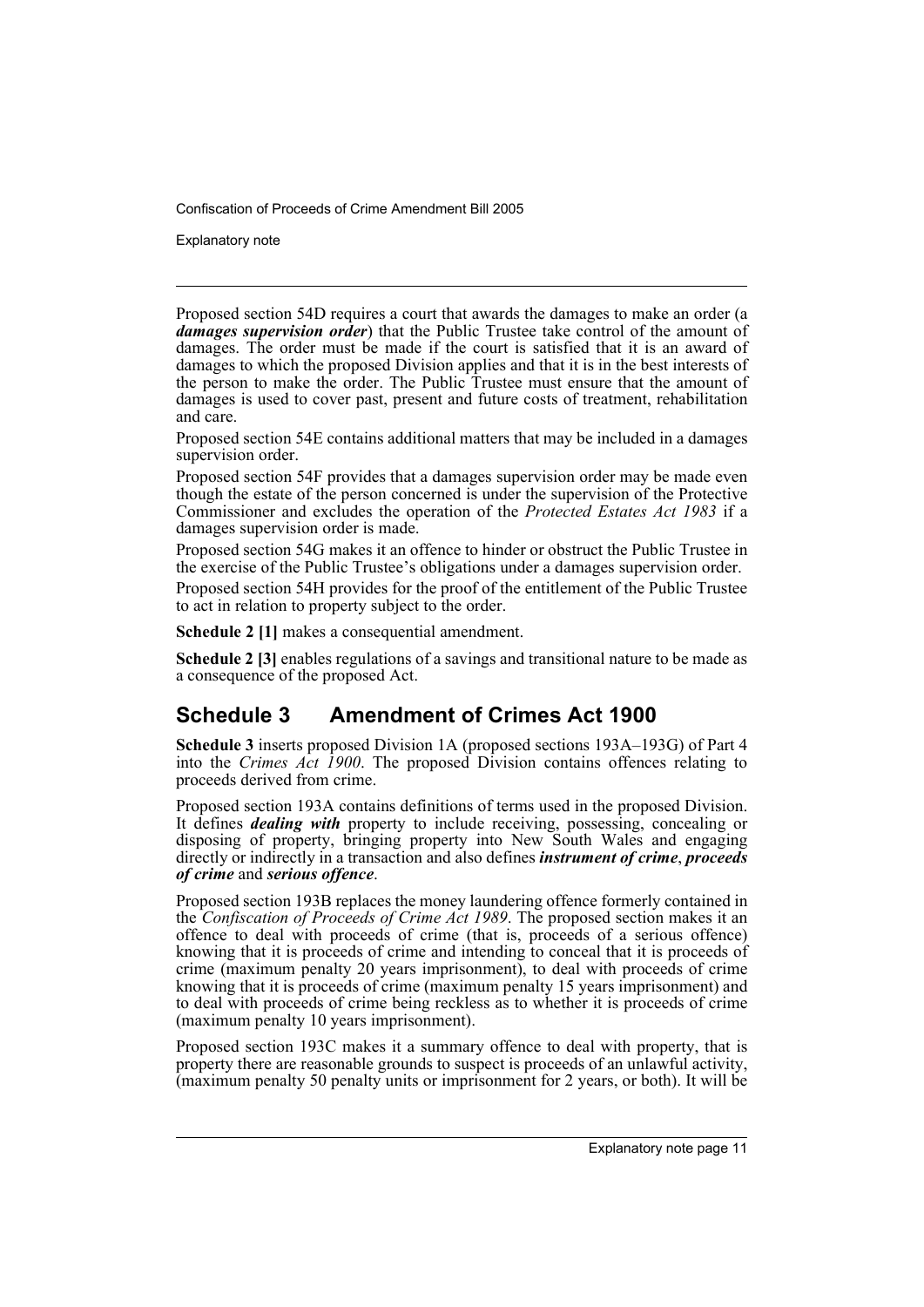Proposed section 54D requires a court that awards the damages to make an order (a ***damages supervision order***) that the Public Trustee take control of the amount of damages. The order must be made if the court is satisfied that it is an award of damages to which the proposed Division applies and that it is in the best interests of the person to make the order. The Public Trustee must ensure that the amount of damages is used to cover past, present and future costs of treatment, rehabilitation and care.

Proposed section 54E contains additional matters that may be included in a damages supervision order.

Proposed section 54F provides that a damages supervision order may be made even though the estate of the person concerned is under the supervision of the Protective Commissioner and excludes the operation of the *Protected Estates Act 1983* if a damages supervision order is made.

Proposed section 54G makes it an offence to hinder or obstruct the Public Trustee in the exercise of the Public Trustee's obligations under a damages supervision order.

Proposed section 54H provides for the proof of the entitlement of the Public Trustee to act in relation to property subject to the order.

**Schedule 2 [1]** makes a consequential amendment.

**Schedule 2 [3]** enables regulations of a savings and transitional nature to be made as a consequence of the proposed Act.

## Schedule 3 Amendment of Crimes Act 1900

**Schedule 3** inserts proposed Division 1A (proposed sections 193A–193G) of Part 4 into the *Crimes Act 1900*. The proposed Division contains offences relating to proceeds derived from crime.

Proposed section 193A contains definitions of terms used in the proposed Division. It defines ***dealing with*** property to include receiving, possessing, concealing or disposing of property, bringing property into New South Wales and engaging directly or indirectly in a transaction and also defines ***instrument of crime***, ***proceeds of crime*** and ***serious offence***.

Proposed section 193B replaces the money laundering offence formerly contained in the *Confiscation of Proceeds of Crime Act 1989*. The proposed section makes it an offence to deal with proceeds of crime (that is, proceeds of a serious offence) knowing that it is proceeds of crime and intending to conceal that it is proceeds of crime (maximum penalty 20 years imprisonment), to deal with proceeds of crime knowing that it is proceeds of crime (maximum penalty 15 years imprisonment) and to deal with proceeds of crime being reckless as to whether it is proceeds of crime (maximum penalty 10 years imprisonment).

Proposed section 193C makes it a summary offence to deal with property, that is property there are reasonable grounds to suspect is proceeds of an unlawful activity, (maximum penalty 50 penalty units or imprisonment for 2 years, or both). It will be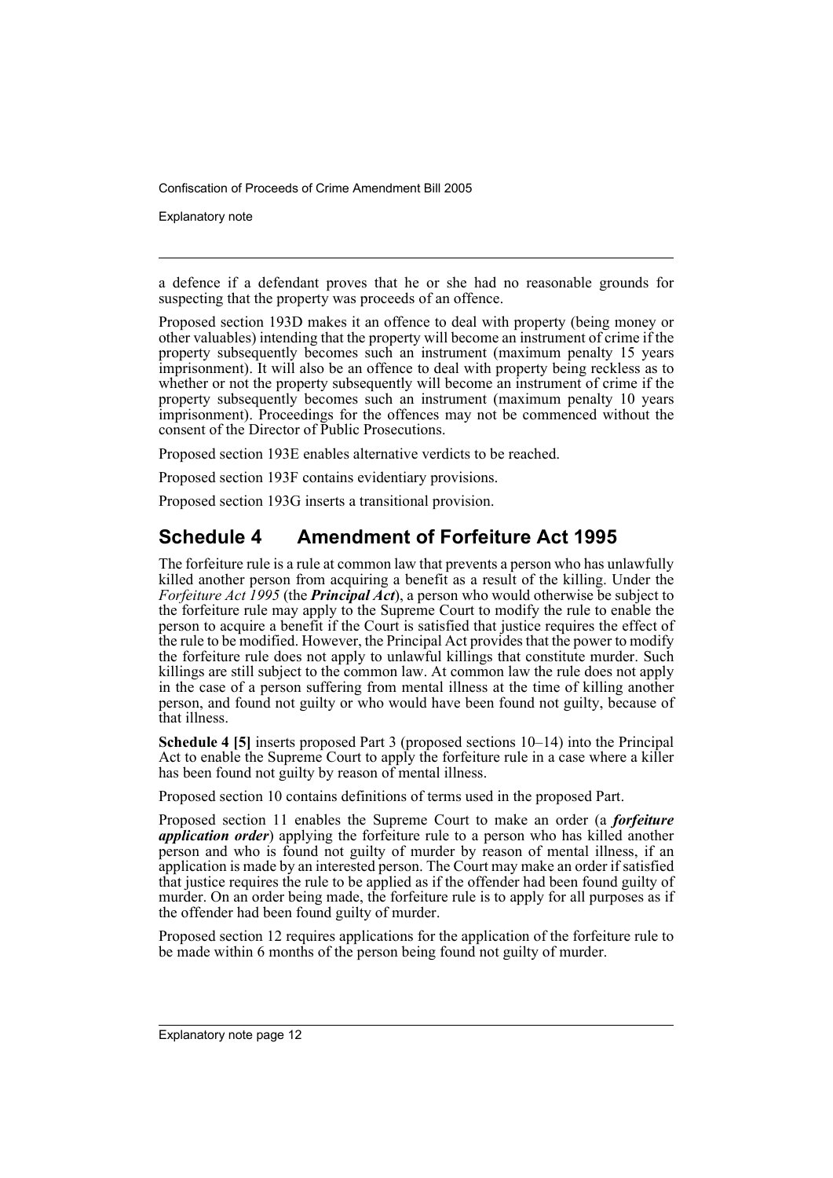a defence if a defendant proves that he or she had no reasonable grounds for suspecting that the property was proceeds of an offence.

Proposed section 193D makes it an offence to deal with property (being money or other valuables) intending that the property will become an instrument of crime if the property subsequently becomes such an instrument (maximum penalty 15 years imprisonment). It will also be an offence to deal with property being reckless as to whether or not the property subsequently will become an instrument of crime if the property subsequently becomes such an instrument (maximum penalty 10 years imprisonment). Proceedings for the offences may not be commenced without the consent of the Director of Public Prosecutions.

Proposed section 193E enables alternative verdicts to be reached.

Proposed section 193F contains evidentiary provisions.

Proposed section 193G inserts a transitional provision.

## Schedule 4 Amendment of Forfeiture Act 1995

The forfeiture rule is a rule at common law that prevents a person who has unlawfully killed another person from acquiring a benefit as a result of the killing. Under the *Forfeiture Act 1995* (the ***Principal Act***), a person who would otherwise be subject to the forfeiture rule may apply to the Supreme Court to modify the rule to enable the person to acquire a benefit if the Court is satisfied that justice requires the effect of the rule to be modified. However, the Principal Act provides that the power to modify the forfeiture rule does not apply to unlawful killings that constitute murder. Such killings are still subject to the common law. At common law the rule does not apply in the case of a person suffering from mental illness at the time of killing another person, and found not guilty or who would have been found not guilty, because of that illness.

**Schedule 4 [5]** inserts proposed Part 3 (proposed sections 10–14) into the Principal Act to enable the Supreme Court to apply the forfeiture rule in a case where a killer has been found not guilty by reason of mental illness.

Proposed section 10 contains definitions of terms used in the proposed Part.

Proposed section 11 enables the Supreme Court to make an order (a ***forfeiture application order***) applying the forfeiture rule to a person who has killed another person and who is found not guilty of murder by reason of mental illness, if an application is made by an interested person. The Court may make an order if satisfied that justice requires the rule to be applied as if the offender had been found guilty of murder. On an order being made, the forfeiture rule is to apply for all purposes as if the offender had been found guilty of murder.

Proposed section 12 requires applications for the application of the forfeiture rule to be made within 6 months of the person being found not guilty of murder.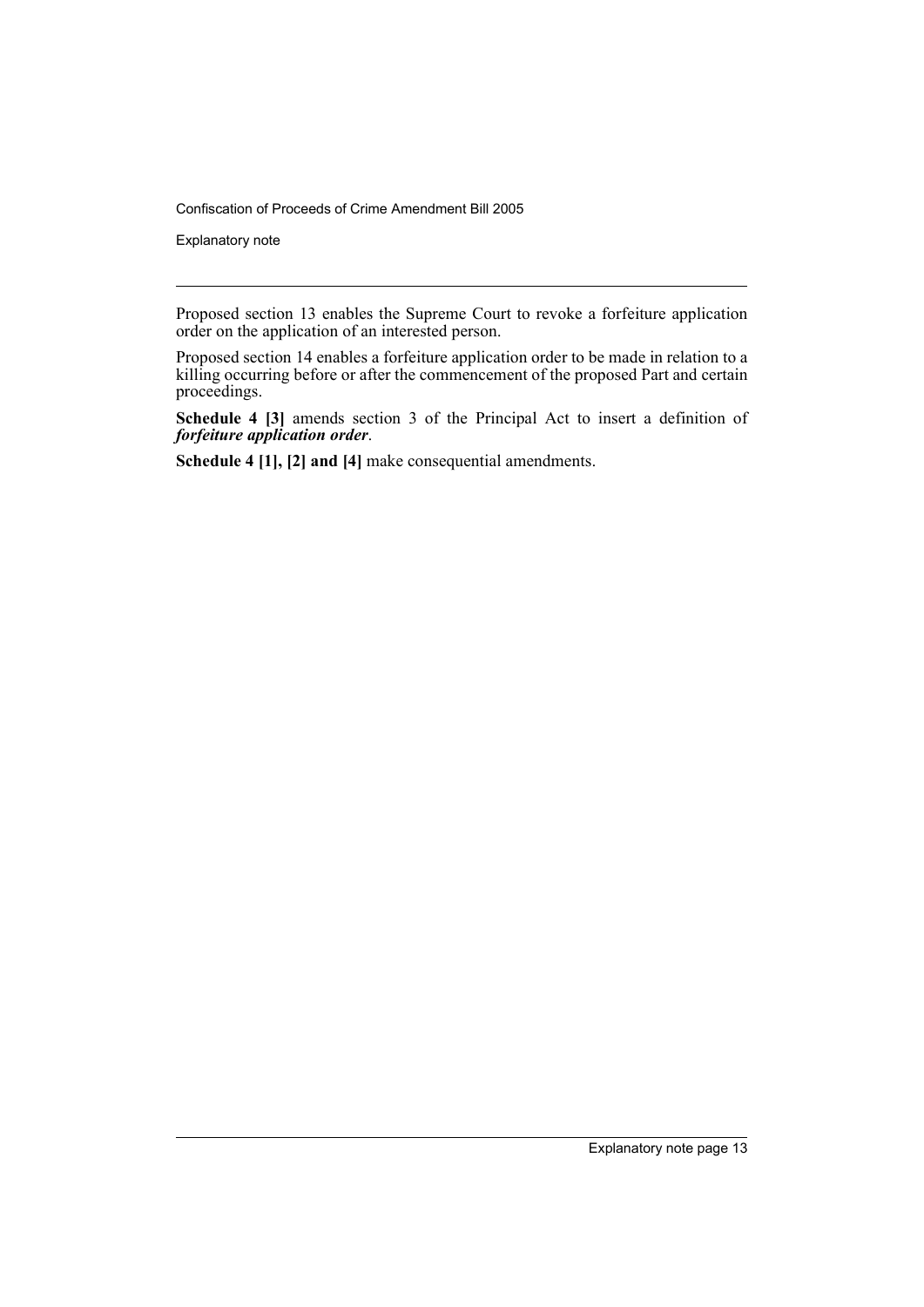Proposed section 13 enables the Supreme Court to revoke a forfeiture application order on the application of an interested person.

Proposed section 14 enables a forfeiture application order to be made in relation to a killing occurring before or after the commencement of the proposed Part and certain proceedings.

**Schedule 4 [3]** amends section 3 of the Principal Act to insert a definition of ***forfeiture application order***.

**Schedule 4 [1], [2] and [4]** make consequential amendments.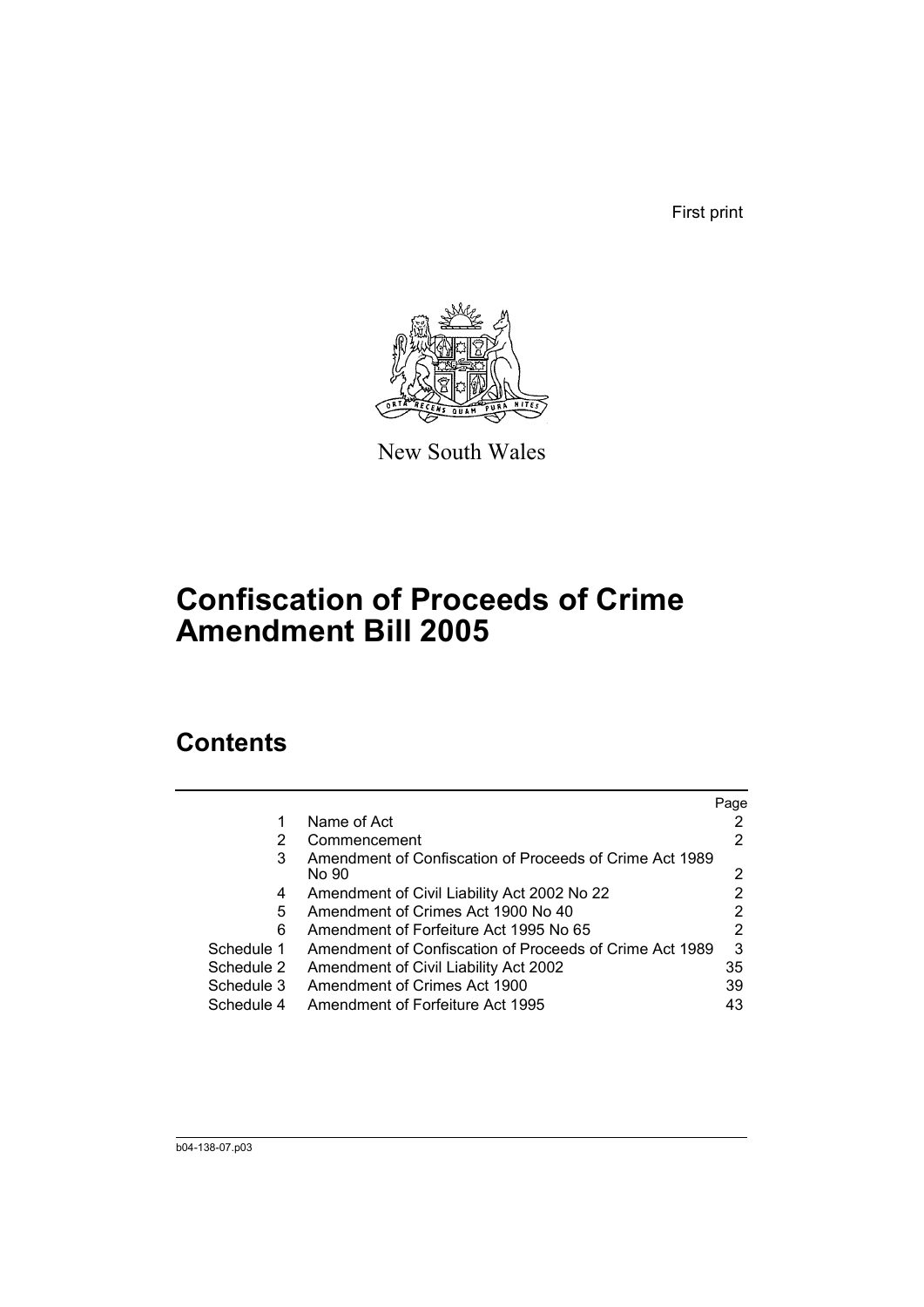First print

New South Wales

# Confiscation of Proceeds of Crime Amendment Bill 2005

## Contents

| | | Page |
|---|---|---|
| 1 | Name of Act | 2 |
| 2 | Commencement | 2 |
| 3 | Amendment of Confiscation of Proceeds of Crime Act 1989 No 90 | 2 |
| 4 | Amendment of Civil Liability Act 2002 No 22 | 2 |
| 5 | Amendment of Crimes Act 1900 No 40 | 2 |
| 6 | Amendment of Forfeiture Act 1995 No 65 | 2 |
| Schedule 1 | Amendment of Confiscation of Proceeds of Crime Act 1989 | 3 |
| Schedule 2 | Amendment of Civil Liability Act 2002 | 35 |
| Schedule 3 | Amendment of Crimes Act 1900 | 39 |
| Schedule 4 | Amendment of Forfeiture Act 1995 | 43 |

b04-138-07.p03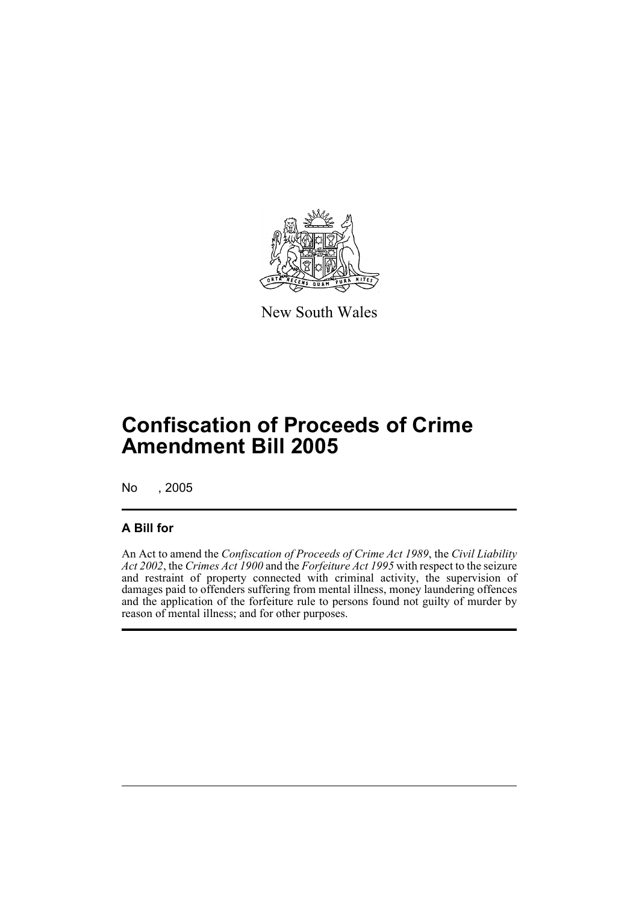New South Wales

# Confiscation of Proceeds of Crime Amendment Bill 2005

No , 2005

## A Bill for

An Act to amend the *Confiscation of Proceeds of Crime Act 1989*, the *Civil Liability Act 2002*, the *Crimes Act 1900* and the *Forfeiture Act 1995* with respect to the seizure and restraint of property connected with criminal activity, the supervision of damages paid to offenders suffering from mental illness, money laundering offences and the application of the forfeiture rule to persons found not guilty of murder by reason of mental illness; and for other purposes.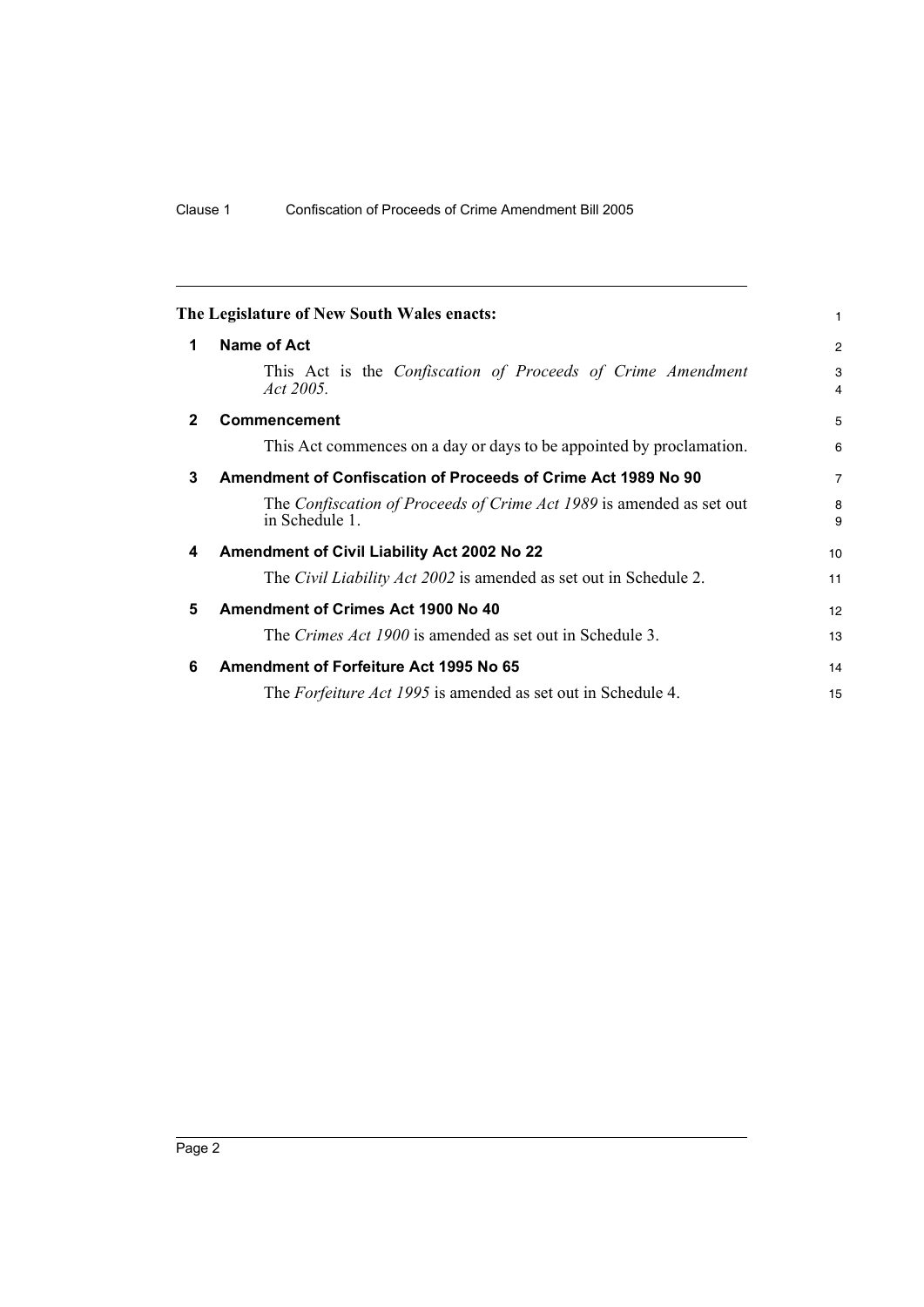**The Legislature of New South Wales enacts:**

## 1 Name of Act

This Act is the *Confiscation of Proceeds of Crime Amendment Act 2005*.

## 2 Commencement

This Act commences on a day or days to be appointed by proclamation.

## 3 Amendment of Confiscation of Proceeds of Crime Act 1989 No 90

The *Confiscation of Proceeds of Crime Act 1989* is amended as set out in Schedule 1.

## 4 Amendment of Civil Liability Act 2002 No 22

The *Civil Liability Act 2002* is amended as set out in Schedule 2.

## 5 Amendment of Crimes Act 1900 No 40

The *Crimes Act 1900* is amended as set out in Schedule 3.

## 6 Amendment of Forfeiture Act 1995 No 65

The *Forfeiture Act 1995* is amended as set out in Schedule 4.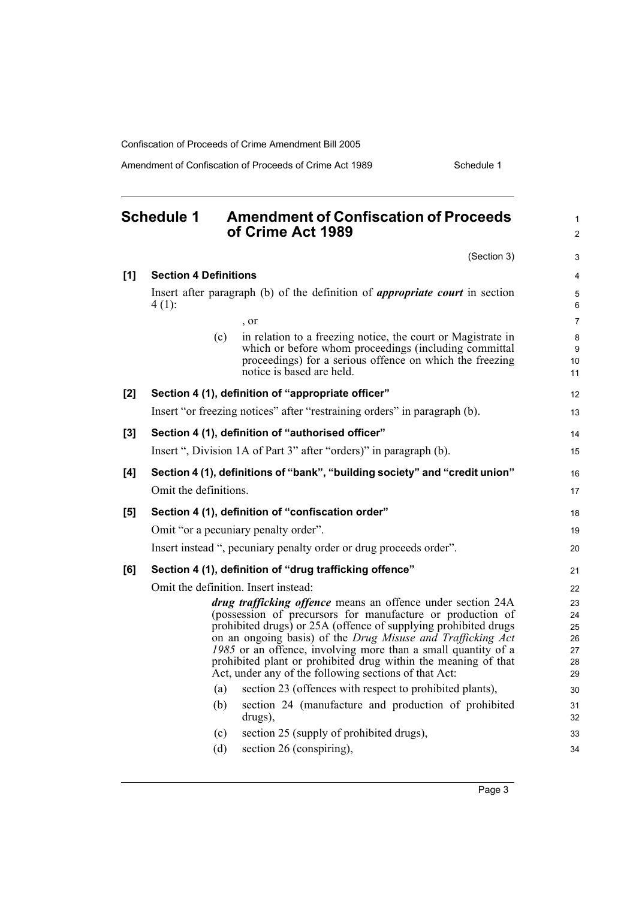## Schedule 1 Amendment of Confiscation of Proceeds of Crime Act 1989

(Section 3)

**[1] Section 4 Definitions**

Insert after paragraph (b) of the definition of ***appropriate court*** in section 4 (1):

, or

(c) in relation to a freezing notice, the court or Magistrate in which or before whom proceedings (including committal proceedings) for a serious offence on which the freezing notice is based are held.

**[2] Section 4 (1), definition of "appropriate officer"**

Insert "or freezing notices" after "restraining orders" in paragraph (b).

**[3] Section 4 (1), definition of "authorised officer"**

Insert ", Division 1A of Part 3" after "orders)" in paragraph (b).

**[4] Section 4 (1), definitions of "bank", "building society" and "credit union"**

Omit the definitions.

**[5] Section 4 (1), definition of "confiscation order"**

Omit "or a pecuniary penalty order".

Insert instead ", pecuniary penalty order or drug proceeds order".

**[6] Section 4 (1), definition of "drug trafficking offence"**

Omit the definition. Insert instead:

***drug trafficking offence*** means an offence under section 24A (possession of precursors for manufacture or production of prohibited drugs) or 25A (offence of supplying prohibited drugs on an ongoing basis) of the *Drug Misuse and Trafficking Act 1985* or an offence, involving more than a small quantity of a prohibited plant or prohibited drug within the meaning of that Act, under any of the following sections of that Act:

(a) section 23 (offences with respect to prohibited plants),

(b) section 24 (manufacture and production of prohibited drugs),

(c) section 25 (supply of prohibited drugs),

(d) section 26 (conspiring),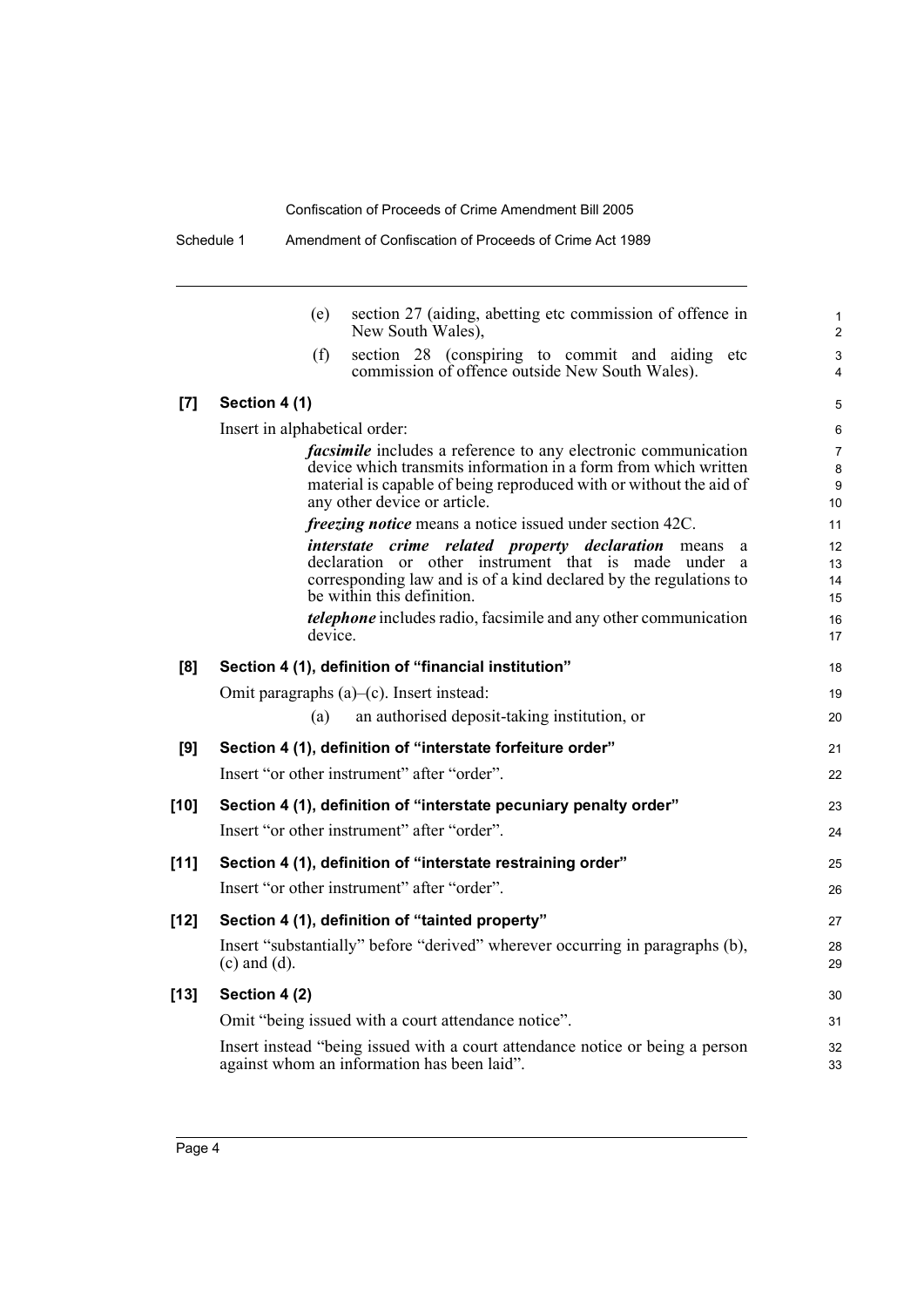(e) section 27 (aiding, abetting etc commission of offence in New South Wales),

(f) section 28 (conspiring to commit and aiding etc commission of offence outside New South Wales).

**[7] Section 4 (1)**

Insert in alphabetical order:

> ***facsimile*** includes a reference to any electronic communication device which transmits information in a form from which written material is capable of being reproduced with or without the aid of any other device or article.
>
> ***freezing notice*** means a notice issued under section 42C.
>
> ***interstate crime related property declaration*** means a declaration or other instrument that is made under a corresponding law and is of a kind declared by the regulations to be within this definition.
>
> ***telephone*** includes radio, facsimile and any other communication device.

**[8] Section 4 (1), definition of "financial institution"**

Omit paragraphs (a)–(c). Insert instead:

> (a) an authorised deposit-taking institution, or

**[9] Section 4 (1), definition of "interstate forfeiture order"**

Insert "or other instrument" after "order".

**[10] Section 4 (1), definition of "interstate pecuniary penalty order"**

Insert "or other instrument" after "order".

**[11] Section 4 (1), definition of "interstate restraining order"**

Insert "or other instrument" after "order".

**[12] Section 4 (1), definition of "tainted property"**

Insert "substantially" before "derived" wherever occurring in paragraphs (b), (c) and (d).

**[13] Section 4 (2)**

Omit "being issued with a court attendance notice".

Insert instead "being issued with a court attendance notice or being a person against whom an information has been laid".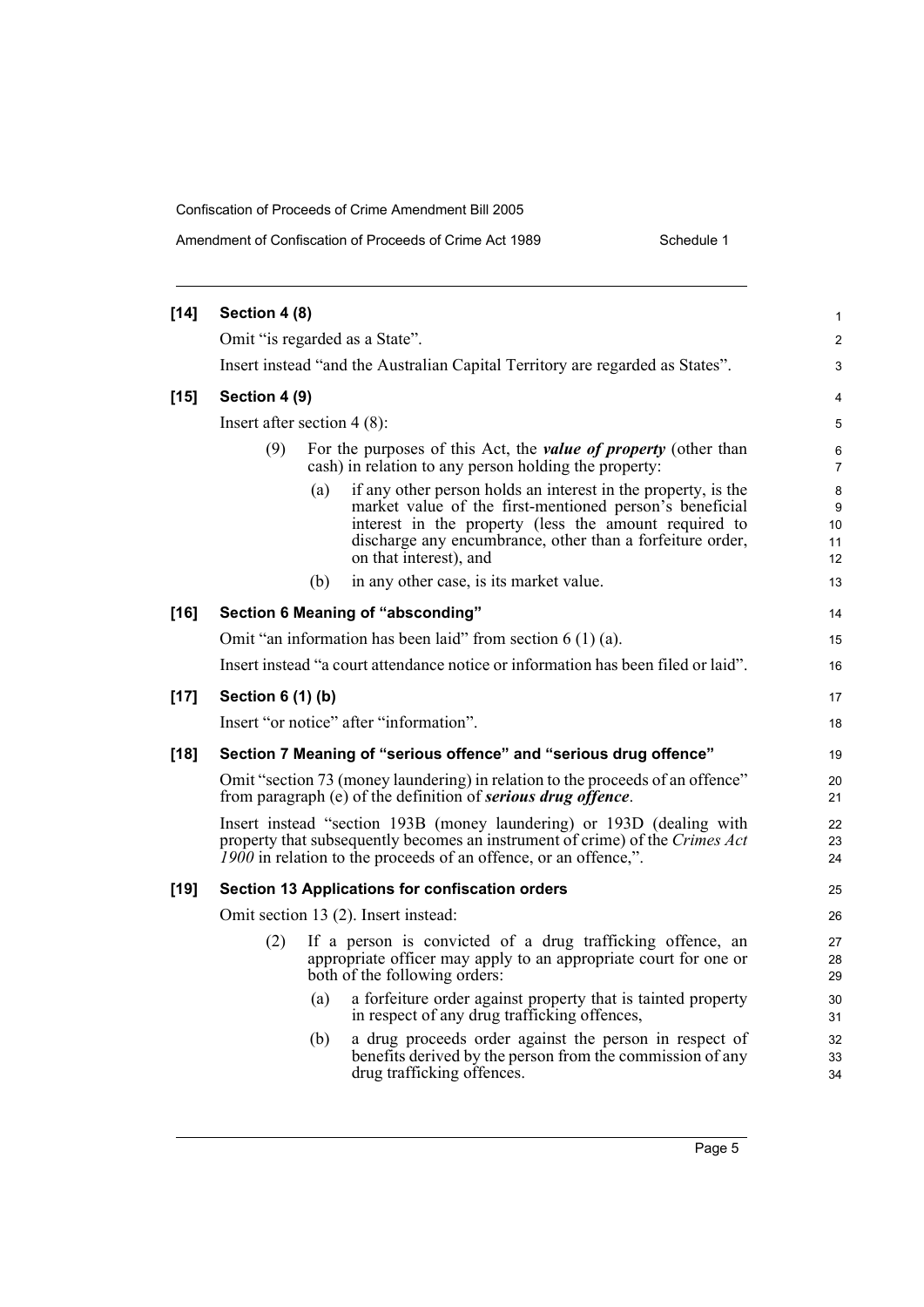**[14] Section 4 (8)**

Omit "is regarded as a State".

Insert instead "and the Australian Capital Territory are regarded as States".

**[15] Section 4 (9)**

Insert after section 4 (8):

(9) For the purposes of this Act, the ***value of property*** (other than cash) in relation to any person holding the property:

(a) if any other person holds an interest in the property, is the market value of the first-mentioned person's beneficial interest in the property (less the amount required to discharge any encumbrance, other than a forfeiture order, on that interest), and

(b) in any other case, is its market value.

**[16] Section 6 Meaning of "absconding"**

Omit "an information has been laid" from section 6 (1) (a).

Insert instead "a court attendance notice or information has been filed or laid".

**[17] Section 6 (1) (b)**

Insert "or notice" after "information".

**[18] Section 7 Meaning of "serious offence" and "serious drug offence"**

Omit "section 73 (money laundering) in relation to the proceeds of an offence" from paragraph (e) of the definition of ***serious drug offence***.

Insert instead "section 193B (money laundering) or 193D (dealing with property that subsequently becomes an instrument of crime) of the *Crimes Act 1900* in relation to the proceeds of an offence, or an offence,".

**[19] Section 13 Applications for confiscation orders**

Omit section 13 (2). Insert instead:

(2) If a person is convicted of a drug trafficking offence, an appropriate officer may apply to an appropriate court for one or both of the following orders:

(a) a forfeiture order against property that is tainted property in respect of any drug trafficking offences,

(b) a drug proceeds order against the person in respect of benefits derived by the person from the commission of any drug trafficking offences.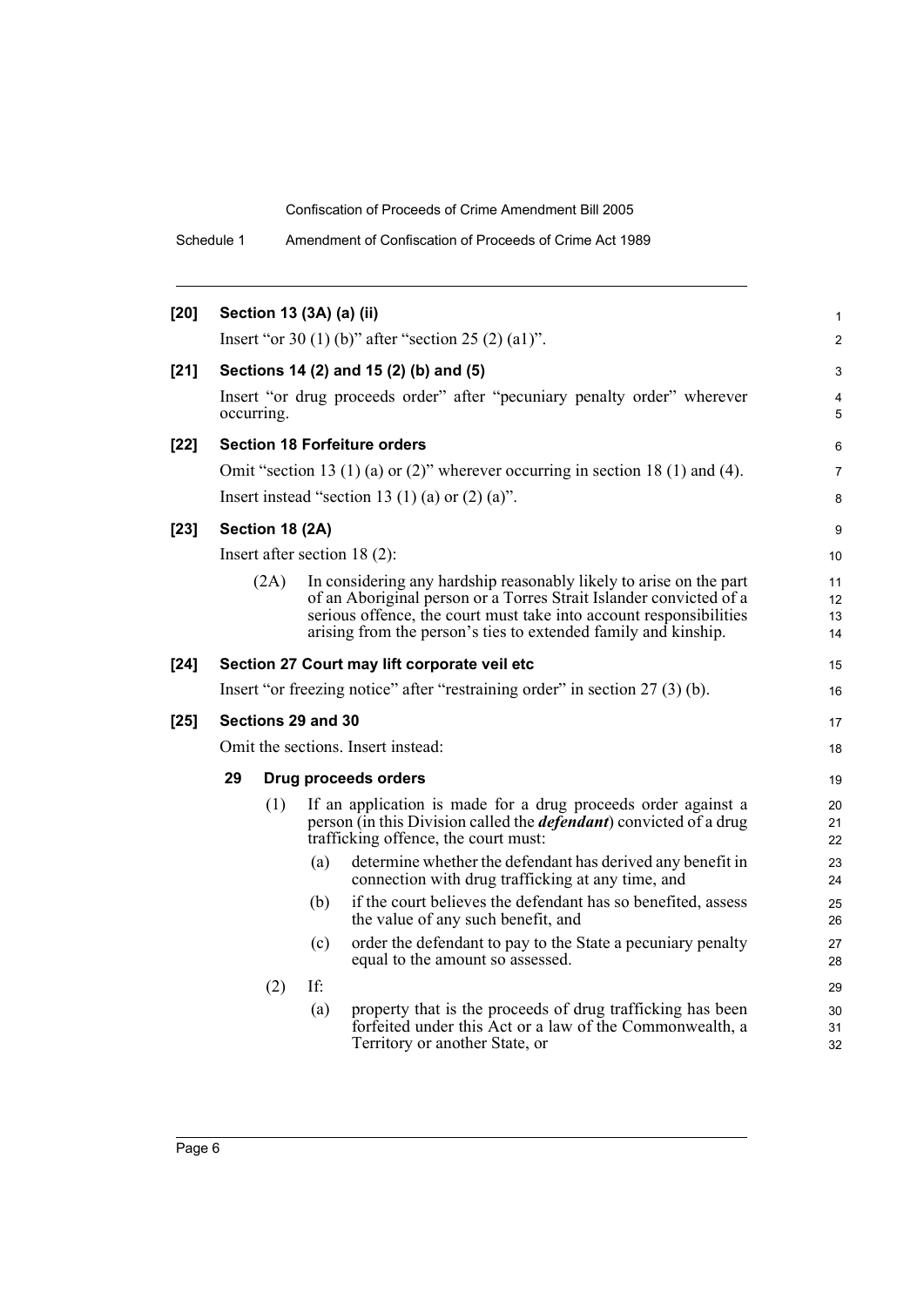**[20] Section 13 (3A) (a) (ii)**

Insert "or 30 (1) (b)" after "section 25 (2) (a1)".

**[21] Sections 14 (2) and 15 (2) (b) and (5)**

Insert "or drug proceeds order" after "pecuniary penalty order" wherever occurring.

**[22] Section 18 Forfeiture orders**

Omit "section 13 (1) (a) or (2)" wherever occurring in section 18 (1) and (4).

Insert instead "section 13 (1) (a) or (2) (a)".

**[23] Section 18 (2A)**

Insert after section 18 (2):

(2A) In considering any hardship reasonably likely to arise on the part of an Aboriginal person or a Torres Strait Islander convicted of a serious offence, the court must take into account responsibilities arising from the person's ties to extended family and kinship.

**[24] Section 27 Court may lift corporate veil etc**

Insert "or freezing notice" after "restraining order" in section 27 (3) (b).

**[25] Sections 29 and 30**

Omit the sections. Insert instead:

**29 Drug proceeds orders**

(1) If an application is made for a drug proceeds order against a person (in this Division called the ***defendant***) convicted of a drug trafficking offence, the court must:

(a) determine whether the defendant has derived any benefit in connection with drug trafficking at any time, and

(b) if the court believes the defendant has so benefited, assess the value of any such benefit, and

(c) order the defendant to pay to the State a pecuniary penalty equal to the amount so assessed.

(2) If:

(a) property that is the proceeds of drug trafficking has been forfeited under this Act or a law of the Commonwealth, a Territory or another State, or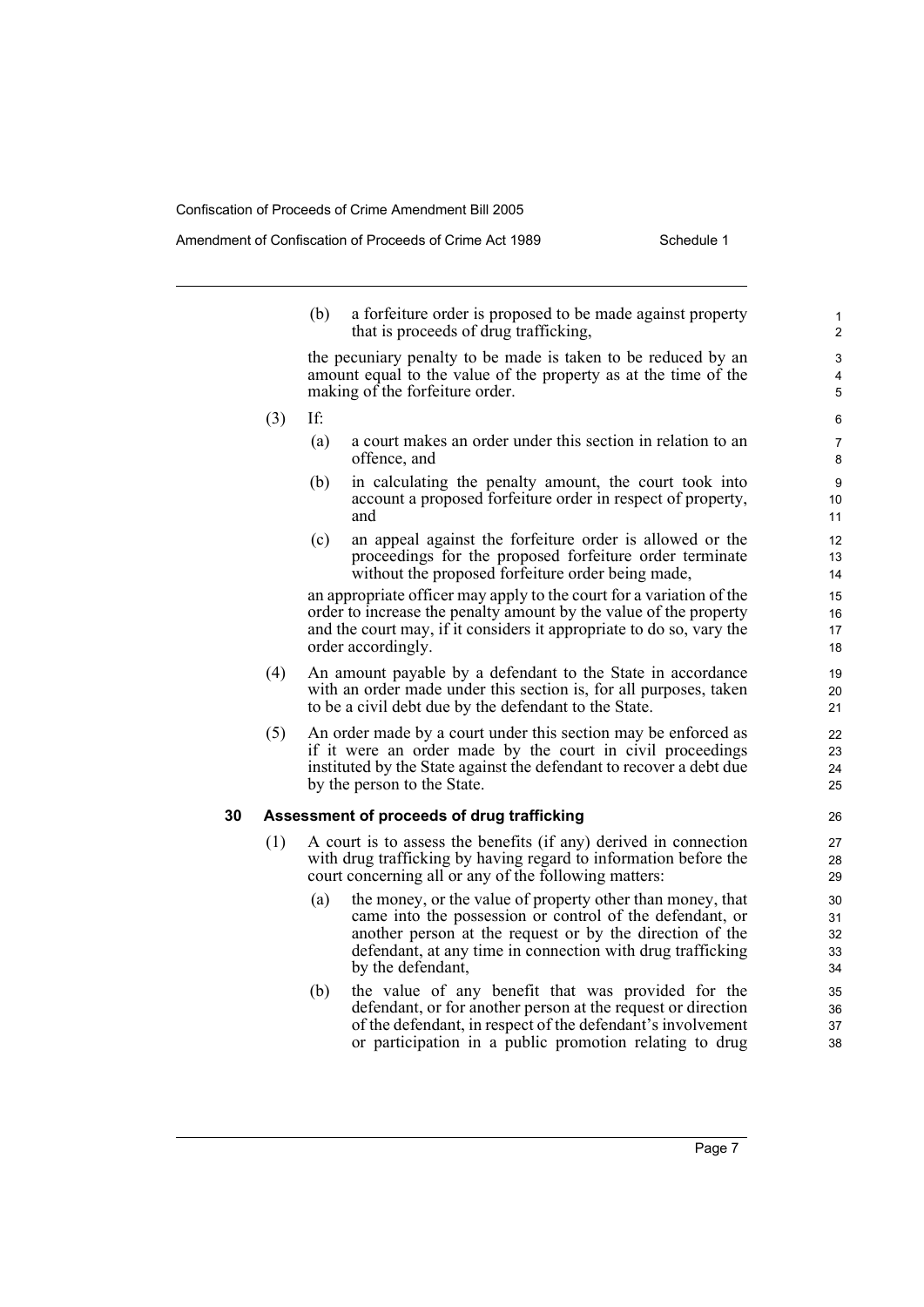(b) a forfeiture order is proposed to be made against property that is proceeds of drug trafficking,

the pecuniary penalty to be made is taken to be reduced by an amount equal to the value of the property as at the time of the making of the forfeiture order.

(3) If:

(a) a court makes an order under this section in relation to an offence, and

(b) in calculating the penalty amount, the court took into account a proposed forfeiture order in respect of property, and

(c) an appeal against the forfeiture order is allowed or the proceedings for the proposed forfeiture order terminate without the proposed forfeiture order being made,

an appropriate officer may apply to the court for a variation of the order to increase the penalty amount by the value of the property and the court may, if it considers it appropriate to do so, vary the order accordingly.

(4) An amount payable by a defendant to the State in accordance with an order made under this section is, for all purposes, taken to be a civil debt due by the defendant to the State.

(5) An order made by a court under this section may be enforced as if it were an order made by the court in civil proceedings instituted by the State against the defendant to recover a debt due by the person to the State.

### 30 Assessment of proceeds of drug trafficking

(1) A court is to assess the benefits (if any) derived in connection with drug trafficking by having regard to information before the court concerning all or any of the following matters:

(a) the money, or the value of property other than money, that came into the possession or control of the defendant, or another person at the request or by the direction of the defendant, at any time in connection with drug trafficking by the defendant,

(b) the value of any benefit that was provided for the defendant, or for another person at the request or direction of the defendant, in respect of the defendant's involvement or participation in a public promotion relating to drug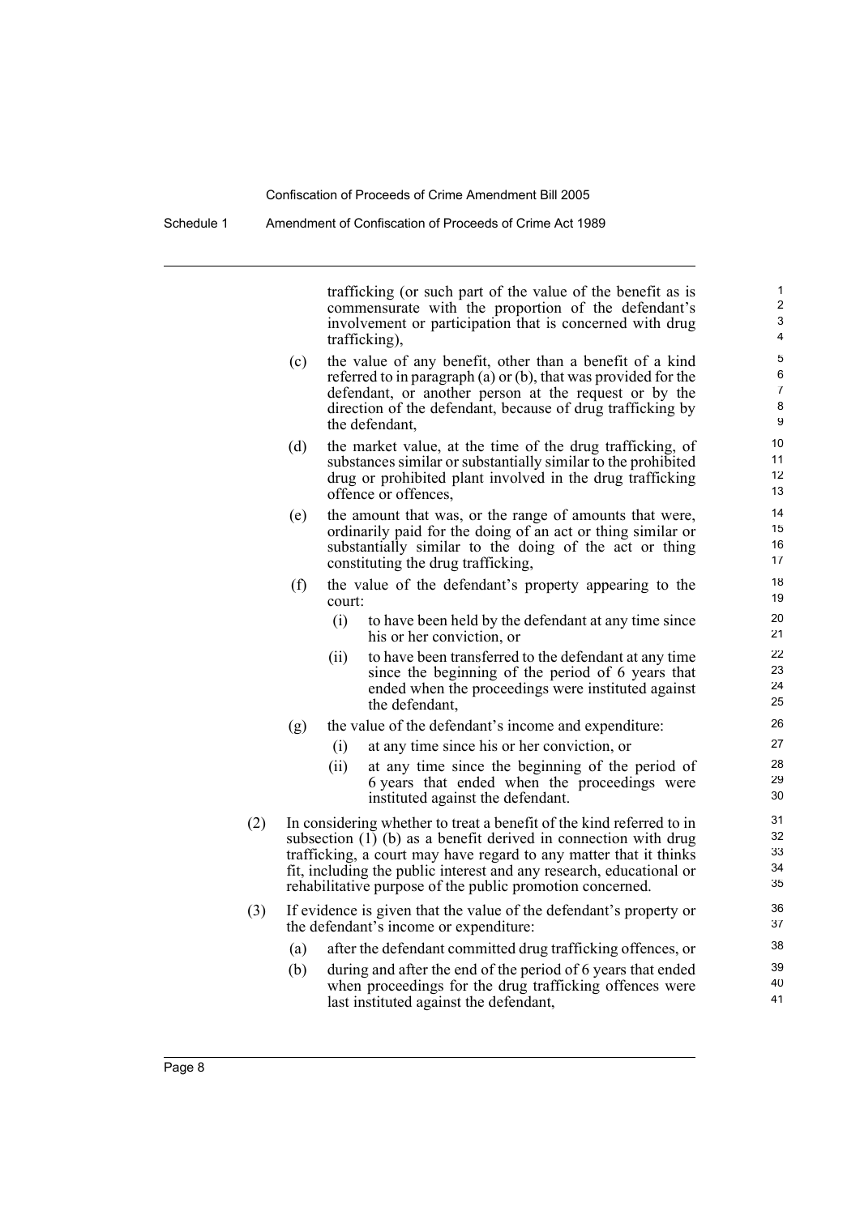trafficking (or such part of the value of the benefit as is commensurate with the proportion of the defendant's involvement or participation that is concerned with drug trafficking),

(c) the value of any benefit, other than a benefit of a kind referred to in paragraph (a) or (b), that was provided for the defendant, or another person at the request or by the direction of the defendant, because of drug trafficking by the defendant,

(d) the market value, at the time of the drug trafficking, of substances similar or substantially similar to the prohibited drug or prohibited plant involved in the drug trafficking offence or offences,

(e) the amount that was, or the range of amounts that were, ordinarily paid for the doing of an act or thing similar or substantially similar to the doing of the act or thing constituting the drug trafficking,

(f) the value of the defendant's property appearing to the court:

  (i) to have been held by the defendant at any time since his or her conviction, or

  (ii) to have been transferred to the defendant at any time since the beginning of the period of 6 years that ended when the proceedings were instituted against the defendant,

(g) the value of the defendant's income and expenditure:

  (i) at any time since his or her conviction, or

  (ii) at any time since the beginning of the period of 6 years that ended when the proceedings were instituted against the defendant.

(2) In considering whether to treat a benefit of the kind referred to in subsection (1) (b) as a benefit derived in connection with drug trafficking, a court may have regard to any matter that it thinks fit, including the public interest and any research, educational or rehabilitative purpose of the public promotion concerned.

(3) If evidence is given that the value of the defendant's property or the defendant's income or expenditure:

(a) after the defendant committed drug trafficking offences, or

(b) during and after the end of the period of 6 years that ended when proceedings for the drug trafficking offences were last instituted against the defendant,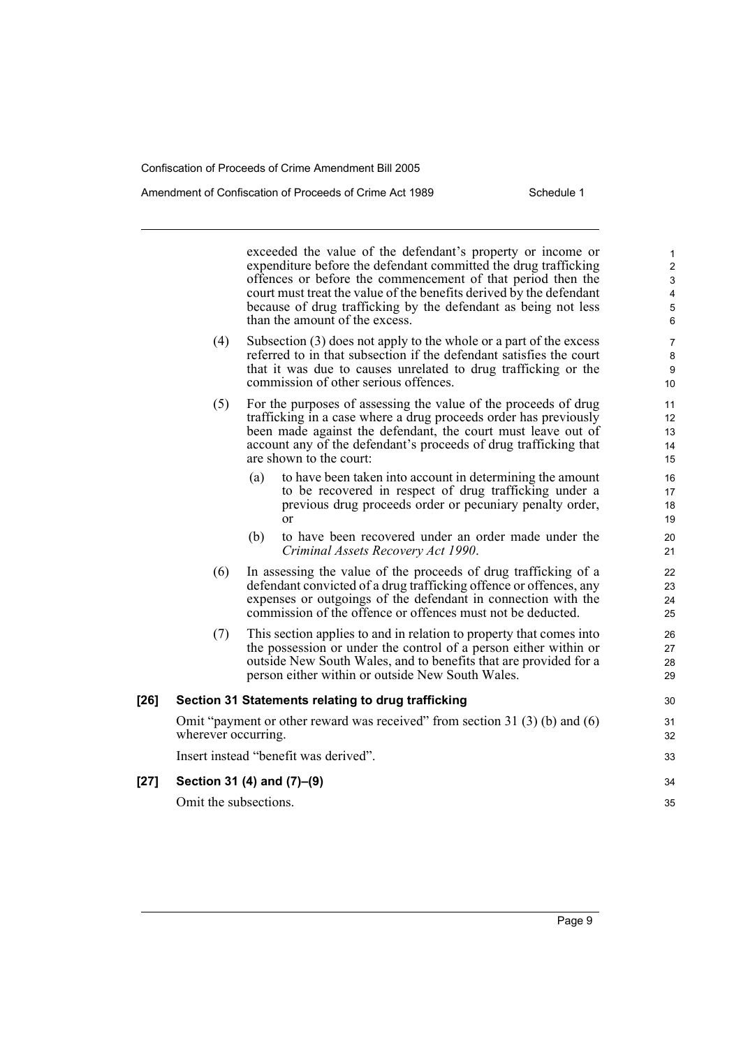exceeded the value of the defendant's property or income or expenditure before the defendant committed the drug trafficking offences or before the commencement of that period then the court must treat the value of the benefits derived by the defendant because of drug trafficking by the defendant as being not less than the amount of the excess.

(4) Subsection (3) does not apply to the whole or a part of the excess referred to in that subsection if the defendant satisfies the court that it was due to causes unrelated to drug trafficking or the commission of other serious offences.

(5) For the purposes of assessing the value of the proceeds of drug trafficking in a case where a drug proceeds order has previously been made against the defendant, the court must leave out of account any of the defendant's proceeds of drug trafficking that are shown to the court:

(a) to have been taken into account in determining the amount to be recovered in respect of drug trafficking under a previous drug proceeds order or pecuniary penalty order, or

(b) to have been recovered under an order made under the *Criminal Assets Recovery Act 1990*.

(6) In assessing the value of the proceeds of drug trafficking of a defendant convicted of a drug trafficking offence or offences, any expenses or outgoings of the defendant in connection with the commission of the offence or offences must not be deducted.

(7) This section applies to and in relation to property that comes into the possession or under the control of a person either within or outside New South Wales, and to benefits that are provided for a person either within or outside New South Wales.

**[26] Section 31 Statements relating to drug trafficking**

Omit "payment or other reward was received" from section 31 (3) (b) and (6) wherever occurring.

Insert instead "benefit was derived".

**[27] Section 31 (4) and (7)–(9)**

Omit the subsections.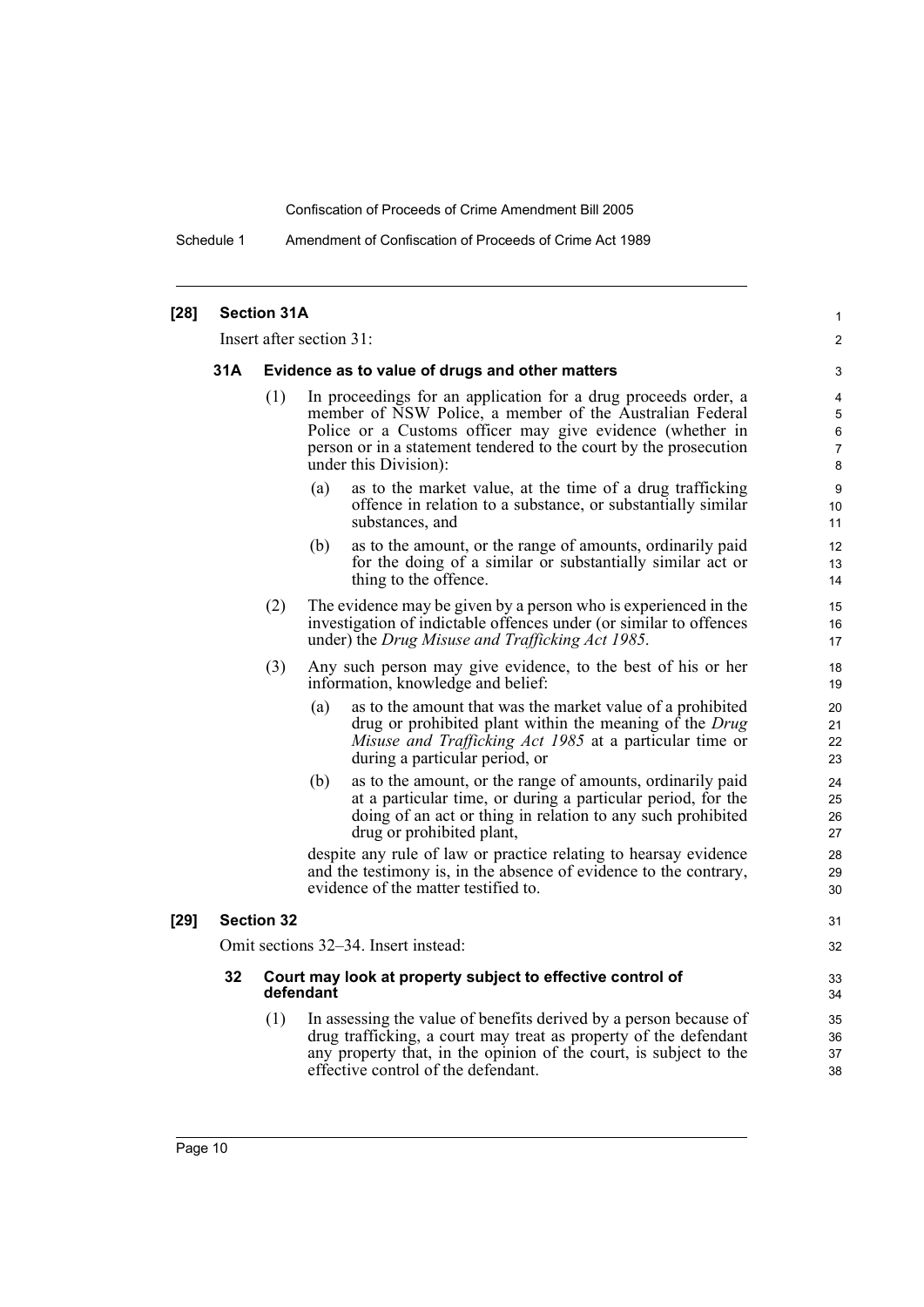**[28] Section 31A**

Insert after section 31:

**31A Evidence as to value of drugs and other matters**

(1) In proceedings for an application for a drug proceeds order, a member of NSW Police, a member of the Australian Federal Police or a Customs officer may give evidence (whether in person or in a statement tendered to the court by the prosecution under this Division):

(a) as to the market value, at the time of a drug trafficking offence in relation to a substance, or substantially similar substances, and

(b) as to the amount, or the range of amounts, ordinarily paid for the doing of a similar or substantially similar act or thing to the offence.

(2) The evidence may be given by a person who is experienced in the investigation of indictable offences under (or similar to offences under) the *Drug Misuse and Trafficking Act 1985*.

(3) Any such person may give evidence, to the best of his or her information, knowledge and belief:

(a) as to the amount that was the market value of a prohibited drug or prohibited plant within the meaning of the *Drug Misuse and Trafficking Act 1985* at a particular time or during a particular period, or

(b) as to the amount, or the range of amounts, ordinarily paid at a particular time, or during a particular period, for the doing of an act or thing in relation to any such prohibited drug or prohibited plant,

despite any rule of law or practice relating to hearsay evidence and the testimony is, in the absence of evidence to the contrary, evidence of the matter testified to.

**[29] Section 32**

Omit sections 32–34. Insert instead:

**32 Court may look at property subject to effective control of defendant**

(1) In assessing the value of benefits derived by a person because of drug trafficking, a court may treat as property of the defendant any property that, in the opinion of the court, is subject to the effective control of the defendant.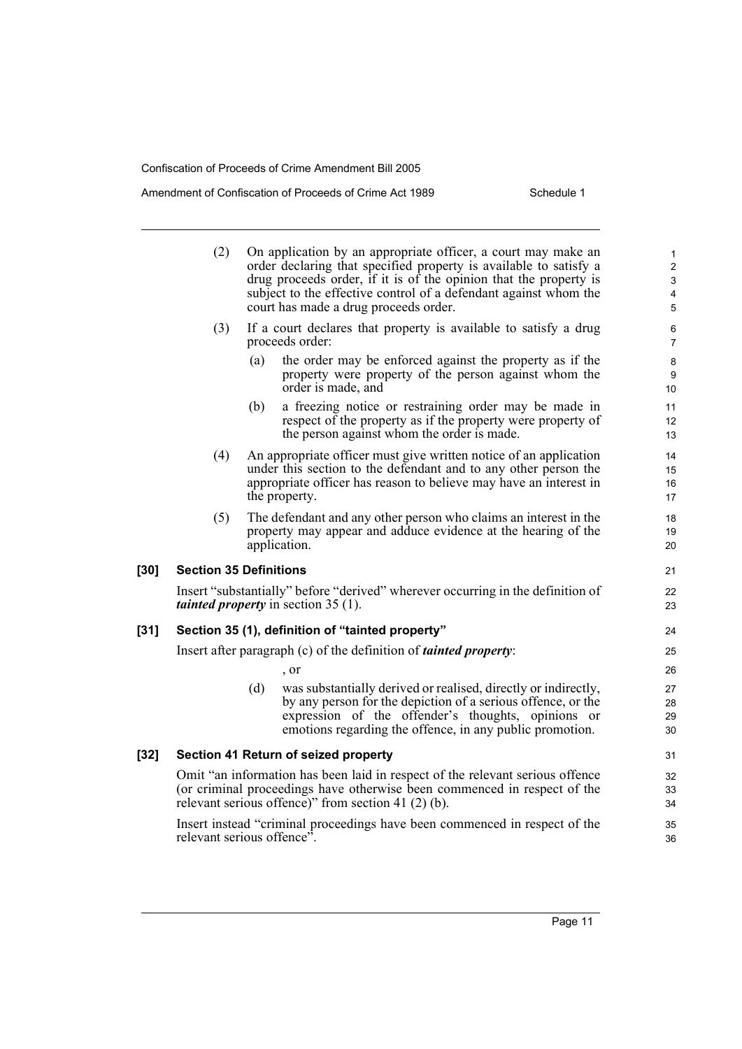(2) On application by an appropriate officer, a court may make an order declaring that specified property is available to satisfy a drug proceeds order, if it is of the opinion that the property is subject to the effective control of a defendant against whom the court has made a drug proceeds order.

(3) If a court declares that property is available to satisfy a drug proceeds order:

(a) the order may be enforced against the property as if the property were property of the person against whom the order is made, and

(b) a freezing notice or restraining order may be made in respect of the property as if the property were property of the person against whom the order is made.

(4) An appropriate officer must give written notice of an application under this section to the defendant and to any other person the appropriate officer has reason to believe may have an interest in the property.

(5) The defendant and any other person who claims an interest in the property may appear and adduce evidence at the hearing of the application.

### [30] Section 35 Definitions

Insert "substantially" before "derived" wherever occurring in the definition of ***tainted property*** in section 35 (1).

### [31] Section 35 (1), definition of "tainted property"

Insert after paragraph (c) of the definition of ***tainted property***:

, or

(d) was substantially derived or realised, directly or indirectly, by any person for the depiction of a serious offence, or the expression of the offender's thoughts, opinions or emotions regarding the offence, in any public promotion.

### [32] Section 41 Return of seized property

Omit "an information has been laid in respect of the relevant serious offence (or criminal proceedings have otherwise been commenced in respect of the relevant serious offence)" from section 41 (2) (b).

Insert instead "criminal proceedings have been commenced in respect of the relevant serious offence".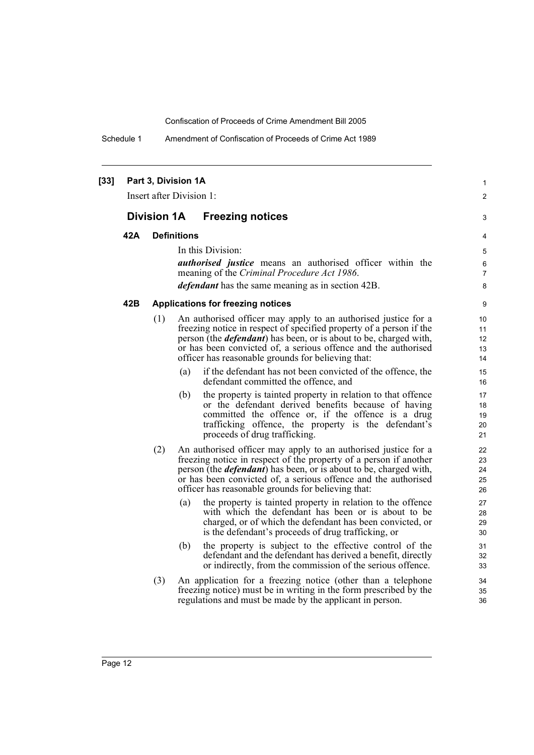**[33] Part 3, Division 1A**

Insert after Division 1:

## Division 1A Freezing notices

### 42A Definitions

In this Division:

***authorised justice*** means an authorised officer within the meaning of the *Criminal Procedure Act 1986*.

***defendant*** has the same meaning as in section 42B.

### 42B Applications for freezing notices

(1) An authorised officer may apply to an authorised justice for a freezing notice in respect of specified property of a person if the person (the ***defendant***) has been, or is about to be, charged with, or has been convicted of, a serious offence and the authorised officer has reasonable grounds for believing that:

(a) if the defendant has not been convicted of the offence, the defendant committed the offence, and

(b) the property is tainted property in relation to that offence or the defendant derived benefits because of having committed the offence or, if the offence is a drug trafficking offence, the property is the defendant's proceeds of drug trafficking.

(2) An authorised officer may apply to an authorised justice for a freezing notice in respect of the property of a person if another person (the ***defendant***) has been, or is about to be, charged with, or has been convicted of, a serious offence and the authorised officer has reasonable grounds for believing that:

(a) the property is tainted property in relation to the offence with which the defendant has been or is about to be charged, or of which the defendant has been convicted, or is the defendant's proceeds of drug trafficking, or

(b) the property is subject to the effective control of the defendant and the defendant has derived a benefit, directly or indirectly, from the commission of the serious offence.

(3) An application for a freezing notice (other than a telephone freezing notice) must be in writing in the form prescribed by the regulations and must be made by the applicant in person.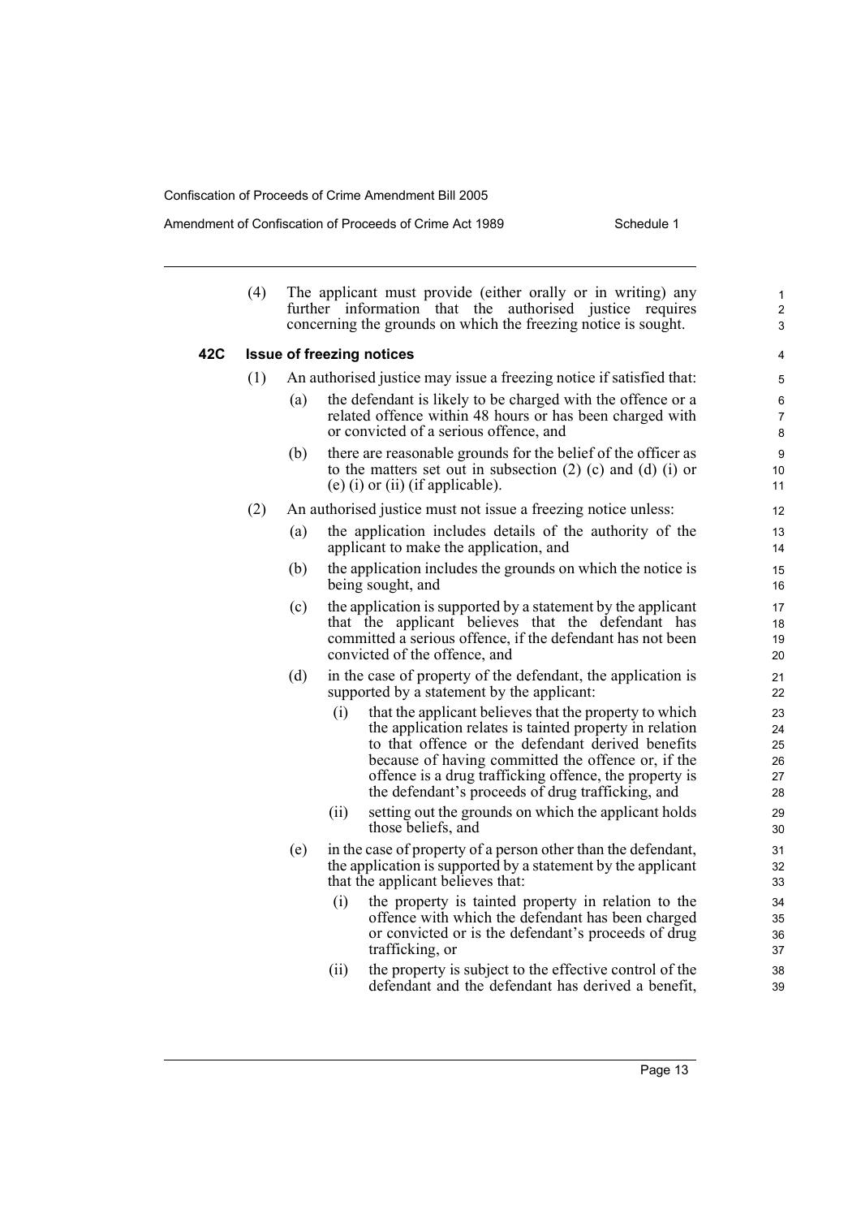(4) The applicant must provide (either orally or in writing) any further information that the authorised justice requires concerning the grounds on which the freezing notice is sought.

### 42C Issue of freezing notices

(1) An authorised justice may issue a freezing notice if satisfied that:

- (a) the defendant is likely to be charged with the offence or a related offence within 48 hours or has been charged with or convicted of a serious offence, and
- (b) there are reasonable grounds for the belief of the officer as to the matters set out in subsection (2) (c) and (d) (i) or (e) (i) or (ii) (if applicable).

(2) An authorised justice must not issue a freezing notice unless:

- (a) the application includes details of the authority of the applicant to make the application, and
- (b) the application includes the grounds on which the notice is being sought, and
- (c) the application is supported by a statement by the applicant that the applicant believes that the defendant has committed a serious offence, if the defendant has not been convicted of the offence, and
- (d) in the case of property of the defendant, the application is supported by a statement by the applicant:
  - (i) that the applicant believes that the property to which the application relates is tainted property in relation to that offence or the defendant derived benefits because of having committed the offence or, if the offence is a drug trafficking offence, the property is the defendant's proceeds of drug trafficking, and
  - (ii) setting out the grounds on which the applicant holds those beliefs, and
- (e) in the case of property of a person other than the defendant, the application is supported by a statement by the applicant that the applicant believes that:
  - (i) the property is tainted property in relation to the offence with which the defendant has been charged or convicted or is the defendant's proceeds of drug trafficking, or
  - (ii) the property is subject to the effective control of the defendant and the defendant has derived a benefit,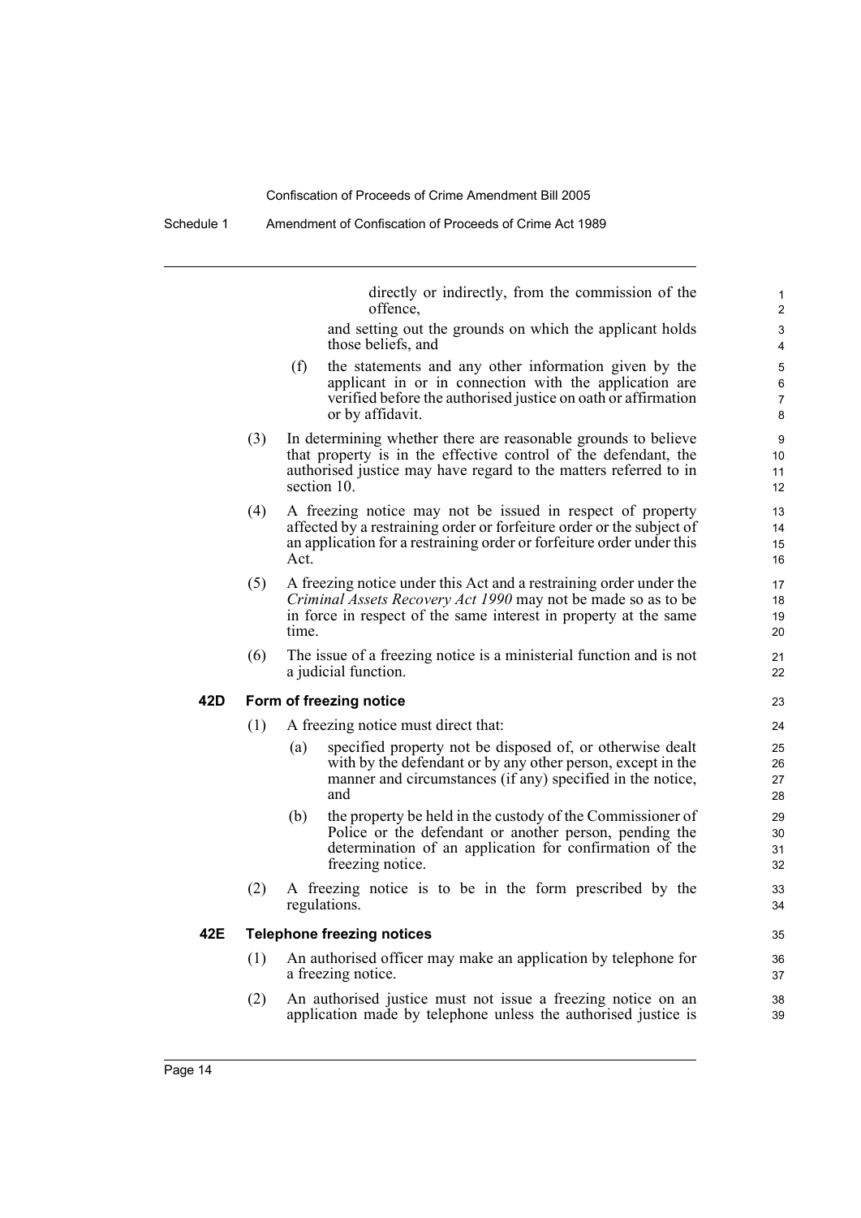directly or indirectly, from the commission of the offence,

and setting out the grounds on which the applicant holds those beliefs, and

(f) the statements and any other information given by the applicant in or in connection with the application are verified before the authorised justice on oath or affirmation or by affidavit.

(3) In determining whether there are reasonable grounds to believe that property is in the effective control of the defendant, the authorised justice may have regard to the matters referred to in section 10.

(4) A freezing notice may not be issued in respect of property affected by a restraining order or forfeiture order or the subject of an application for a restraining order or forfeiture order under this Act.

(5) A freezing notice under this Act and a restraining order under the *Criminal Assets Recovery Act 1990* may not be made so as to be in force in respect of the same interest in property at the same time.

(6) The issue of a freezing notice is a ministerial function and is not a judicial function.

**42D Form of freezing notice**

(1) A freezing notice must direct that:

(a) specified property not be disposed of, or otherwise dealt with by the defendant or by any other person, except in the manner and circumstances (if any) specified in the notice, and

(b) the property be held in the custody of the Commissioner of Police or the defendant or another person, pending the determination of an application for confirmation of the freezing notice.

(2) A freezing notice is to be in the form prescribed by the regulations.

**42E Telephone freezing notices**

(1) An authorised officer may make an application by telephone for a freezing notice.

(2) An authorised justice must not issue a freezing notice on an application made by telephone unless the authorised justice is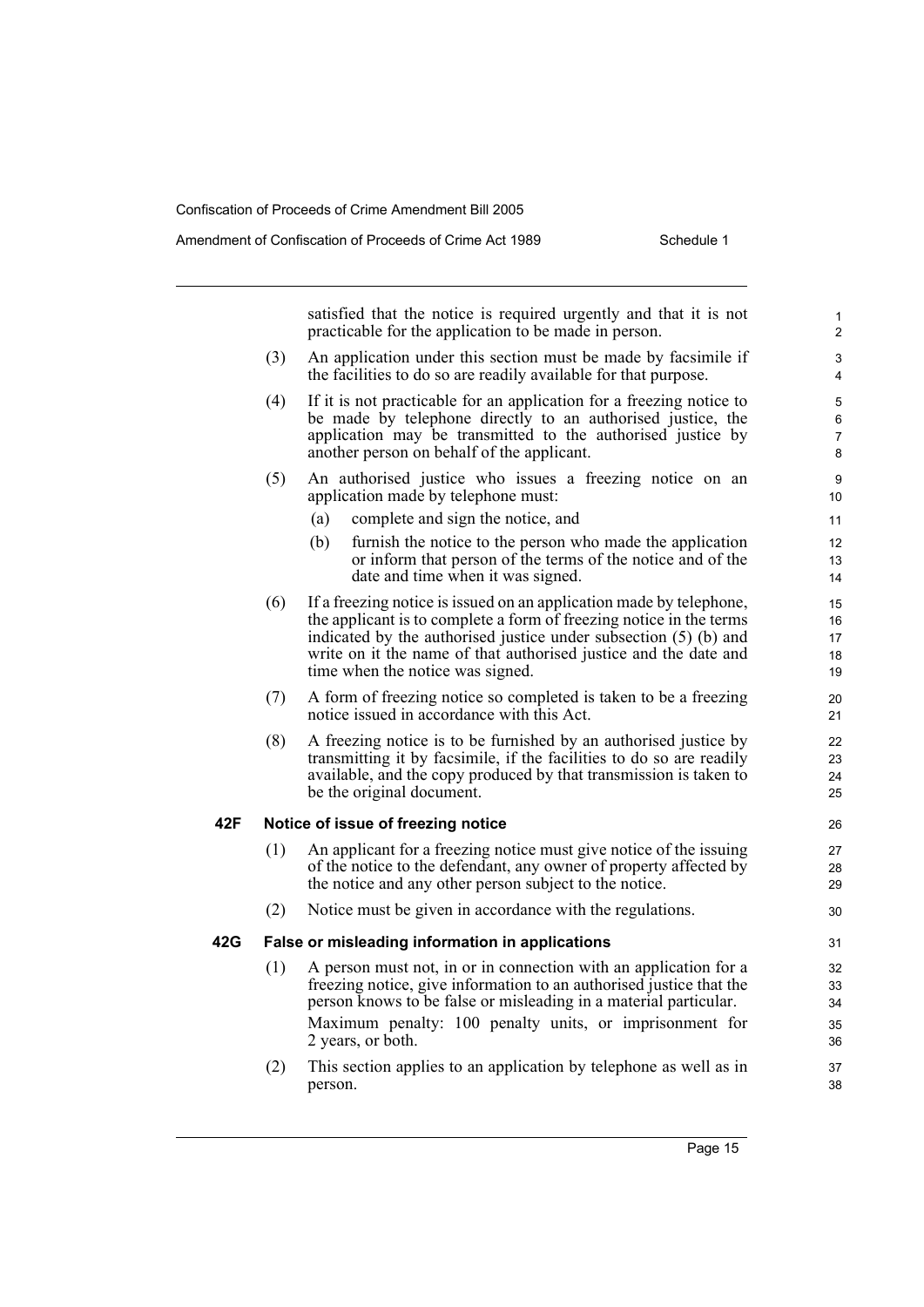satisfied that the notice is required urgently and that it is not practicable for the application to be made in person.

(3) An application under this section must be made by facsimile if the facilities to do so are readily available for that purpose.

(4) If it is not practicable for an application for a freezing notice to be made by telephone directly to an authorised justice, the application may be transmitted to the authorised justice by another person on behalf of the applicant.

(5) An authorised justice who issues a freezing notice on an application made by telephone must:

(a) complete and sign the notice, and

(b) furnish the notice to the person who made the application or inform that person of the terms of the notice and of the date and time when it was signed.

(6) If a freezing notice is issued on an application made by telephone, the applicant is to complete a form of freezing notice in the terms indicated by the authorised justice under subsection (5) (b) and write on it the name of that authorised justice and the date and time when the notice was signed.

(7) A form of freezing notice so completed is taken to be a freezing notice issued in accordance with this Act.

(8) A freezing notice is to be furnished by an authorised justice by transmitting it by facsimile, if the facilities to do so are readily available, and the copy produced by that transmission is taken to be the original document.

### 42F Notice of issue of freezing notice

(1) An applicant for a freezing notice must give notice of the issuing of the notice to the defendant, any owner of property affected by the notice and any other person subject to the notice.

(2) Notice must be given in accordance with the regulations.

### 42G False or misleading information in applications

(1) A person must not, in or in connection with an application for a freezing notice, give information to an authorised justice that the person knows to be false or misleading in a material particular.

Maximum penalty: 100 penalty units, or imprisonment for 2 years, or both.

(2) This section applies to an application by telephone as well as in person.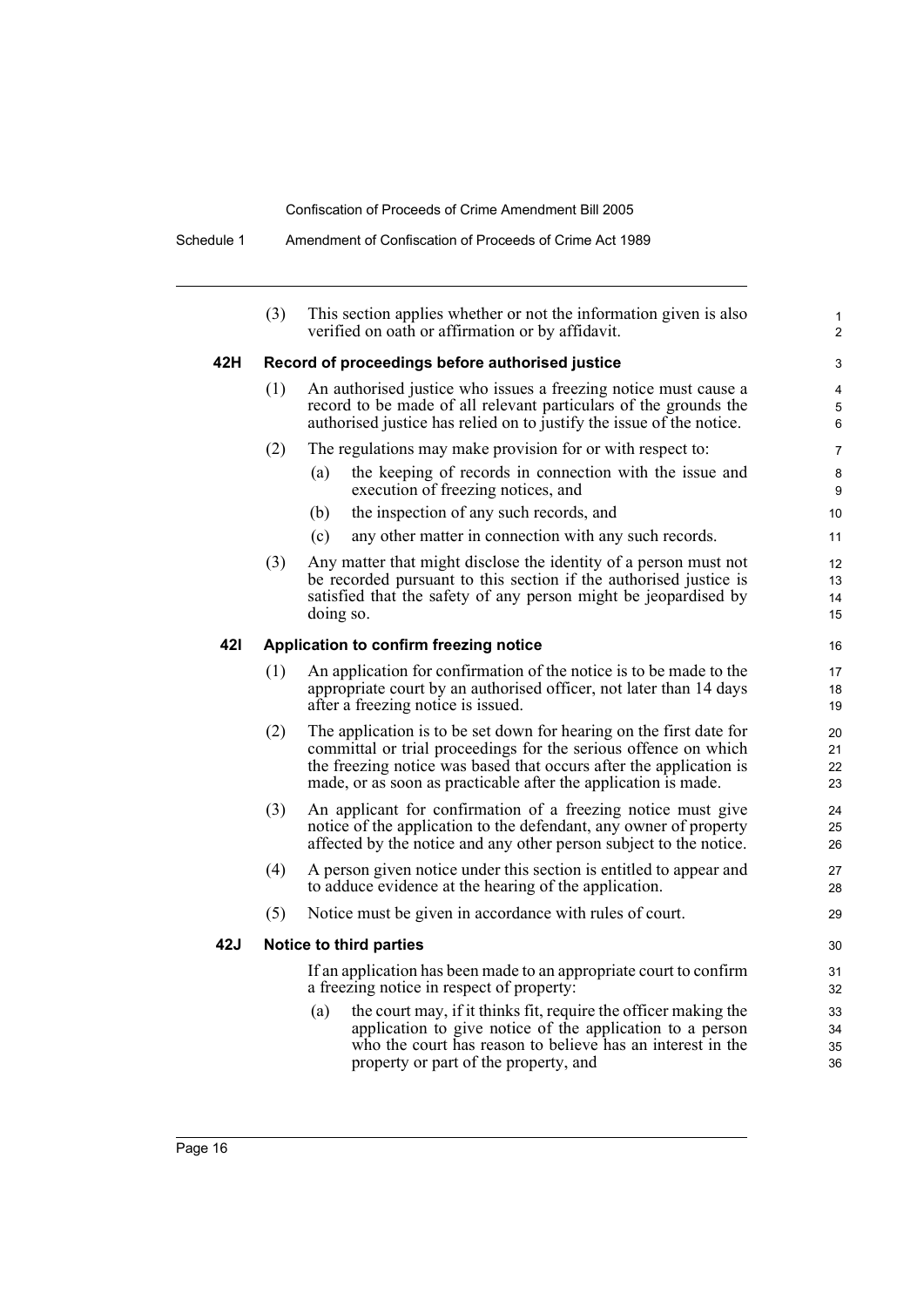(3) This section applies whether or not the information given is also verified on oath or affirmation or by affidavit.

### 42H Record of proceedings before authorised justice

(1) An authorised justice who issues a freezing notice must cause a record to be made of all relevant particulars of the grounds the authorised justice has relied on to justify the issue of the notice.

(2) The regulations may make provision for or with respect to:

- (a) the keeping of records in connection with the issue and execution of freezing notices, and
- (b) the inspection of any such records, and
- (c) any other matter in connection with any such records.

(3) Any matter that might disclose the identity of a person must not be recorded pursuant to this section if the authorised justice is satisfied that the safety of any person might be jeopardised by doing so.

### 42I Application to confirm freezing notice

(1) An application for confirmation of the notice is to be made to the appropriate court by an authorised officer, not later than 14 days after a freezing notice is issued.

(2) The application is to be set down for hearing on the first date for committal or trial proceedings for the serious offence on which the freezing notice was based that occurs after the application is made, or as soon as practicable after the application is made.

(3) An applicant for confirmation of a freezing notice must give notice of the application to the defendant, any owner of property affected by the notice and any other person subject to the notice.

(4) A person given notice under this section is entitled to appear and to adduce evidence at the hearing of the application.

(5) Notice must be given in accordance with rules of court.

### 42J Notice to third parties

If an application has been made to an appropriate court to confirm a freezing notice in respect of property:

- (a) the court may, if it thinks fit, require the officer making the application to give notice of the application to a person who the court has reason to believe has an interest in the property or part of the property, and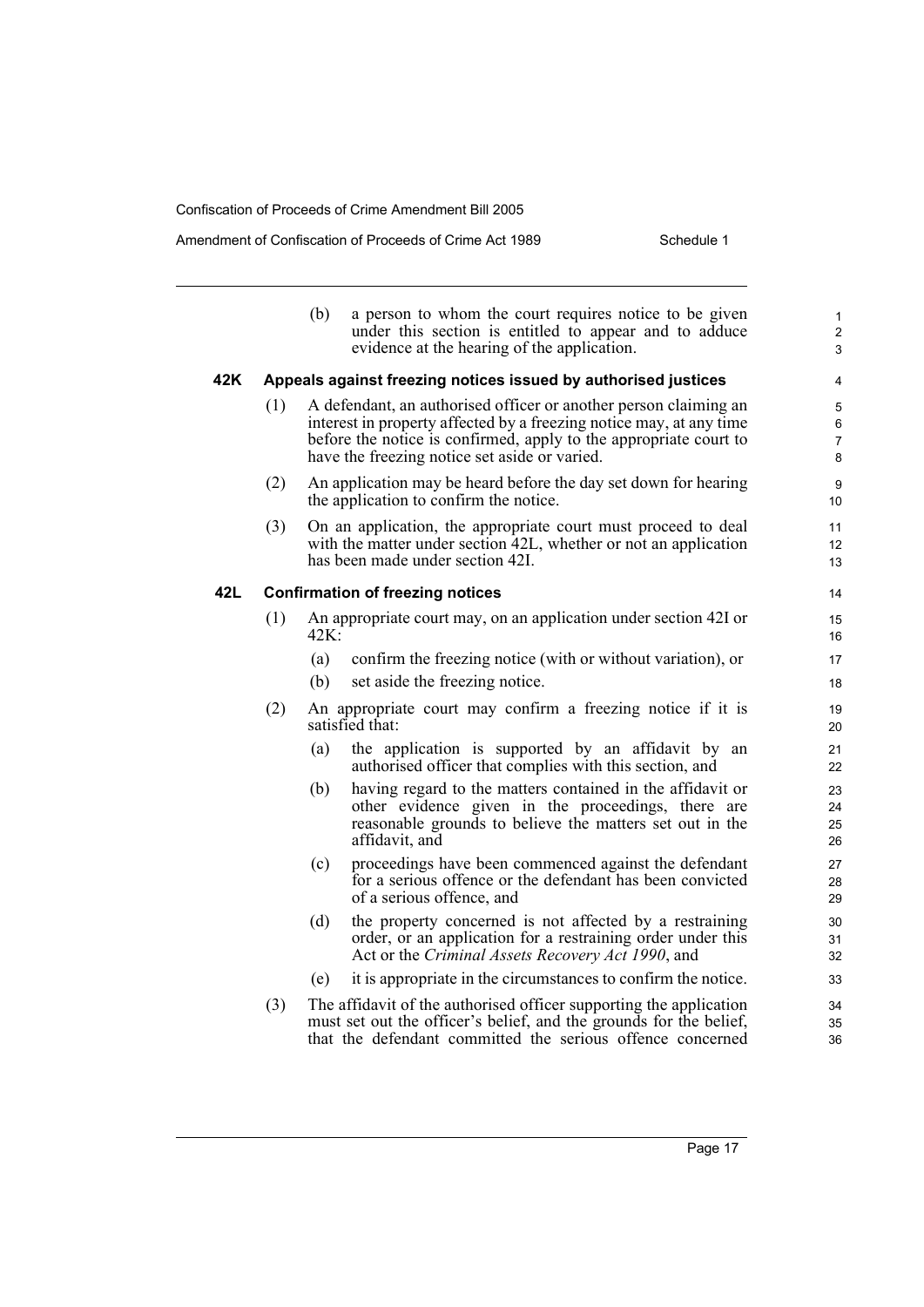(b) a person to whom the court requires notice to be given under this section is entitled to appear and to adduce evidence at the hearing of the application.

**42K Appeals against freezing notices issued by authorised justices**

(1) A defendant, an authorised officer or another person claiming an interest in property affected by a freezing notice may, at any time before the notice is confirmed, apply to the appropriate court to have the freezing notice set aside or varied.

(2) An application may be heard before the day set down for hearing the application to confirm the notice.

(3) On an application, the appropriate court must proceed to deal with the matter under section 42L, whether or not an application has been made under section 42I.

**42L Confirmation of freezing notices**

(1) An appropriate court may, on an application under section 42I or 42K:

(a) confirm the freezing notice (with or without variation), or

(b) set aside the freezing notice.

(2) An appropriate court may confirm a freezing notice if it is satisfied that:

(a) the application is supported by an affidavit by an authorised officer that complies with this section, and

(b) having regard to the matters contained in the affidavit or other evidence given in the proceedings, there are reasonable grounds to believe the matters set out in the affidavit, and

(c) proceedings have been commenced against the defendant for a serious offence or the defendant has been convicted of a serious offence, and

(d) the property concerned is not affected by a restraining order, or an application for a restraining order under this Act or the *Criminal Assets Recovery Act 1990*, and

(e) it is appropriate in the circumstances to confirm the notice.

(3) The affidavit of the authorised officer supporting the application must set out the officer's belief, and the grounds for the belief, that the defendant committed the serious offence concerned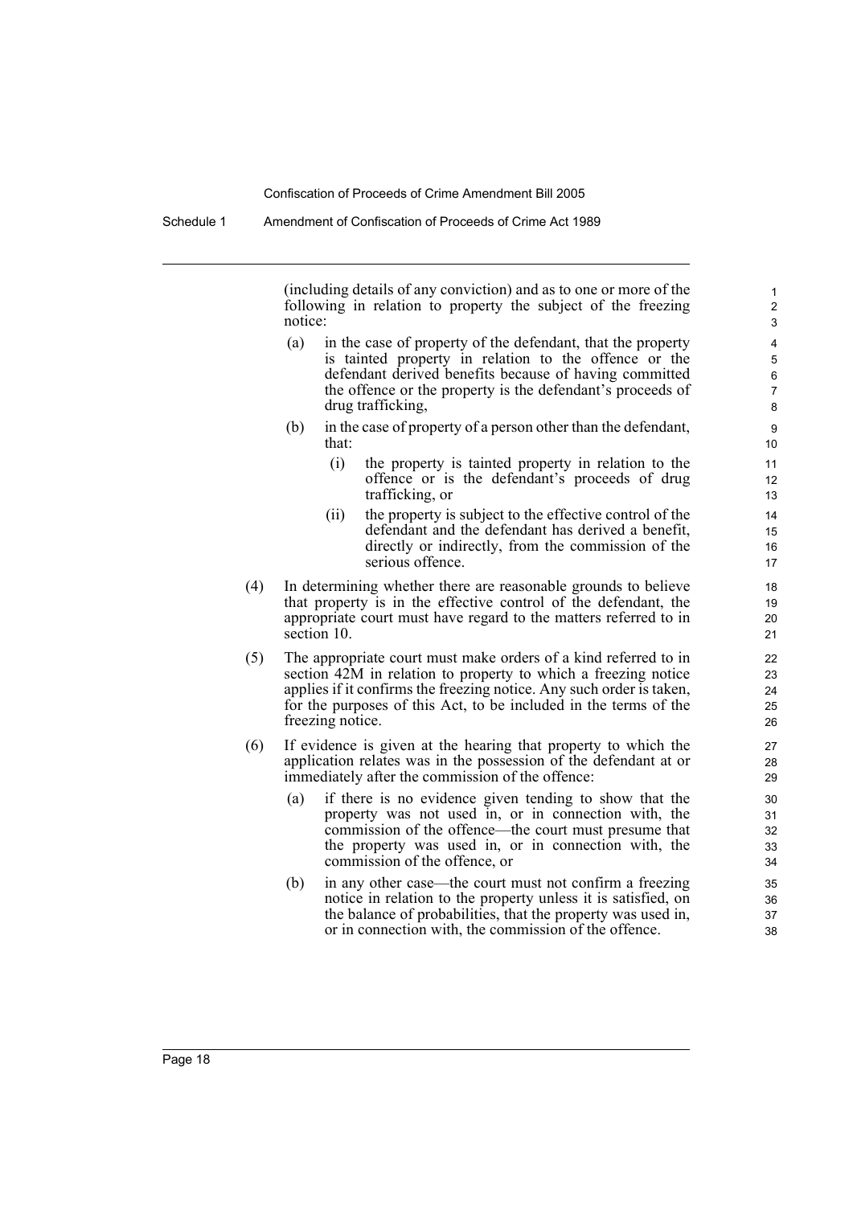(including details of any conviction) and as to one or more of the following in relation to property the subject of the freezing notice:

(a) in the case of property of the defendant, that the property is tainted property in relation to the offence or the defendant derived benefits because of having committed the offence or the property is the defendant's proceeds of drug trafficking,

(b) in the case of property of a person other than the defendant, that:

(i) the property is tainted property in relation to the offence or is the defendant's proceeds of drug trafficking, or

(ii) the property is subject to the effective control of the defendant and the defendant has derived a benefit, directly or indirectly, from the commission of the serious offence.

(4) In determining whether there are reasonable grounds to believe that property is in the effective control of the defendant, the appropriate court must have regard to the matters referred to in section 10.

(5) The appropriate court must make orders of a kind referred to in section 42M in relation to property to which a freezing notice applies if it confirms the freezing notice. Any such order is taken, for the purposes of this Act, to be included in the terms of the freezing notice.

(6) If evidence is given at the hearing that property to which the application relates was in the possession of the defendant at or immediately after the commission of the offence:

(a) if there is no evidence given tending to show that the property was not used in, or in connection with, the commission of the offence—the court must presume that the property was used in, or in connection with, the commission of the offence, or

(b) in any other case—the court must not confirm a freezing notice in relation to the property unless it is satisfied, on the balance of probabilities, that the property was used in, or in connection with, the commission of the offence.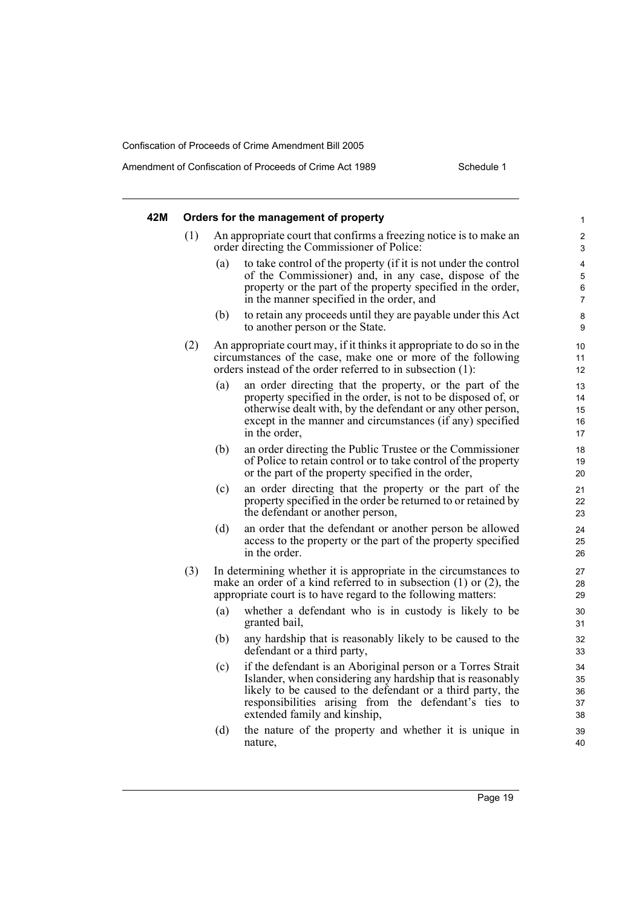#### 42M Orders for the management of property

(1) An appropriate court that confirms a freezing notice is to make an order directing the Commissioner of Police:

(a) to take control of the property (if it is not under the control of the Commissioner) and, in any case, dispose of the property or the part of the property specified in the order, in the manner specified in the order, and

(b) to retain any proceeds until they are payable under this Act to another person or the State.

(2) An appropriate court may, if it thinks it appropriate to do so in the circumstances of the case, make one or more of the following orders instead of the order referred to in subsection (1):

(a) an order directing that the property, or the part of the property specified in the order, is not to be disposed of, or otherwise dealt with, by the defendant or any other person, except in the manner and circumstances (if any) specified in the order,

(b) an order directing the Public Trustee or the Commissioner of Police to retain control or to take control of the property or the part of the property specified in the order,

(c) an order directing that the property or the part of the property specified in the order be returned to or retained by the defendant or another person,

(d) an order that the defendant or another person be allowed access to the property or the part of the property specified in the order.

(3) In determining whether it is appropriate in the circumstances to make an order of a kind referred to in subsection (1) or (2), the appropriate court is to have regard to the following matters:

(a) whether a defendant who is in custody is likely to be granted bail,

(b) any hardship that is reasonably likely to be caused to the defendant or a third party,

(c) if the defendant is an Aboriginal person or a Torres Strait Islander, when considering any hardship that is reasonably likely to be caused to the defendant or a third party, the responsibilities arising from the defendant's ties to extended family and kinship,

(d) the nature of the property and whether it is unique in nature,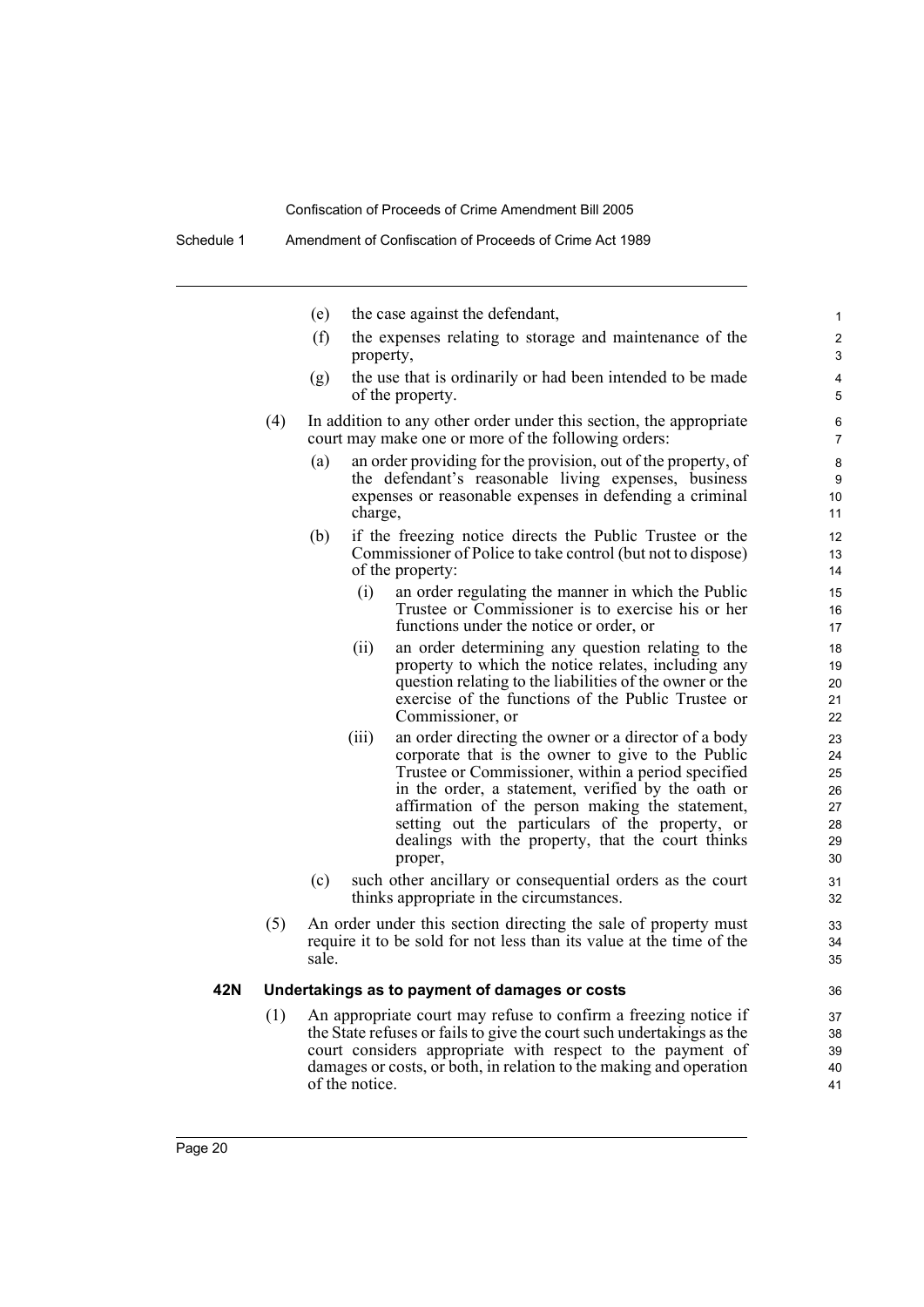(e) the case against the defendant,

(f) the expenses relating to storage and maintenance of the property,

(g) the use that is ordinarily or had been intended to be made of the property.

(4) In addition to any other order under this section, the appropriate court may make one or more of the following orders:

(a) an order providing for the provision, out of the property, of the defendant's reasonable living expenses, business expenses or reasonable expenses in defending a criminal charge,

(b) if the freezing notice directs the Public Trustee or the Commissioner of Police to take control (but not to dispose) of the property:

(i) an order regulating the manner in which the Public Trustee or Commissioner is to exercise his or her functions under the notice or order, or

(ii) an order determining any question relating to the property to which the notice relates, including any question relating to the liabilities of the owner or the exercise of the functions of the Public Trustee or Commissioner, or

(iii) an order directing the owner or a director of a body corporate that is the owner to give to the Public Trustee or Commissioner, within a period specified in the order, a statement, verified by the oath or affirmation of the person making the statement, setting out the particulars of the property, or dealings with the property, that the court thinks proper,

(c) such other ancillary or consequential orders as the court thinks appropriate in the circumstances.

(5) An order under this section directing the sale of property must require it to be sold for not less than its value at the time of the sale.

### 42N Undertakings as to payment of damages or costs

(1) An appropriate court may refuse to confirm a freezing notice if the State refuses or fails to give the court such undertakings as the court considers appropriate with respect to the payment of damages or costs, or both, in relation to the making and operation of the notice.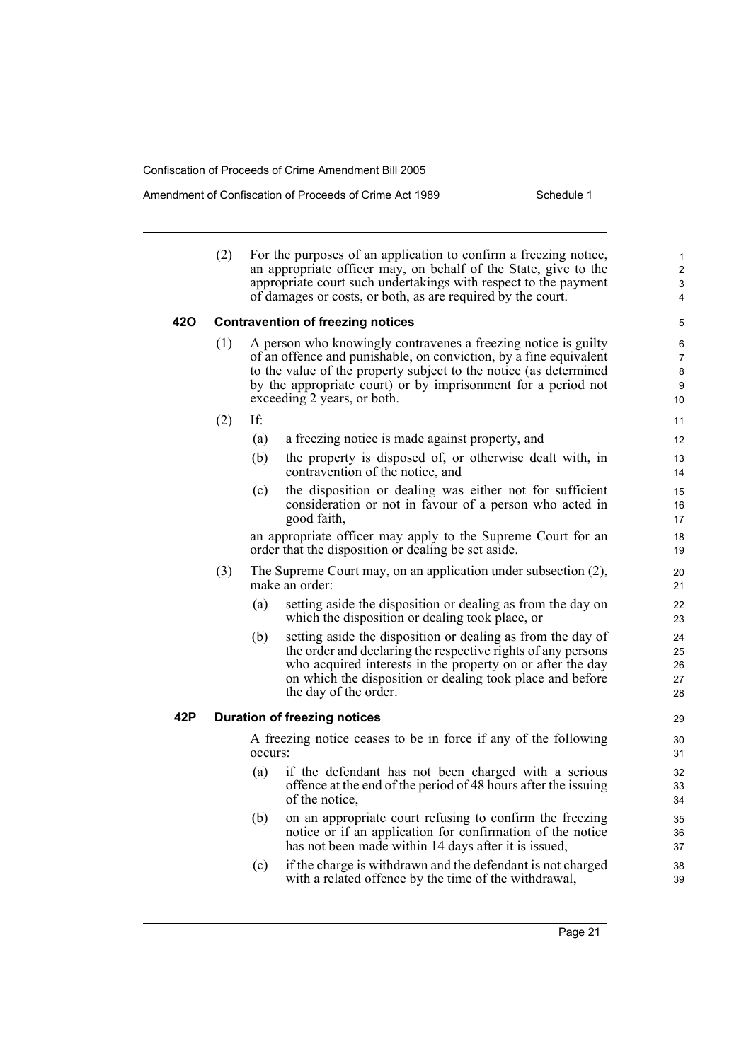(2) For the purposes of an application to confirm a freezing notice, an appropriate officer may, on behalf of the State, give to the appropriate court such undertakings with respect to the payment of damages or costs, or both, as are required by the court.

### 42O Contravention of freezing notices

(1) A person who knowingly contravenes a freezing notice is guilty of an offence and punishable, on conviction, by a fine equivalent to the value of the property subject to the notice (as determined by the appropriate court) or by imprisonment for a period not exceeding 2 years, or both.

(2) If:

- (a) a freezing notice is made against property, and
- (b) the property is disposed of, or otherwise dealt with, in contravention of the notice, and
- (c) the disposition or dealing was either not for sufficient consideration or not in favour of a person who acted in good faith,

an appropriate officer may apply to the Supreme Court for an order that the disposition or dealing be set aside.

(3) The Supreme Court may, on an application under subsection (2), make an order:

- (a) setting aside the disposition or dealing as from the day on which the disposition or dealing took place, or
- (b) setting aside the disposition or dealing as from the day of the order and declaring the respective rights of any persons who acquired interests in the property on or after the day on which the disposition or dealing took place and before the day of the order.

### 42P Duration of freezing notices

A freezing notice ceases to be in force if any of the following occurs:

- (a) if the defendant has not been charged with a serious offence at the end of the period of 48 hours after the issuing of the notice,
- (b) on an appropriate court refusing to confirm the freezing notice or if an application for confirmation of the notice has not been made within 14 days after it is issued,
- (c) if the charge is withdrawn and the defendant is not charged with a related offence by the time of the withdrawal,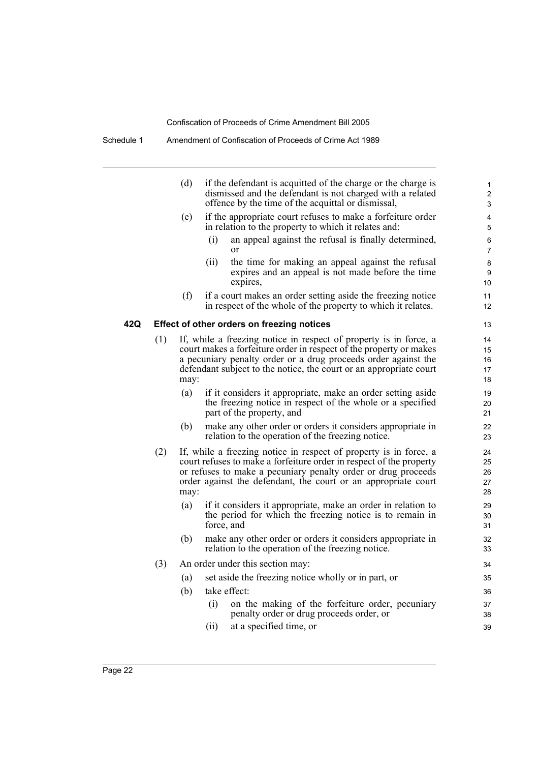(d) if the defendant is acquitted of the charge or the charge is dismissed and the defendant is not charged with a related offence by the time of the acquittal or dismissal,

(e) if the appropriate court refuses to make a forfeiture order in relation to the property to which it relates and:

  (i) an appeal against the refusal is finally determined, or

  (ii) the time for making an appeal against the refusal expires and an appeal is not made before the time expires,

(f) if a court makes an order setting aside the freezing notice in respect of the whole of the property to which it relates.

**42Q Effect of other orders on freezing notices**

(1) If, while a freezing notice in respect of property is in force, a court makes a forfeiture order in respect of the property or makes a pecuniary penalty order or a drug proceeds order against the defendant subject to the notice, the court or an appropriate court may:

  (a) if it considers it appropriate, make an order setting aside the freezing notice in respect of the whole or a specified part of the property, and

  (b) make any other order or orders it considers appropriate in relation to the operation of the freezing notice.

(2) If, while a freezing notice in respect of property is in force, a court refuses to make a forfeiture order in respect of the property or refuses to make a pecuniary penalty order or drug proceeds order against the defendant, the court or an appropriate court may:

  (a) if it considers it appropriate, make an order in relation to the period for which the freezing notice is to remain in force, and

  (b) make any other order or orders it considers appropriate in relation to the operation of the freezing notice.

(3) An order under this section may:

  (a) set aside the freezing notice wholly or in part, or

  (b) take effect:

    (i) on the making of the forfeiture order, pecuniary penalty order or drug proceeds order, or

    (ii) at a specified time, or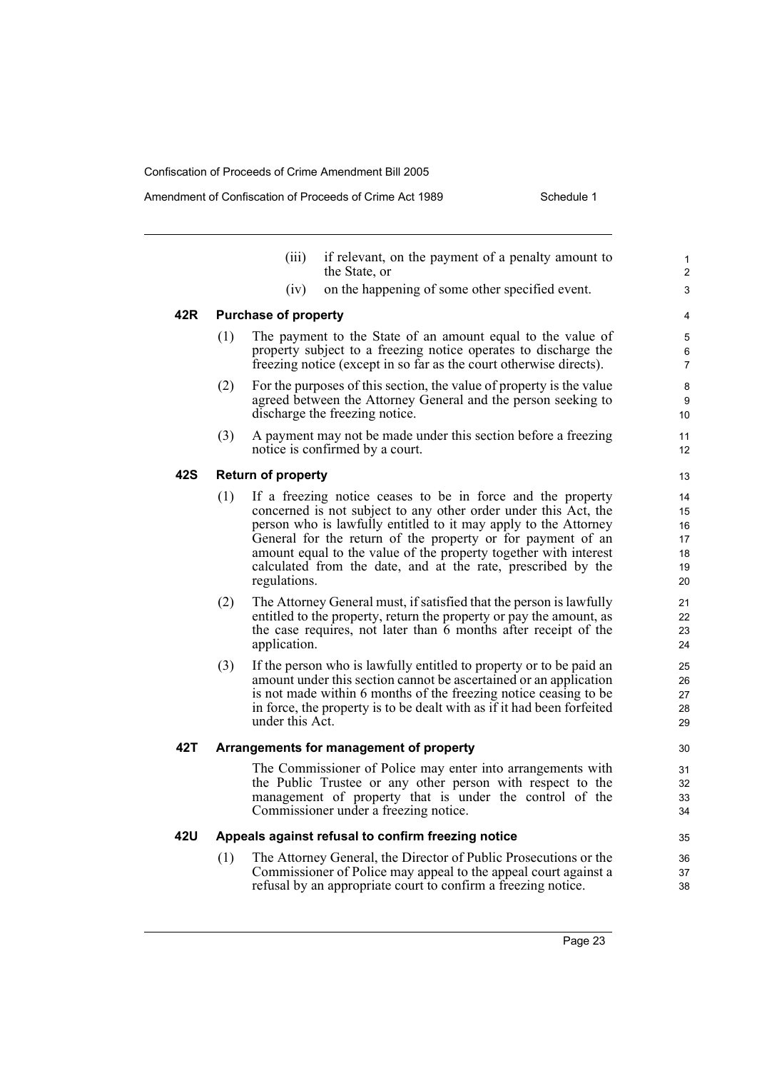(iii) if relevant, on the payment of a penalty amount to the State, or

(iv) on the happening of some other specified event.

#### 42R Purchase of property

(1) The payment to the State of an amount equal to the value of property subject to a freezing notice operates to discharge the freezing notice (except in so far as the court otherwise directs).

(2) For the purposes of this section, the value of property is the value agreed between the Attorney General and the person seeking to discharge the freezing notice.

(3) A payment may not be made under this section before a freezing notice is confirmed by a court.

#### 42S Return of property

(1) If a freezing notice ceases to be in force and the property concerned is not subject to any other order under this Act, the person who is lawfully entitled to it may apply to the Attorney General for the return of the property or for payment of an amount equal to the value of the property together with interest calculated from the date, and at the rate, prescribed by the regulations.

(2) The Attorney General must, if satisfied that the person is lawfully entitled to the property, return the property or pay the amount, as the case requires, not later than 6 months after receipt of the application.

(3) If the person who is lawfully entitled to property or to be paid an amount under this section cannot be ascertained or an application is not made within 6 months of the freezing notice ceasing to be in force, the property is to be dealt with as if it had been forfeited under this Act.

#### 42T Arrangements for management of property

The Commissioner of Police may enter into arrangements with the Public Trustee or any other person with respect to the management of property that is under the control of the Commissioner under a freezing notice.

#### 42U Appeals against refusal to confirm freezing notice

(1) The Attorney General, the Director of Public Prosecutions or the Commissioner of Police may appeal to the appeal court against a refusal by an appropriate court to confirm a freezing notice.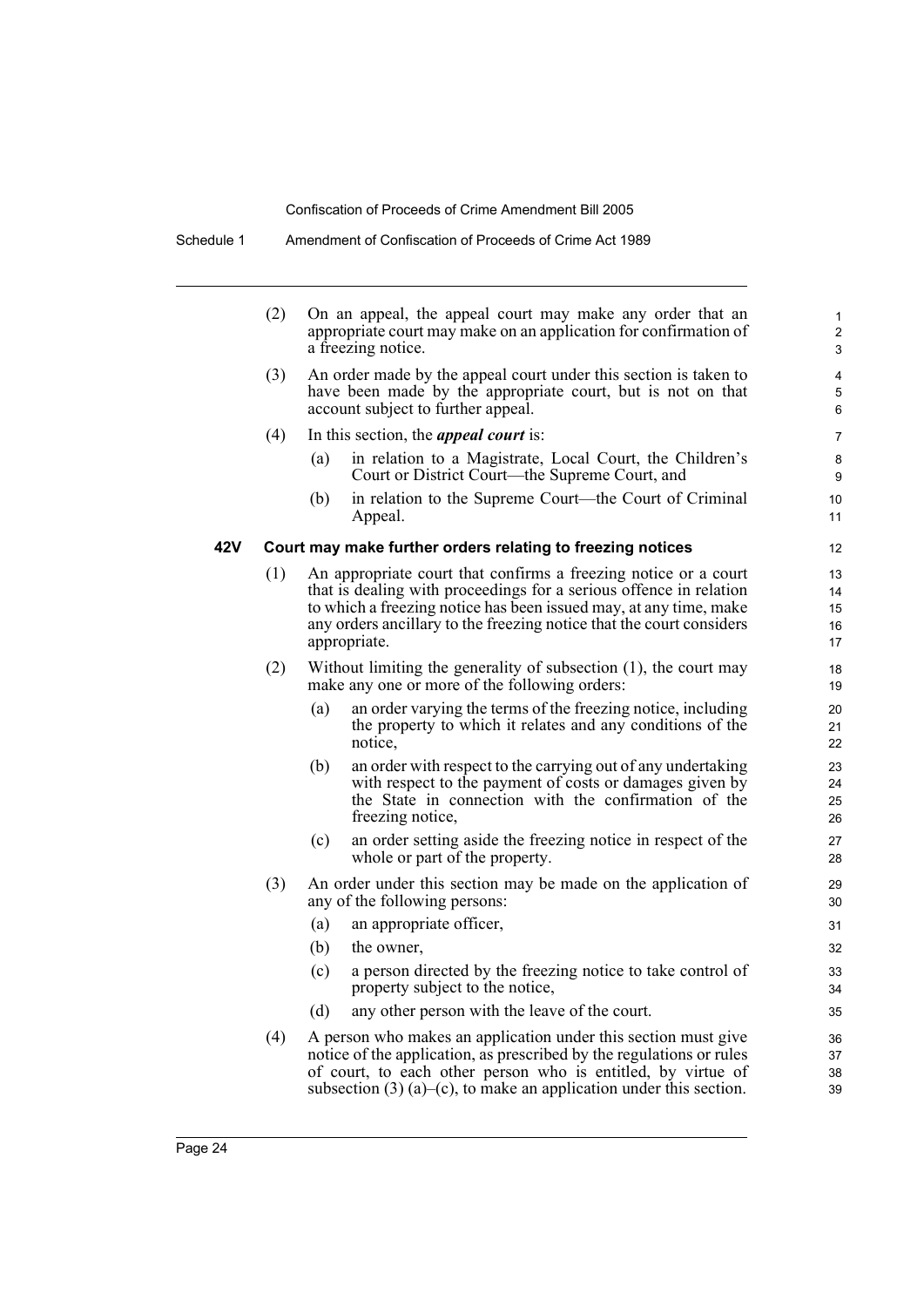(2) On an appeal, the appeal court may make any order that an appropriate court may make on an application for confirmation of a freezing notice.

(3) An order made by the appeal court under this section is taken to have been made by the appropriate court, but is not on that account subject to further appeal.

(4) In this section, the ***appeal court*** is:

- (a) in relation to a Magistrate, Local Court, the Children's Court or District Court—the Supreme Court, and
- (b) in relation to the Supreme Court—the Court of Criminal Appeal.

### 42V Court may make further orders relating to freezing notices

(1) An appropriate court that confirms a freezing notice or a court that is dealing with proceedings for a serious offence in relation to which a freezing notice has been issued may, at any time, make any orders ancillary to the freezing notice that the court considers appropriate.

(2) Without limiting the generality of subsection (1), the court may make any one or more of the following orders:

- (a) an order varying the terms of the freezing notice, including the property to which it relates and any conditions of the notice,
- (b) an order with respect to the carrying out of any undertaking with respect to the payment of costs or damages given by the State in connection with the confirmation of the freezing notice,
- (c) an order setting aside the freezing notice in respect of the whole or part of the property.

(3) An order under this section may be made on the application of any of the following persons:

- (a) an appropriate officer,
- (b) the owner,
- (c) a person directed by the freezing notice to take control of property subject to the notice,
- (d) any other person with the leave of the court.

(4) A person who makes an application under this section must give notice of the application, as prescribed by the regulations or rules of court, to each other person who is entitled, by virtue of subsection (3) (a)–(c), to make an application under this section.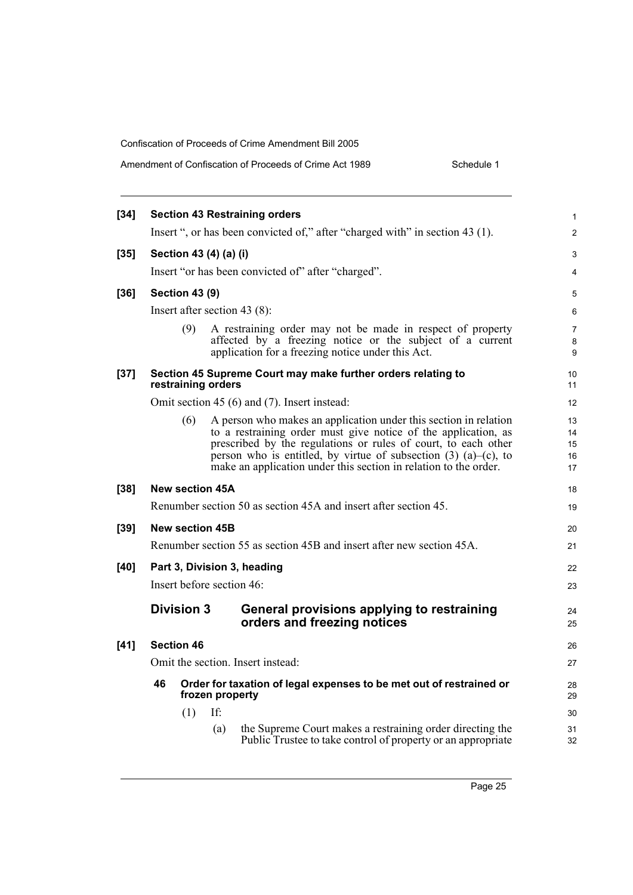**[34] Section 43 Restraining orders**

Insert ", or has been convicted of," after "charged with" in section 43 (1).

**[35] Section 43 (4) (a) (i)**

Insert "or has been convicted of" after "charged".

**[36] Section 43 (9)**

Insert after section 43 (8):

(9) A restraining order may not be made in respect of property affected by a freezing notice or the subject of a current application for a freezing notice under this Act.

**[37] Section 45 Supreme Court may make further orders relating to restraining orders**

Omit section 45 (6) and (7). Insert instead:

(6) A person who makes an application under this section in relation to a restraining order must give notice of the application, as prescribed by the regulations or rules of court, to each other person who is entitled, by virtue of subsection (3) (a)–(c), to make an application under this section in relation to the order.

**[38] New section 45A**

Renumber section 50 as section 45A and insert after section 45.

**[39] New section 45B**

Renumber section 55 as section 45B and insert after new section 45A.

**[40] Part 3, Division 3, heading**

Insert before section 46:

## Division 3 General provisions applying to restraining orders and freezing notices

**[41] Section 46**

Omit the section. Insert instead:

### 46 Order for taxation of legal expenses to be met out of restrained or frozen property

(1) If:

(a) the Supreme Court makes a restraining order directing the Public Trustee to take control of property or an appropriate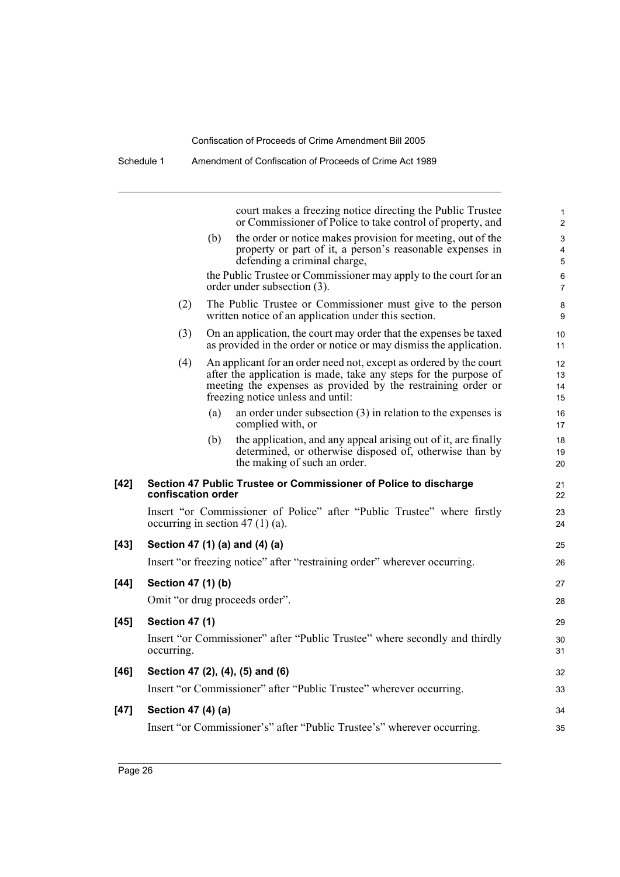court makes a freezing notice directing the Public Trustee or Commissioner of Police to take control of property, and

(b) the order or notice makes provision for meeting, out of the property or part of it, a person's reasonable expenses in defending a criminal charge,

the Public Trustee or Commissioner may apply to the court for an order under subsection (3).

(2) The Public Trustee or Commissioner must give to the person written notice of an application under this section.

(3) On an application, the court may order that the expenses be taxed as provided in the order or notice or may dismiss the application.

(4) An applicant for an order need not, except as ordered by the court after the application is made, take any steps for the purpose of meeting the expenses as provided by the restraining order or freezing notice unless and until:

(a) an order under subsection (3) in relation to the expenses is complied with, or

(b) the application, and any appeal arising out of it, are finally determined, or otherwise disposed of, otherwise than by the making of such an order.

**[42] Section 47 Public Trustee or Commissioner of Police to discharge confiscation order**

Insert "or Commissioner of Police" after "Public Trustee" where firstly occurring in section 47 (1) (a).

**[43] Section 47 (1) (a) and (4) (a)**

Insert "or freezing notice" after "restraining order" wherever occurring.

**[44] Section 47 (1) (b)**

Omit "or drug proceeds order".

**[45] Section 47 (1)**

Insert "or Commissioner" after "Public Trustee" where secondly and thirdly occurring.

**[46] Section 47 (2), (4), (5) and (6)**

Insert "or Commissioner" after "Public Trustee" wherever occurring.

**[47] Section 47 (4) (a)**

Insert "or Commissioner's" after "Public Trustee's" wherever occurring.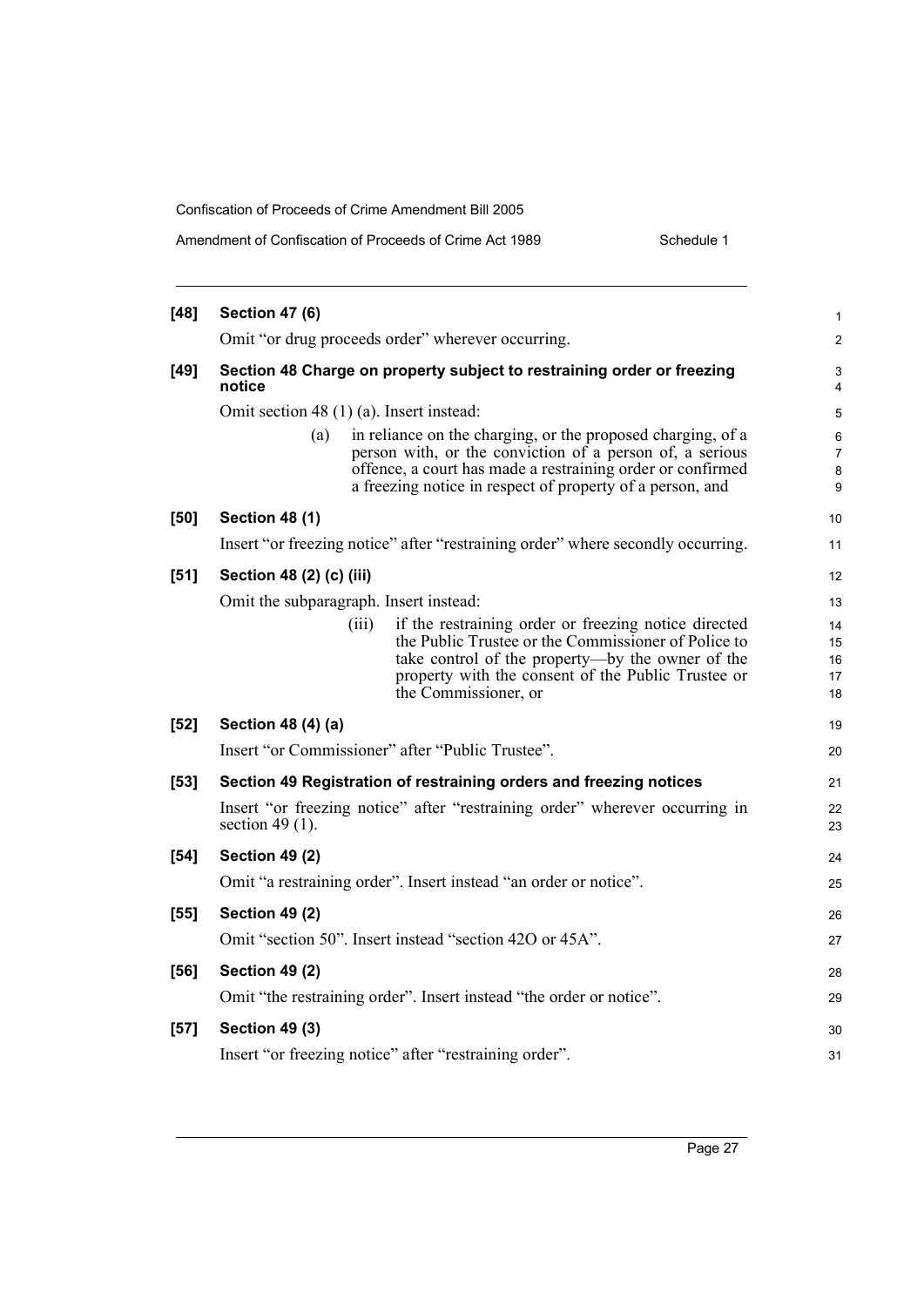**[48] Section 47 (6)**

Omit "or drug proceeds order" wherever occurring.

**[49] Section 48 Charge on property subject to restraining order or freezing notice**

Omit section 48 (1) (a). Insert instead:

> (a) in reliance on the charging, or the proposed charging, of a person with, or the conviction of a person of, a serious offence, a court has made a restraining order or confirmed a freezing notice in respect of property of a person, and

**[50] Section 48 (1)**

Insert "or freezing notice" after "restraining order" where secondly occurring.

**[51] Section 48 (2) (c) (iii)**

Omit the subparagraph. Insert instead:

> (iii) if the restraining order or freezing notice directed the Public Trustee or the Commissioner of Police to take control of the property—by the owner of the property with the consent of the Public Trustee or the Commissioner, or

**[52] Section 48 (4) (a)**

Insert "or Commissioner" after "Public Trustee".

**[53] Section 49 Registration of restraining orders and freezing notices**

Insert "or freezing notice" after "restraining order" wherever occurring in section 49 (1).

**[54] Section 49 (2)**

Omit "a restraining order". Insert instead "an order or notice".

**[55] Section 49 (2)**

Omit "section 50". Insert instead "section 42O or 45A".

**[56] Section 49 (2)**

Omit "the restraining order". Insert instead "the order or notice".

**[57] Section 49 (3)**

Insert "or freezing notice" after "restraining order".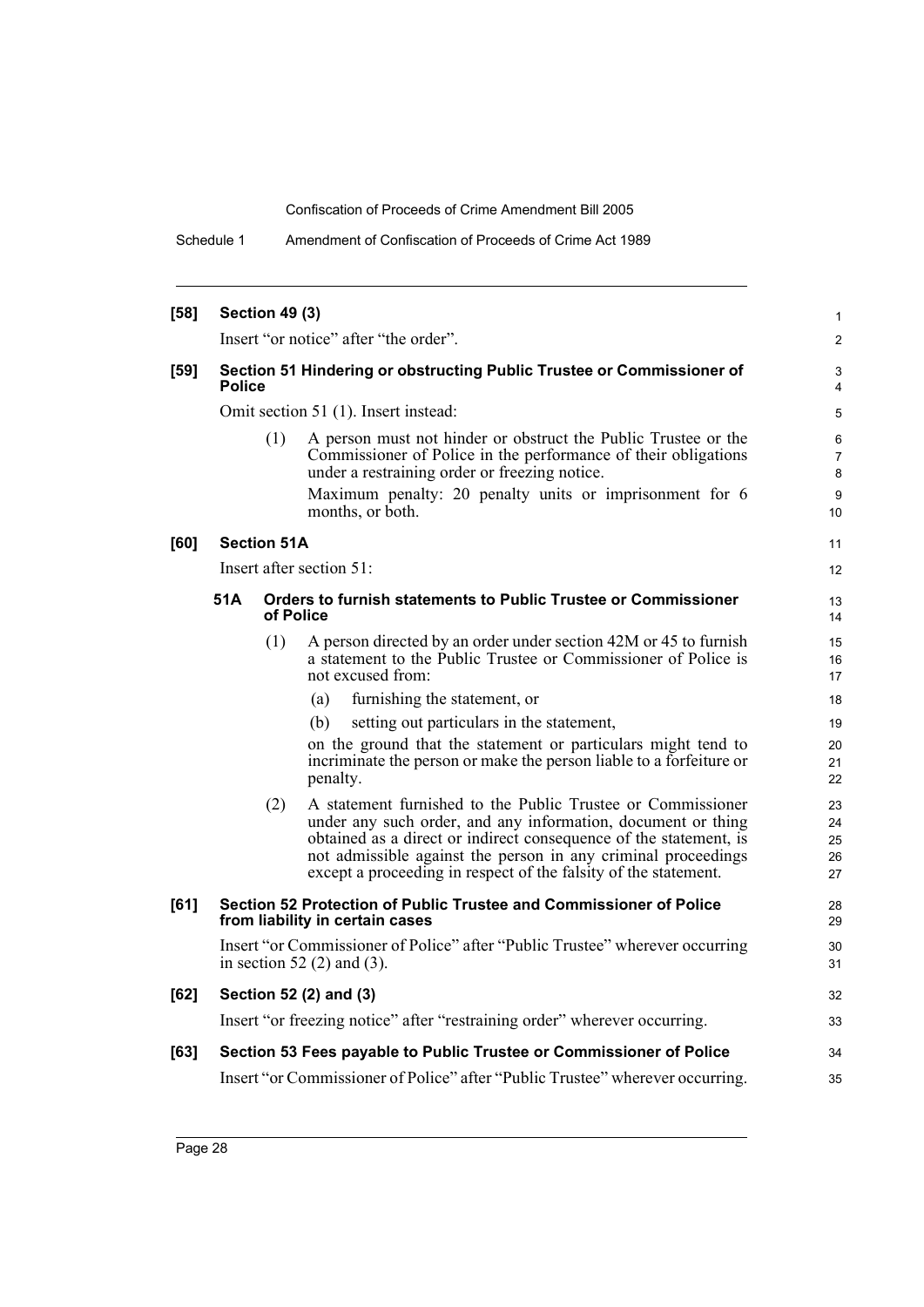**[58] Section 49 (3)**

Insert "or notice" after "the order".

**[59] Section 51 Hindering or obstructing Public Trustee or Commissioner of Police**

Omit section 51 (1). Insert instead:

(1) A person must not hinder or obstruct the Public Trustee or the Commissioner of Police in the performance of their obligations under a restraining order or freezing notice.

Maximum penalty: 20 penalty units or imprisonment for 6 months, or both.

**[60] Section 51A**

Insert after section 51:

**51A Orders to furnish statements to Public Trustee or Commissioner of Police**

(1) A person directed by an order under section 42M or 45 to furnish a statement to the Public Trustee or Commissioner of Police is not excused from:

(a) furnishing the statement, or

(b) setting out particulars in the statement,

on the ground that the statement or particulars might tend to incriminate the person or make the person liable to a forfeiture or penalty.

(2) A statement furnished to the Public Trustee or Commissioner under any such order, and any information, document or thing obtained as a direct or indirect consequence of the statement, is not admissible against the person in any criminal proceedings except a proceeding in respect of the falsity of the statement.

**[61] Section 52 Protection of Public Trustee and Commissioner of Police from liability in certain cases**

Insert "or Commissioner of Police" after "Public Trustee" wherever occurring in section 52 (2) and (3).

**[62] Section 52 (2) and (3)**

Insert "or freezing notice" after "restraining order" wherever occurring.

**[63] Section 53 Fees payable to Public Trustee or Commissioner of Police**

Insert "or Commissioner of Police" after "Public Trustee" wherever occurring.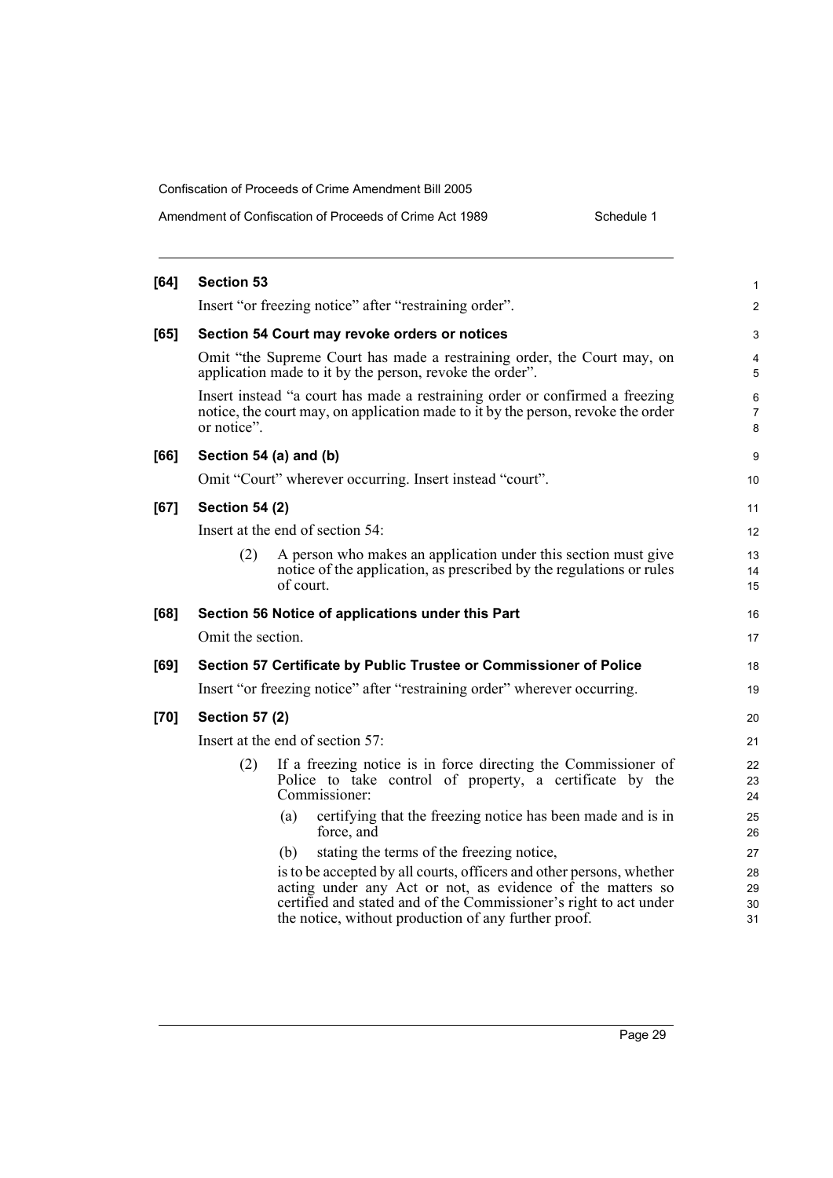**[64] Section 53**

Insert "or freezing notice" after "restraining order".

**[65] Section 54 Court may revoke orders or notices**

Omit "the Supreme Court has made a restraining order, the Court may, on application made to it by the person, revoke the order".

Insert instead "a court has made a restraining order or confirmed a freezing notice, the court may, on application made to it by the person, revoke the order or notice".

**[66] Section 54 (a) and (b)**

Omit "Court" wherever occurring. Insert instead "court".

**[67] Section 54 (2)**

Insert at the end of section 54:

> (2) A person who makes an application under this section must give notice of the application, as prescribed by the regulations or rules of court.

**[68] Section 56 Notice of applications under this Part**

Omit the section.

**[69] Section 57 Certificate by Public Trustee or Commissioner of Police**

Insert "or freezing notice" after "restraining order" wherever occurring.

**[70] Section 57 (2)**

Insert at the end of section 57:

> (2) If a freezing notice is in force directing the Commissioner of Police to take control of property, a certificate by the Commissioner:
>
> (a) certifying that the freezing notice has been made and is in force, and
>
> (b) stating the terms of the freezing notice,
>
> is to be accepted by all courts, officers and other persons, whether acting under any Act or not, as evidence of the matters so certified and stated and of the Commissioner's right to act under the notice, without production of any further proof.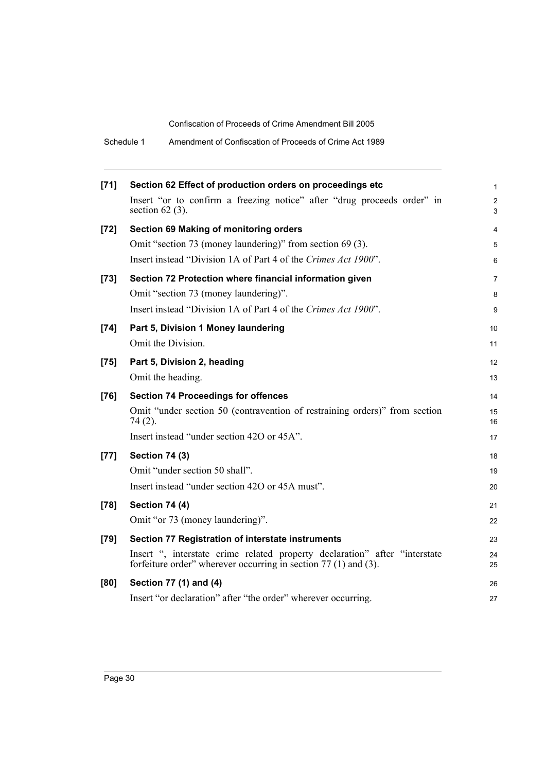**[71] Section 62 Effect of production orders on proceedings etc**

Insert "or to confirm a freezing notice" after "drug proceeds order" in section 62 (3).

**[72] Section 69 Making of monitoring orders**

Omit "section 73 (money laundering)" from section 69 (3).

Insert instead "Division 1A of Part 4 of the *Crimes Act 1900*".

**[73] Section 72 Protection where financial information given**

Omit "section 73 (money laundering)".

Insert instead "Division 1A of Part 4 of the *Crimes Act 1900*".

**[74] Part 5, Division 1 Money laundering**

Omit the Division.

**[75] Part 5, Division 2, heading**

Omit the heading.

**[76] Section 74 Proceedings for offences**

Omit "under section 50 (contravention of restraining orders)" from section 74 (2).

Insert instead "under section 42O or 45A".

**[77] Section 74 (3)**

Omit "under section 50 shall".

Insert instead "under section 42O or 45A must".

**[78] Section 74 (4)**

Omit "or 73 (money laundering)".

**[79] Section 77 Registration of interstate instruments**

Insert ", interstate crime related property declaration" after "interstate forfeiture order" wherever occurring in section 77 (1) and (3).

**[80] Section 77 (1) and (4)**

Insert "or declaration" after "the order" wherever occurring.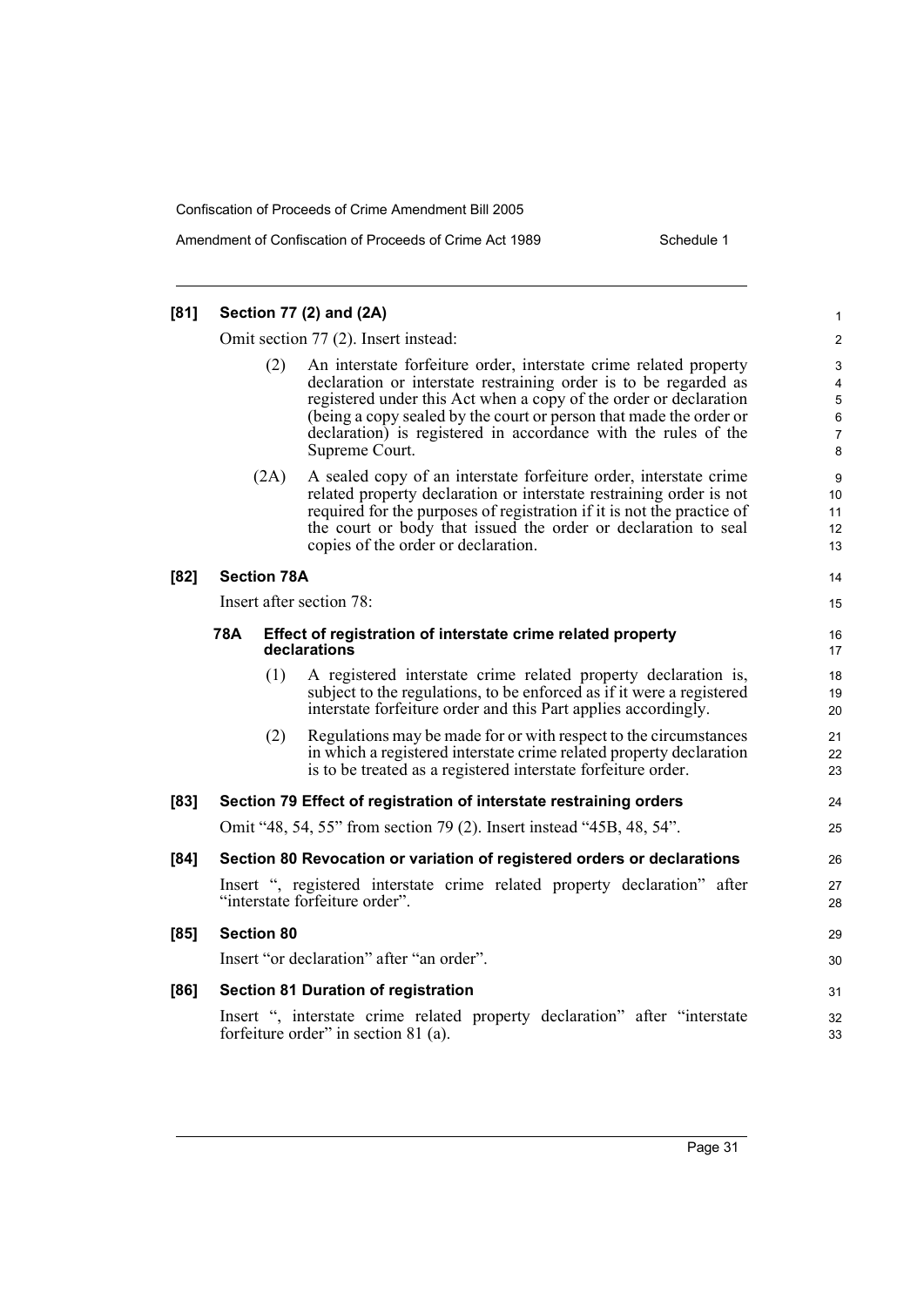**[81] Section 77 (2) and (2A)**

Omit section 77 (2). Insert instead:

(2) An interstate forfeiture order, interstate crime related property declaration or interstate restraining order is to be regarded as registered under this Act when a copy of the order or declaration (being a copy sealed by the court or person that made the order or declaration) is registered in accordance with the rules of the Supreme Court.

(2A) A sealed copy of an interstate forfeiture order, interstate crime related property declaration or interstate restraining order is not required for the purposes of registration if it is not the practice of the court or body that issued the order or declaration to seal copies of the order or declaration.

**[82] Section 78A**

Insert after section 78:

**78A Effect of registration of interstate crime related property declarations**

(1) A registered interstate crime related property declaration is, subject to the regulations, to be enforced as if it were a registered interstate forfeiture order and this Part applies accordingly.

(2) Regulations may be made for or with respect to the circumstances in which a registered interstate crime related property declaration is to be treated as a registered interstate forfeiture order.

**[83] Section 79 Effect of registration of interstate restraining orders**

Omit "48, 54, 55" from section 79 (2). Insert instead "45B, 48, 54".

**[84] Section 80 Revocation or variation of registered orders or declarations**

Insert ", registered interstate crime related property declaration" after "interstate forfeiture order".

**[85] Section 80**

Insert "or declaration" after "an order".

**[86] Section 81 Duration of registration**

Insert ", interstate crime related property declaration" after "interstate forfeiture order" in section 81 (a).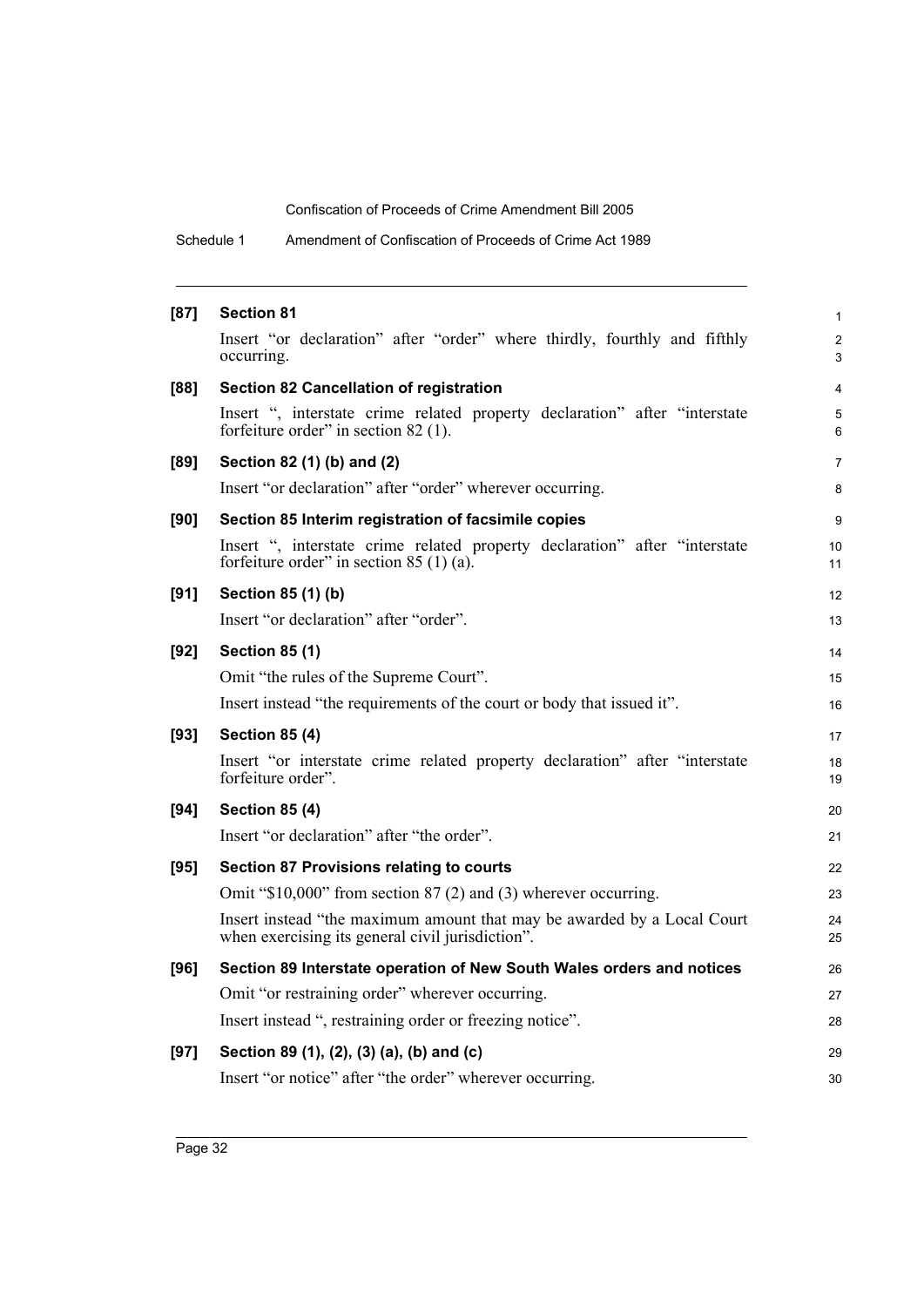**[87] Section 81**

Insert "or declaration" after "order" where thirdly, fourthly and fifthly occurring.

**[88] Section 82 Cancellation of registration**

Insert ", interstate crime related property declaration" after "interstate forfeiture order" in section 82 (1).

**[89] Section 82 (1) (b) and (2)**

Insert "or declaration" after "order" wherever occurring.

**[90] Section 85 Interim registration of facsimile copies**

Insert ", interstate crime related property declaration" after "interstate forfeiture order" in section 85 (1) (a).

**[91] Section 85 (1) (b)**

Insert "or declaration" after "order".

**[92] Section 85 (1)**

Omit "the rules of the Supreme Court".

Insert instead "the requirements of the court or body that issued it".

**[93] Section 85 (4)**

Insert "or interstate crime related property declaration" after "interstate forfeiture order".

**[94] Section 85 (4)**

Insert "or declaration" after "the order".

**[95] Section 87 Provisions relating to courts**

Omit "$10,000" from section 87 (2) and (3) wherever occurring.

Insert instead "the maximum amount that may be awarded by a Local Court when exercising its general civil jurisdiction".

**[96] Section 89 Interstate operation of New South Wales orders and notices**

Omit "or restraining order" wherever occurring.

Insert instead ", restraining order or freezing notice".

**[97] Section 89 (1), (2), (3) (a), (b) and (c)**

Insert "or notice" after "the order" wherever occurring.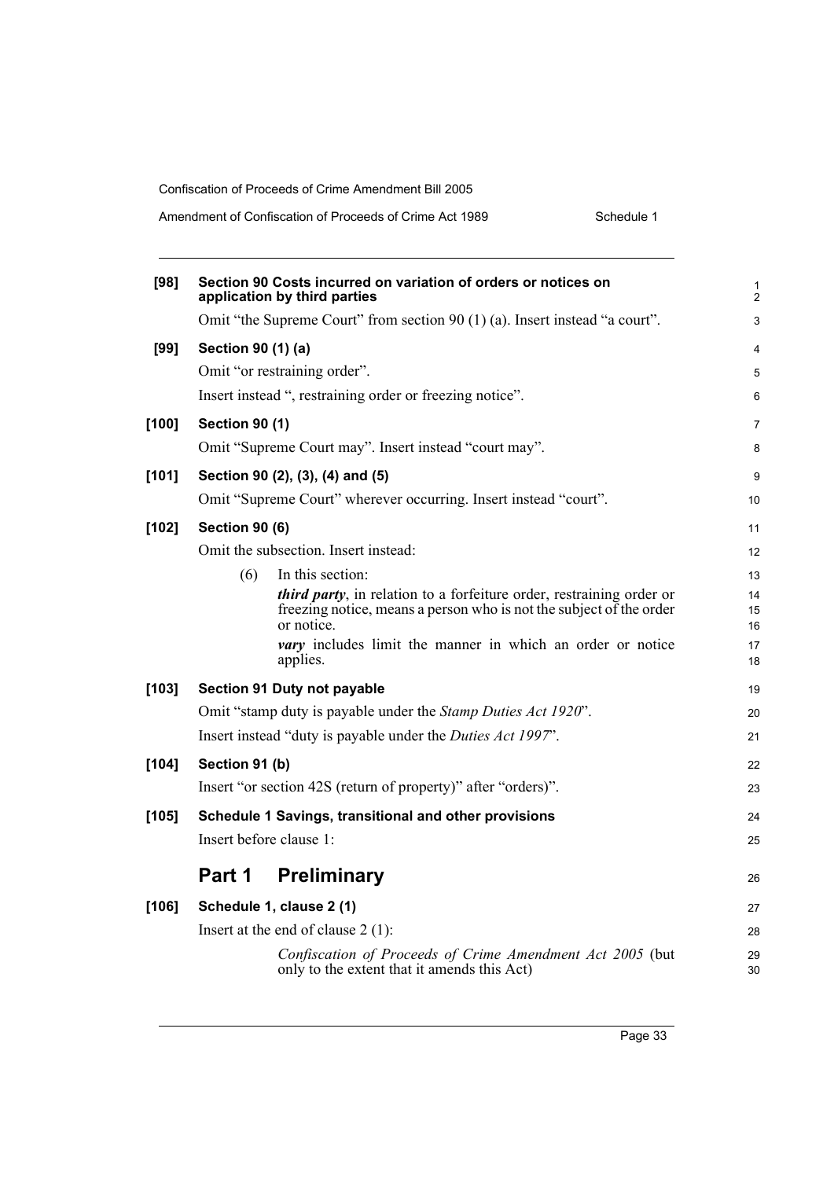**[98] Section 90 Costs incurred on variation of orders or notices on application by third parties**

Omit "the Supreme Court" from section 90 (1) (a). Insert instead "a court".

**[99] Section 90 (1) (a)**

Omit "or restraining order".

Insert instead ", restraining order or freezing notice".

**[100] Section 90 (1)**

Omit "Supreme Court may". Insert instead "court may".

**[101] Section 90 (2), (3), (4) and (5)**

Omit "Supreme Court" wherever occurring. Insert instead "court".

**[102] Section 90 (6)**

Omit the subsection. Insert instead:

(6) In this section:

***third party***, in relation to a forfeiture order, restraining order or freezing notice, means a person who is not the subject of the order or notice.

***vary*** includes limit the manner in which an order or notice applies.

**[103] Section 91 Duty not payable**

Omit "stamp duty is payable under the *Stamp Duties Act 1920*".

Insert instead "duty is payable under the *Duties Act 1997*".

**[104] Section 91 (b)**

Insert "or section 42S (return of property)" after "orders)".

**[105] Schedule 1 Savings, transitional and other provisions**

Insert before clause 1:

## Part 1 Preliminary

**[106] Schedule 1, clause 2 (1)**

Insert at the end of clause 2 (1):

*Confiscation of Proceeds of Crime Amendment Act 2005* (but only to the extent that it amends this Act)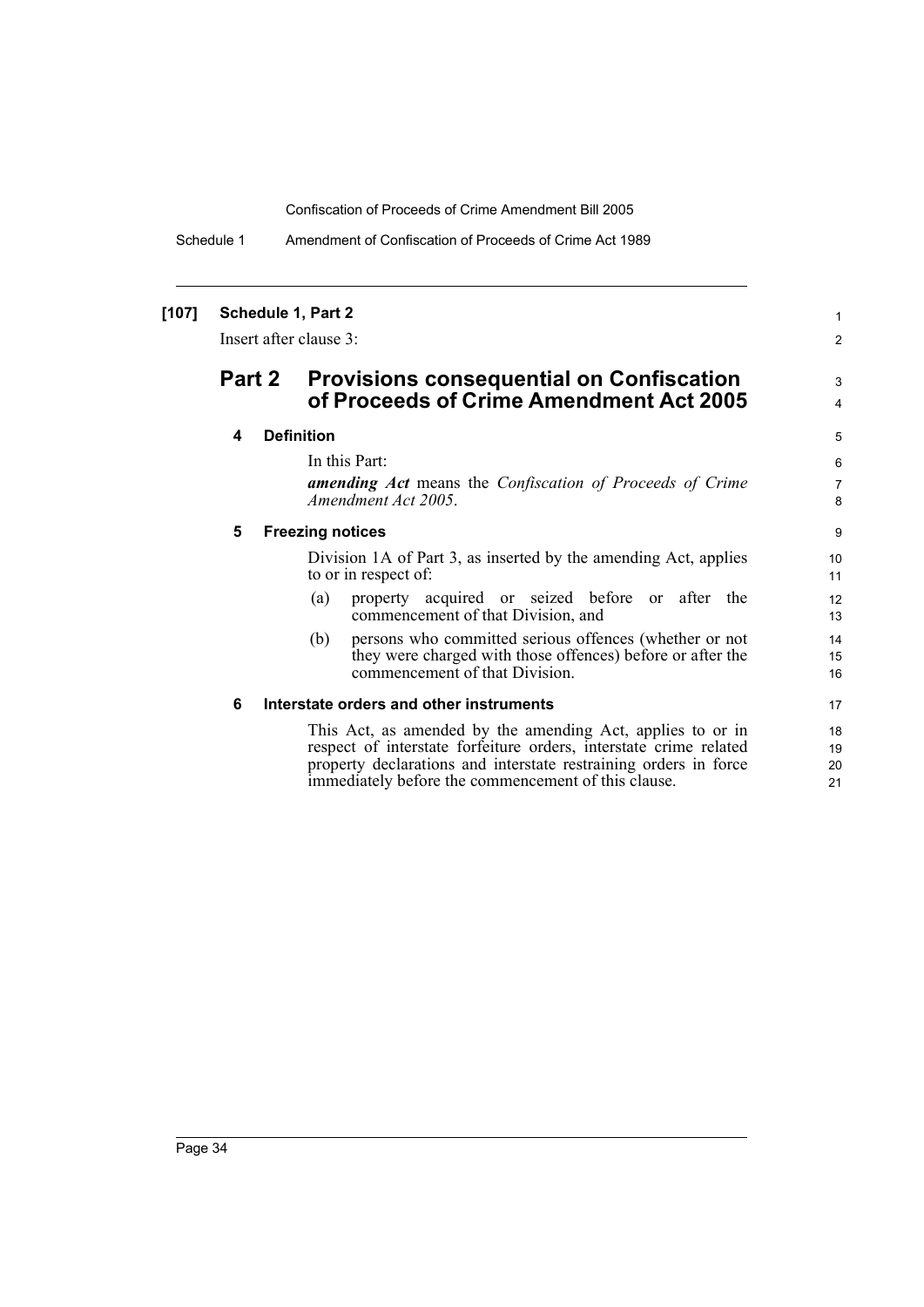**[107] Schedule 1, Part 2**

Insert after clause 3:

## Part 2 Provisions consequential on Confiscation of Proceeds of Crime Amendment Act 2005

### 4 Definition

In this Part:

***amending Act*** means the *Confiscation of Proceeds of Crime Amendment Act 2005*.

### 5 Freezing notices

Division 1A of Part 3, as inserted by the amending Act, applies to or in respect of:

(a) property acquired or seized before or after the commencement of that Division, and

(b) persons who committed serious offences (whether or not they were charged with those offences) before or after the commencement of that Division.

### 6 Interstate orders and other instruments

This Act, as amended by the amending Act, applies to or in respect of interstate forfeiture orders, interstate crime related property declarations and interstate restraining orders in force immediately before the commencement of this clause.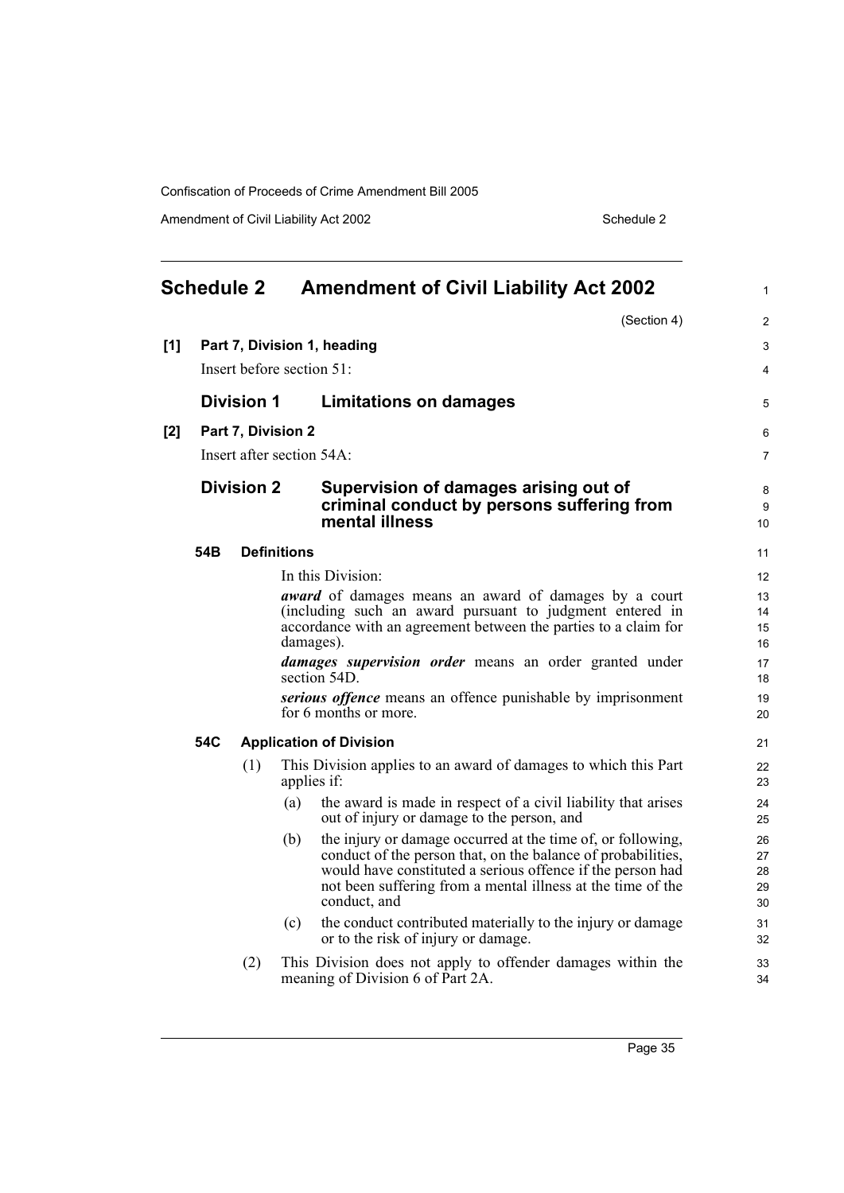## Schedule 2 Amendment of Civil Liability Act 2002

(Section 4)

**[1] Part 7, Division 1, heading**

Insert before section 51:

### Division 1 Limitations on damages

**[2] Part 7, Division 2**

Insert after section 54A:

### Division 2 Supervision of damages arising out of criminal conduct by persons suffering from mental illness

#### 54B Definitions

In this Division:

***award*** of damages means an award of damages by a court (including such an award pursuant to judgment entered in accordance with an agreement between the parties to a claim for damages).

***damages supervision order*** means an order granted under section 54D.

***serious offence*** means an offence punishable by imprisonment for 6 months or more.

#### 54C Application of Division

(1) This Division applies to an award of damages to which this Part applies if:

(a) the award is made in respect of a civil liability that arises out of injury or damage to the person, and

(b) the injury or damage occurred at the time of, or following, conduct of the person that, on the balance of probabilities, would have constituted a serious offence if the person had not been suffering from a mental illness at the time of the conduct, and

(c) the conduct contributed materially to the injury or damage or to the risk of injury or damage.

(2) This Division does not apply to offender damages within the meaning of Division 6 of Part 2A.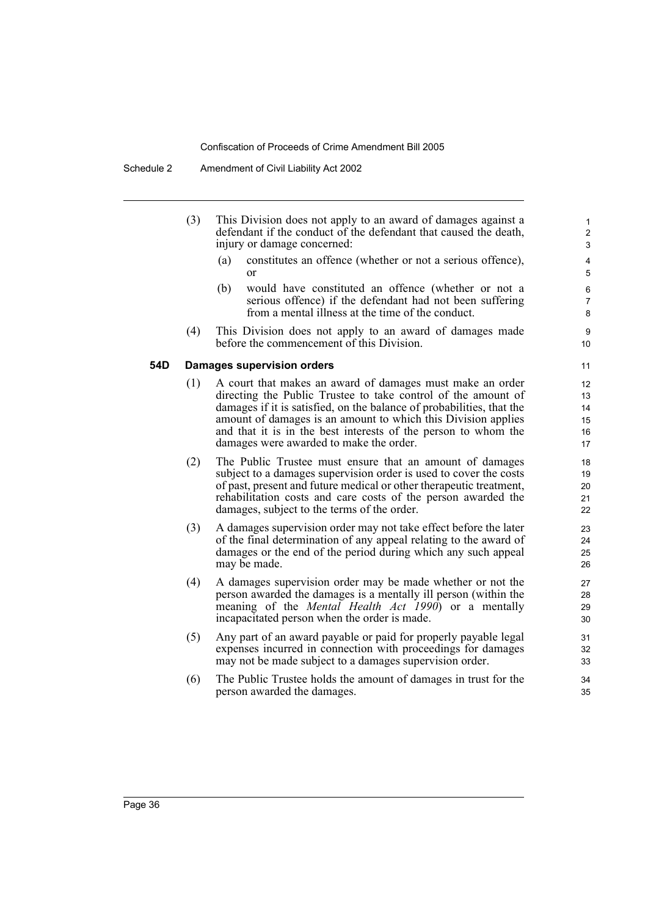(3) This Division does not apply to an award of damages against a defendant if the conduct of the defendant that caused the death, injury or damage concerned:

(a) constitutes an offence (whether or not a serious offence), or

(b) would have constituted an offence (whether or not a serious offence) if the defendant had not been suffering from a mental illness at the time of the conduct.

(4) This Division does not apply to an award of damages made before the commencement of this Division.

### 54D Damages supervision orders

(1) A court that makes an award of damages must make an order directing the Public Trustee to take control of the amount of damages if it is satisfied, on the balance of probabilities, that the amount of damages is an amount to which this Division applies and that it is in the best interests of the person to whom the damages were awarded to make the order.

(2) The Public Trustee must ensure that an amount of damages subject to a damages supervision order is used to cover the costs of past, present and future medical or other therapeutic treatment, rehabilitation costs and care costs of the person awarded the damages, subject to the terms of the order.

(3) A damages supervision order may not take effect before the later of the final determination of any appeal relating to the award of damages or the end of the period during which any such appeal may be made.

(4) A damages supervision order may be made whether or not the person awarded the damages is a mentally ill person (within the meaning of the *Mental Health Act 1990*) or a mentally incapacitated person when the order is made.

(5) Any part of an award payable or paid for properly payable legal expenses incurred in connection with proceedings for damages may not be made subject to a damages supervision order.

(6) The Public Trustee holds the amount of damages in trust for the person awarded the damages.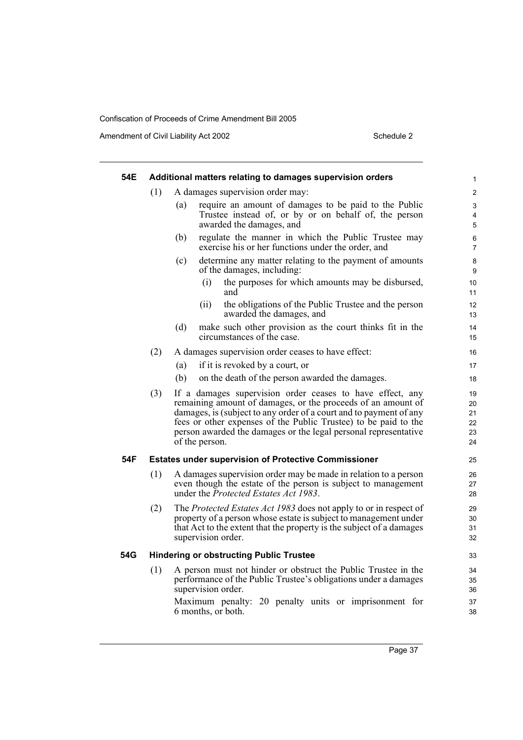#### 54E Additional matters relating to damages supervision orders

(1) A damages supervision order may:

(a) require an amount of damages to be paid to the Public Trustee instead of, or by or on behalf of, the person awarded the damages, and

(b) regulate the manner in which the Public Trustee may exercise his or her functions under the order, and

(c) determine any matter relating to the payment of amounts of the damages, including:

(i) the purposes for which amounts may be disbursed, and

(ii) the obligations of the Public Trustee and the person awarded the damages, and

(d) make such other provision as the court thinks fit in the circumstances of the case.

(2) A damages supervision order ceases to have effect:

(a) if it is revoked by a court, or

(b) on the death of the person awarded the damages.

(3) If a damages supervision order ceases to have effect, any remaining amount of damages, or the proceeds of an amount of damages, is (subject to any order of a court and to payment of any fees or other expenses of the Public Trustee) to be paid to the person awarded the damages or the legal personal representative of the person.

#### 54F Estates under supervision of Protective Commissioner

(1) A damages supervision order may be made in relation to a person even though the estate of the person is subject to management under the *Protected Estates Act 1983*.

(2) The *Protected Estates Act 1983* does not apply to or in respect of property of a person whose estate is subject to management under that Act to the extent that the property is the subject of a damages supervision order.

#### 54G Hindering or obstructing Public Trustee

(1) A person must not hinder or obstruct the Public Trustee in the performance of the Public Trustee's obligations under a damages supervision order.

Maximum penalty: 20 penalty units or imprisonment for 6 months, or both.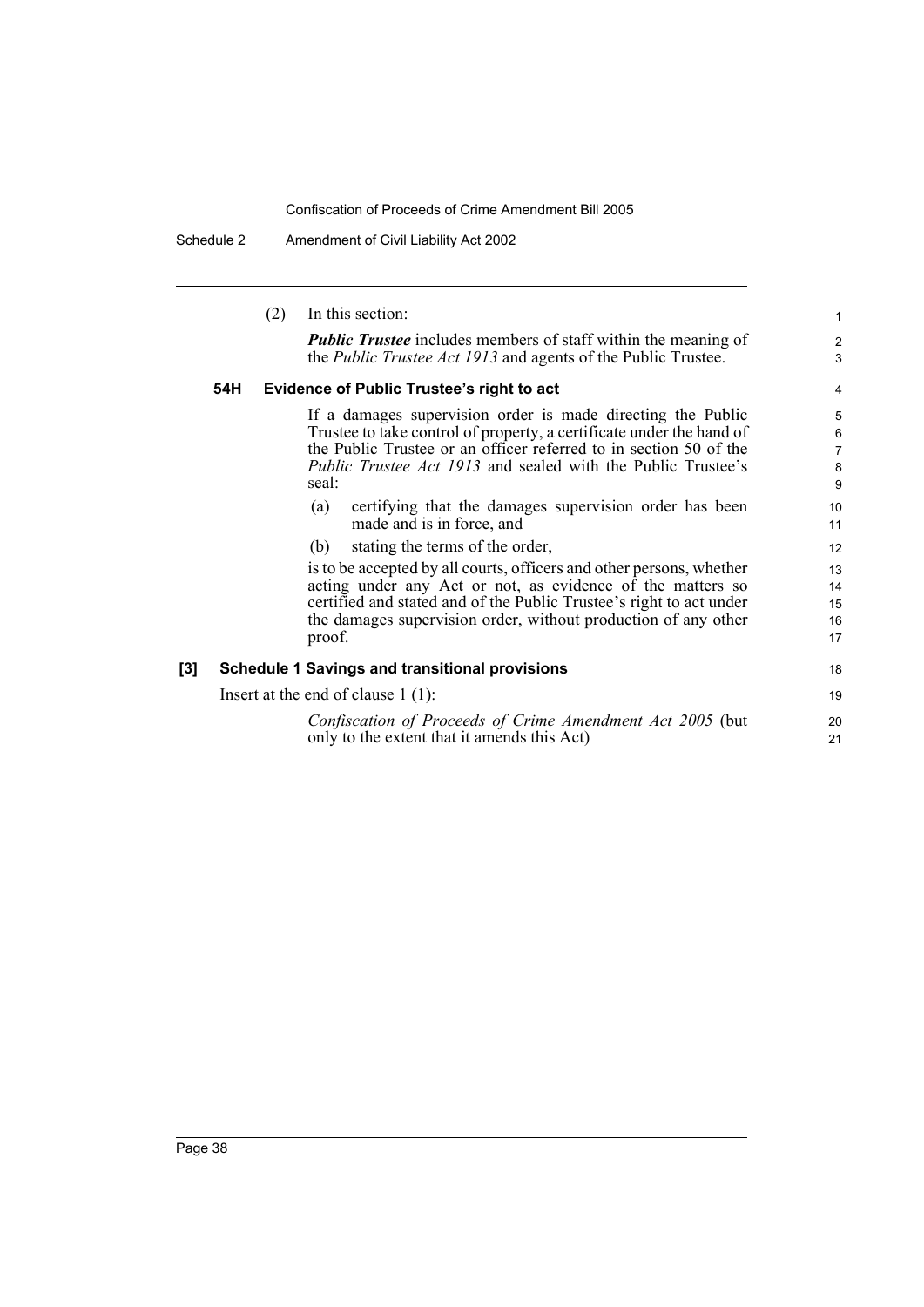(2) In this section:

***Public Trustee*** includes members of staff within the meaning of the *Public Trustee Act 1913* and agents of the Public Trustee.

### 54H Evidence of Public Trustee's right to act

If a damages supervision order is made directing the Public Trustee to take control of property, a certificate under the hand of the Public Trustee or an officer referred to in section 50 of the *Public Trustee Act 1913* and sealed with the Public Trustee's seal:

(a) certifying that the damages supervision order has been made and is in force, and

(b) stating the terms of the order,

is to be accepted by all courts, officers and other persons, whether acting under any Act or not, as evidence of the matters so certified and stated and of the Public Trustee's right to act under the damages supervision order, without production of any other proof.

## [3] Schedule 1 Savings and transitional provisions

Insert at the end of clause 1 (1):

*Confiscation of Proceeds of Crime Amendment Act 2005* (but only to the extent that it amends this Act)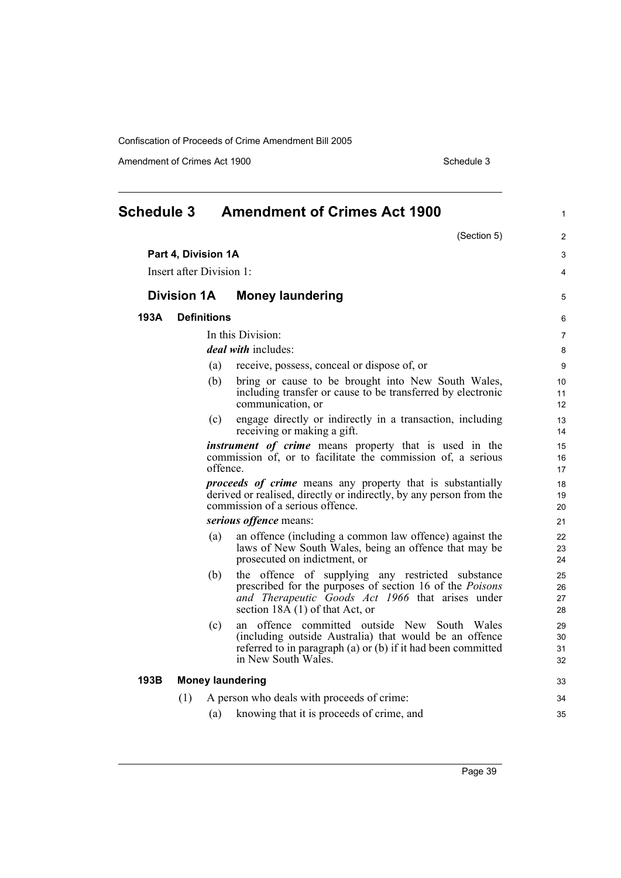# Schedule 3 Amendment of Crimes Act 1900

(Section 5)

**Part 4, Division 1A**

Insert after Division 1:

## Division 1A Money laundering

### 193A Definitions

In this Division:

***deal with*** includes:

(a) receive, possess, conceal or dispose of, or

(b) bring or cause to be brought into New South Wales, including transfer or cause to be transferred by electronic communication, or

(c) engage directly or indirectly in a transaction, including receiving or making a gift.

***instrument of crime*** means property that is used in the commission of, or to facilitate the commission of, a serious offence.

***proceeds of crime*** means any property that is substantially derived or realised, directly or indirectly, by any person from the commission of a serious offence.

***serious offence*** means:

(a) an offence (including a common law offence) against the laws of New South Wales, being an offence that may be prosecuted on indictment, or

(b) the offence of supplying any restricted substance prescribed for the purposes of section 16 of the *Poisons and Therapeutic Goods Act 1966* that arises under section 18A (1) of that Act, or

(c) an offence committed outside New South Wales (including outside Australia) that would be an offence referred to in paragraph (a) or (b) if it had been committed in New South Wales.

### 193B Money laundering

(1) A person who deals with proceeds of crime:

(a) knowing that it is proceeds of crime, and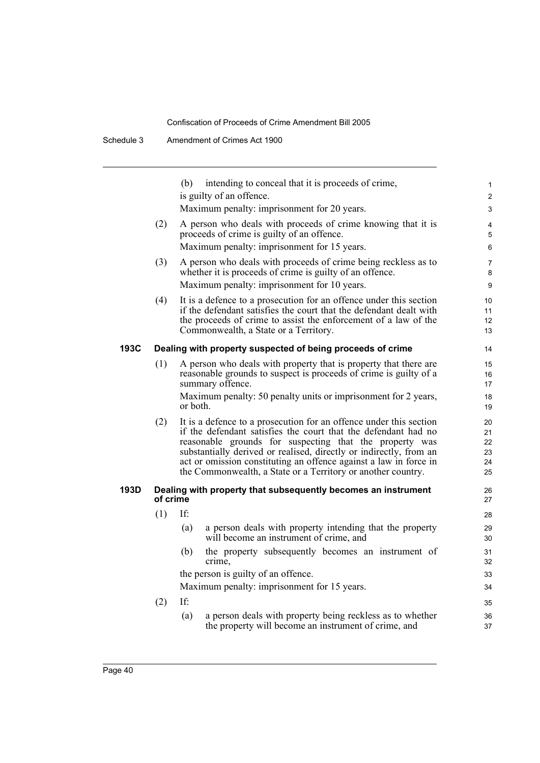(b) intending to conceal that it is proceeds of crime,

is guilty of an offence.

Maximum penalty: imprisonment for 20 years.

(2) A person who deals with proceeds of crime knowing that it is proceeds of crime is guilty of an offence.

Maximum penalty: imprisonment for 15 years.

(3) A person who deals with proceeds of crime being reckless as to whether it is proceeds of crime is guilty of an offence.

Maximum penalty: imprisonment for 10 years.

(4) It is a defence to a prosecution for an offence under this section if the defendant satisfies the court that the defendant dealt with the proceeds of crime to assist the enforcement of a law of the Commonwealth, a State or a Territory.

**193C Dealing with property suspected of being proceeds of crime**

(1) A person who deals with property that is property that there are reasonable grounds to suspect is proceeds of crime is guilty of a summary offence.

Maximum penalty: 50 penalty units or imprisonment for 2 years, or both.

(2) It is a defence to a prosecution for an offence under this section if the defendant satisfies the court that the defendant had no reasonable grounds for suspecting that the property was substantially derived or realised, directly or indirectly, from an act or omission constituting an offence against a law in force in the Commonwealth, a State or a Territory or another country.

**193D Dealing with property that subsequently becomes an instrument of crime**

(1) If:

(a) a person deals with property intending that the property will become an instrument of crime, and

(b) the property subsequently becomes an instrument of crime,

the person is guilty of an offence.

Maximum penalty: imprisonment for 15 years.

(2) If:

(a) a person deals with property being reckless as to whether the property will become an instrument of crime, and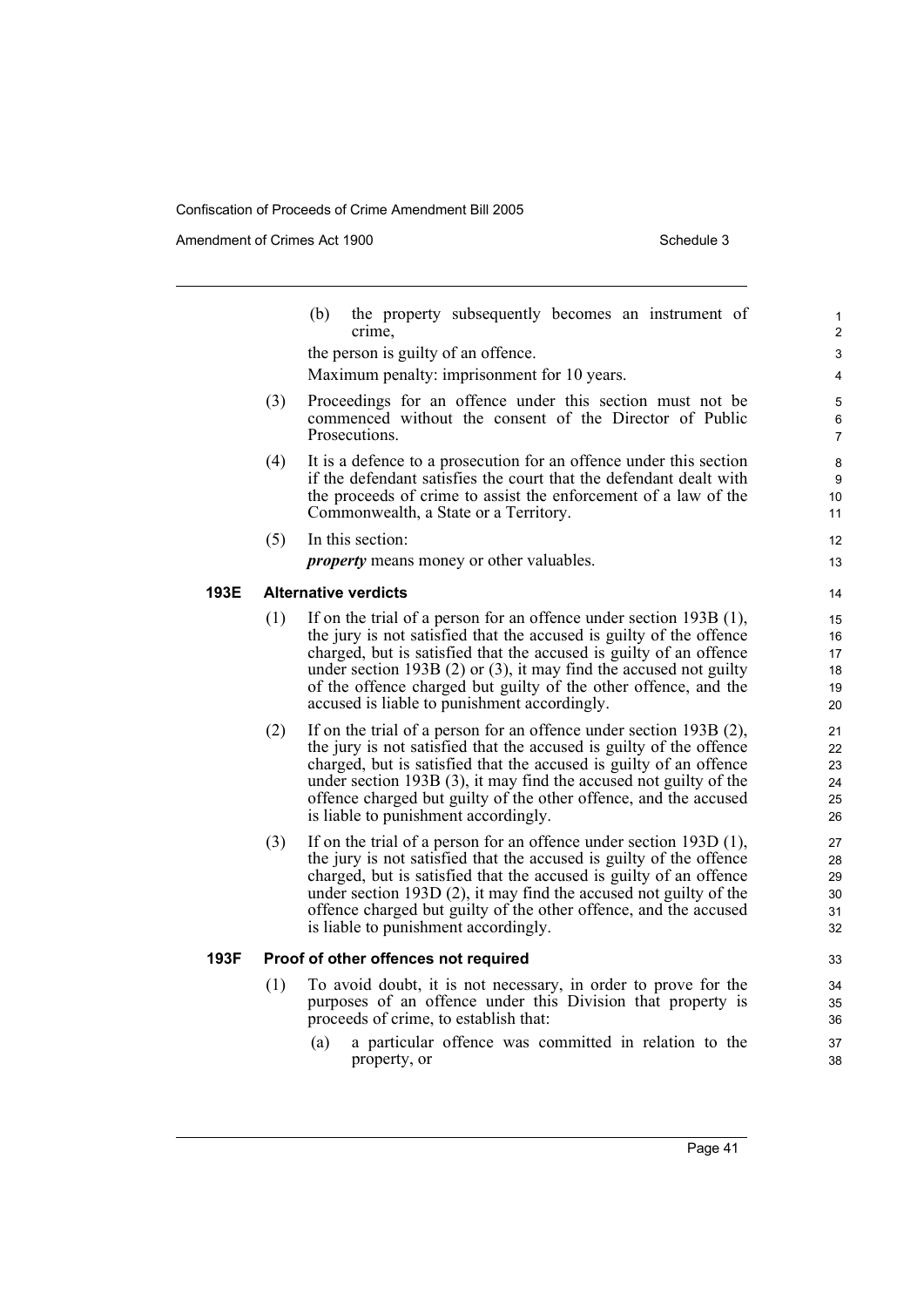(b) the property subsequently becomes an instrument of crime,

the person is guilty of an offence.

Maximum penalty: imprisonment for 10 years.

(3) Proceedings for an offence under this section must not be commenced without the consent of the Director of Public Prosecutions.

(4) It is a defence to a prosecution for an offence under this section if the defendant satisfies the court that the defendant dealt with the proceeds of crime to assist the enforcement of a law of the Commonwealth, a State or a Territory.

(5) In this section:

***property*** means money or other valuables.

### 193E Alternative verdicts

(1) If on the trial of a person for an offence under section 193B (1), the jury is not satisfied that the accused is guilty of the offence charged, but is satisfied that the accused is guilty of an offence under section 193B (2) or (3), it may find the accused not guilty of the offence charged but guilty of the other offence, and the accused is liable to punishment accordingly.

(2) If on the trial of a person for an offence under section 193B (2), the jury is not satisfied that the accused is guilty of the offence charged, but is satisfied that the accused is guilty of an offence under section 193B (3), it may find the accused not guilty of the offence charged but guilty of the other offence, and the accused is liable to punishment accordingly.

(3) If on the trial of a person for an offence under section 193D (1), the jury is not satisfied that the accused is guilty of the offence charged, but is satisfied that the accused is guilty of an offence under section 193D (2), it may find the accused not guilty of the offence charged but guilty of the other offence, and the accused is liable to punishment accordingly.

### 193F Proof of other offences not required

(1) To avoid doubt, it is not necessary, in order to prove for the purposes of an offence under this Division that property is proceeds of crime, to establish that:

(a) a particular offence was committed in relation to the property, or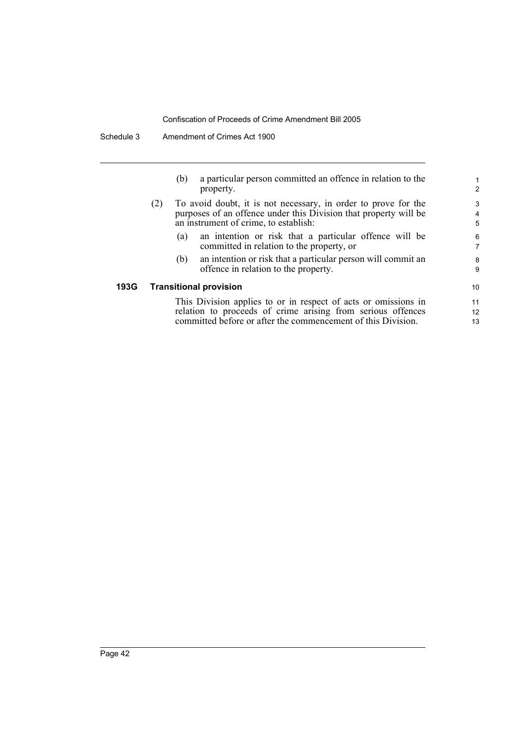(b) a particular person committed an offence in relation to the property.

(2) To avoid doubt, it is not necessary, in order to prove for the purposes of an offence under this Division that property will be an instrument of crime, to establish:

(a) an intention or risk that a particular offence will be committed in relation to the property, or

(b) an intention or risk that a particular person will commit an offence in relation to the property.

**193G Transitional provision**

This Division applies to or in respect of acts or omissions in relation to proceeds of crime arising from serious offences committed before or after the commencement of this Division.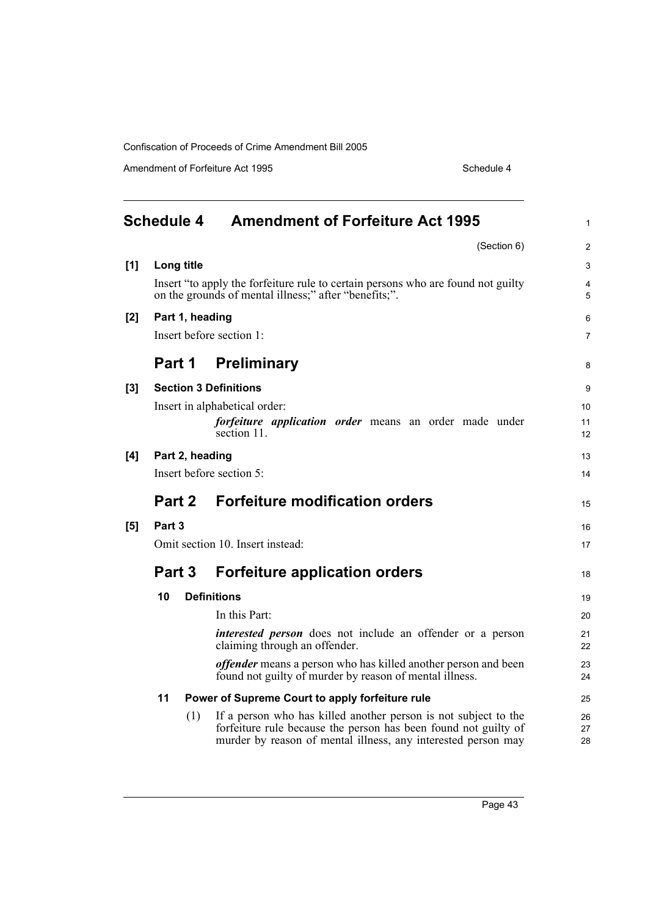## Schedule 4 Amendment of Forfeiture Act 1995

(Section 6)

**[1] Long title**

Insert "to apply the forfeiture rule to certain persons who are found not guilty on the grounds of mental illness;" after "benefits;".

**[2] Part 1, heading**

Insert before section 1:

### Part 1 Preliminary

**[3] Section 3 Definitions**

Insert in alphabetical order:

> ***forfeiture application order*** means an order made under section 11.

**[4] Part 2, heading**

Insert before section 5:

### Part 2 Forfeiture modification orders

**[5] Part 3**

Omit section 10. Insert instead:

### Part 3 Forfeiture application orders

**10 Definitions**

In this Part:

***interested person*** does not include an offender or a person claiming through an offender.

***offender*** means a person who has killed another person and been found not guilty of murder by reason of mental illness.

**11 Power of Supreme Court to apply forfeiture rule**

(1) If a person who has killed another person is not subject to the forfeiture rule because the person has been found not guilty of murder by reason of mental illness, any interested person may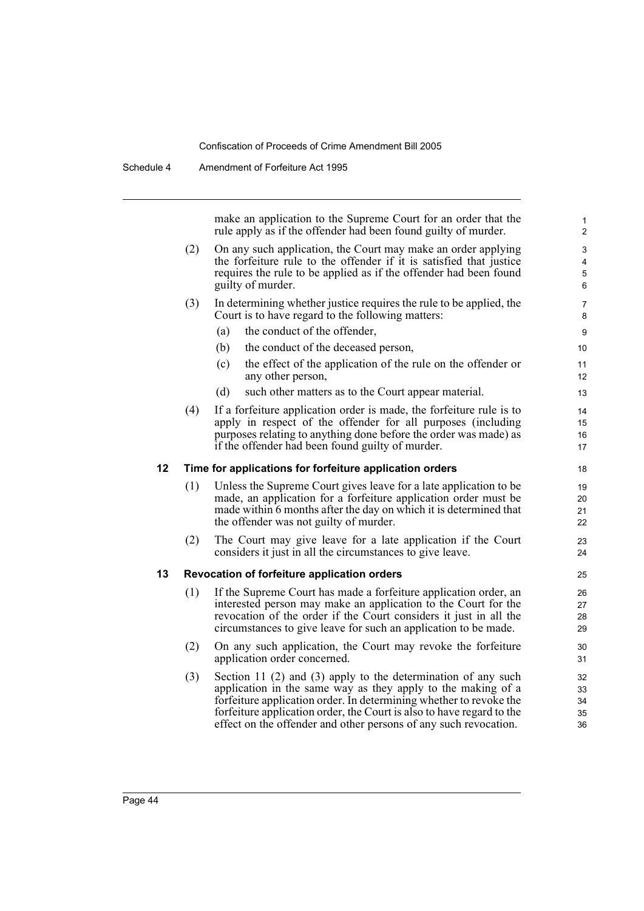make an application to the Supreme Court for an order that the rule apply as if the offender had been found guilty of murder.

(2) On any such application, the Court may make an order applying the forfeiture rule to the offender if it is satisfied that justice requires the rule to be applied as if the offender had been found guilty of murder.

(3) In determining whether justice requires the rule to be applied, the Court is to have regard to the following matters:

(a) the conduct of the offender,

(b) the conduct of the deceased person,

(c) the effect of the application of the rule on the offender or any other person,

(d) such other matters as to the Court appear material.

(4) If a forfeiture application order is made, the forfeiture rule is to apply in respect of the offender for all purposes (including purposes relating to anything done before the order was made) as if the offender had been found guilty of murder.

### 12 Time for applications for forfeiture application orders

(1) Unless the Supreme Court gives leave for a late application to be made, an application for a forfeiture application order must be made within 6 months after the day on which it is determined that the offender was not guilty of murder.

(2) The Court may give leave for a late application if the Court considers it just in all the circumstances to give leave.

### 13 Revocation of forfeiture application orders

(1) If the Supreme Court has made a forfeiture application order, an interested person may make an application to the Court for the revocation of the order if the Court considers it just in all the circumstances to give leave for such an application to be made.

(2) On any such application, the Court may revoke the forfeiture application order concerned.

(3) Section 11 (2) and (3) apply to the determination of any such application in the same way as they apply to the making of a forfeiture application order. In determining whether to revoke the forfeiture application order, the Court is also to have regard to the effect on the offender and other persons of any such revocation.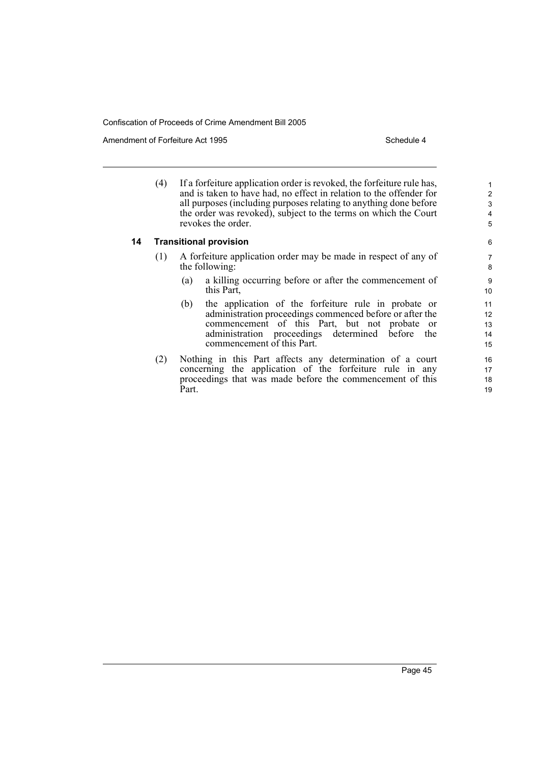(4) If a forfeiture application order is revoked, the forfeiture rule has, and is taken to have had, no effect in relation to the offender for all purposes (including purposes relating to anything done before the order was revoked), subject to the terms on which the Court revokes the order.

### 14 Transitional provision

(1) A forfeiture application order may be made in respect of any of the following:

(a) a killing occurring before or after the commencement of this Part,

(b) the application of the forfeiture rule in probate or administration proceedings commenced before or after the commencement of this Part, but not probate or administration proceedings determined before the commencement of this Part.

(2) Nothing in this Part affects any determination of a court concerning the application of the forfeiture rule in any proceedings that was made before the commencement of this Part.